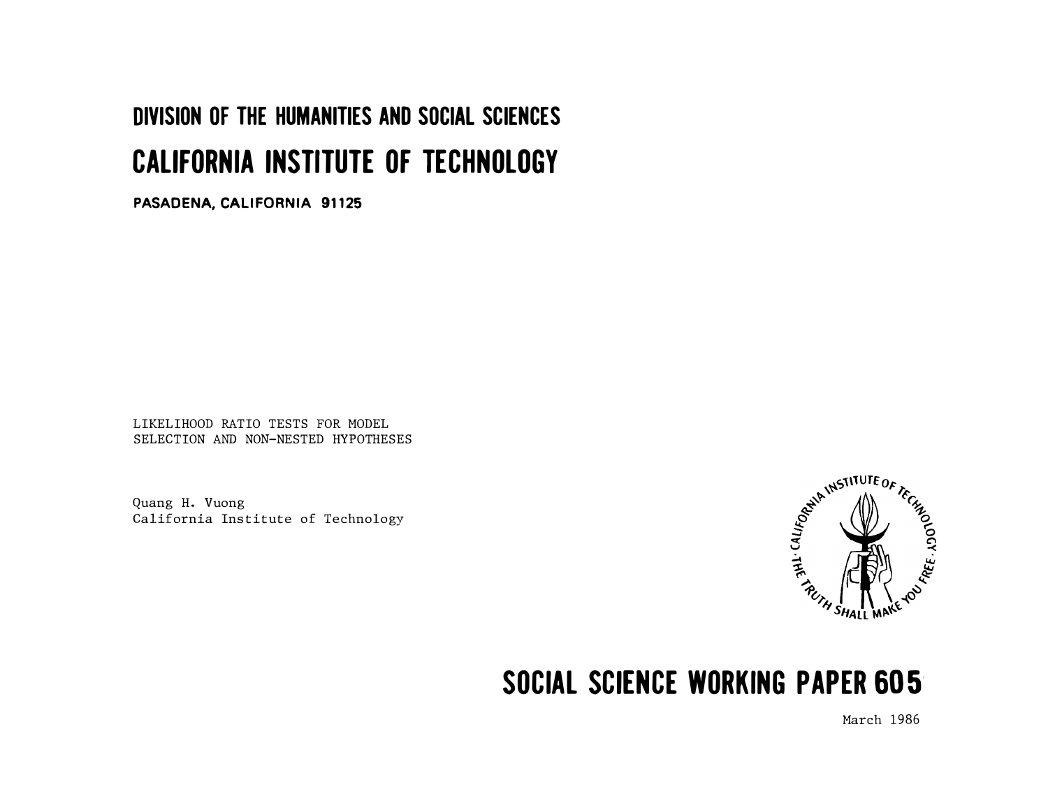# DIVISION OF THE HUMANITIES AND SOCIAL SCIENCES

# CALIFORNIA INSTITUTE OF TECHNOLOGY

**PASADENA, CALIFORNIA 91125**

LIKELIHOOD RATIO TESTS FOR MODEL SELECTION AND NON-NESTED HYPOTHESES

Quang H. Vuong
California Institute of Technology

## SOCIAL SCIENCE WORKING PAPER 605

March 1986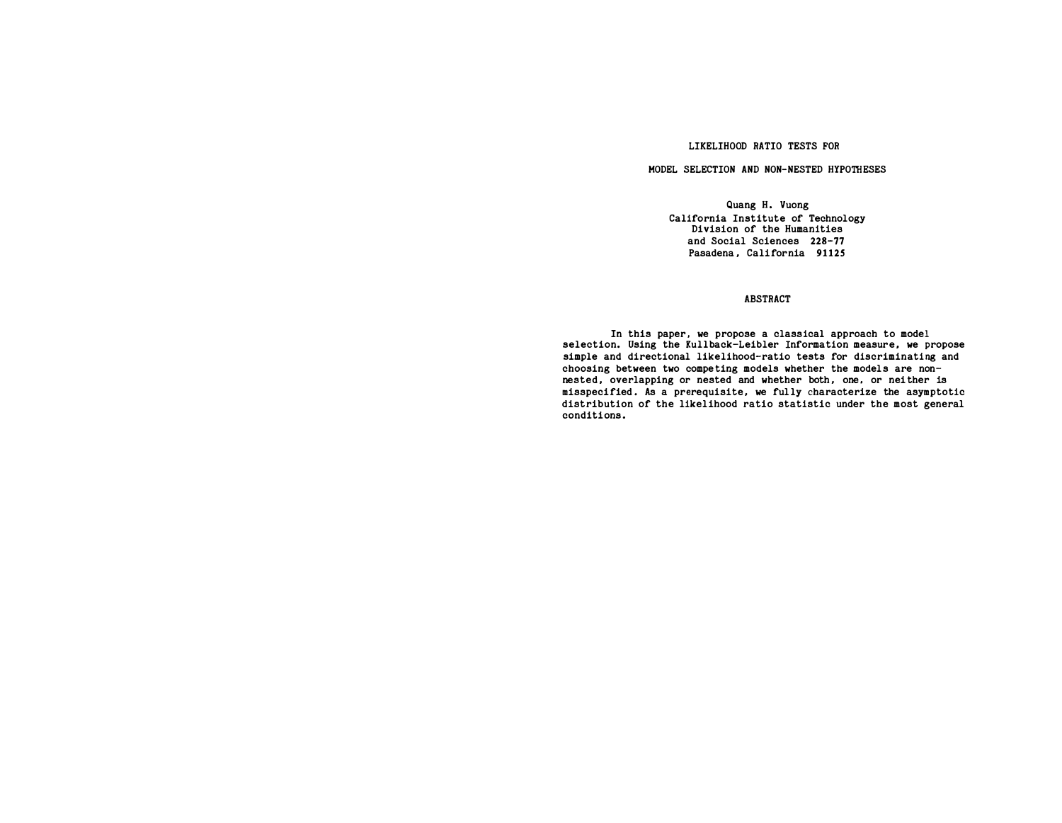# LIKELIHOOD RATIO TESTS FOR

# MODEL SELECTION AND NON-NESTED HYPOTHESES

Quang H. Vuong
California Institute of Technology
Division of the Humanities
and Social Sciences 228-77
Pasadena, California 91125

## ABSTRACT

In this paper, we propose a classical approach to model selection. Using the Kullback-Leibler Information measure, we propose simple and directional likelihood-ratio tests for discriminating and choosing between two competing models whether the models are non-nested, overlapping or nested and whether both, one, or neither is misspecified. As a prerequisite, we fully characterize the asymptotic distribution of the likelihood ratio statistic under the most general conditions.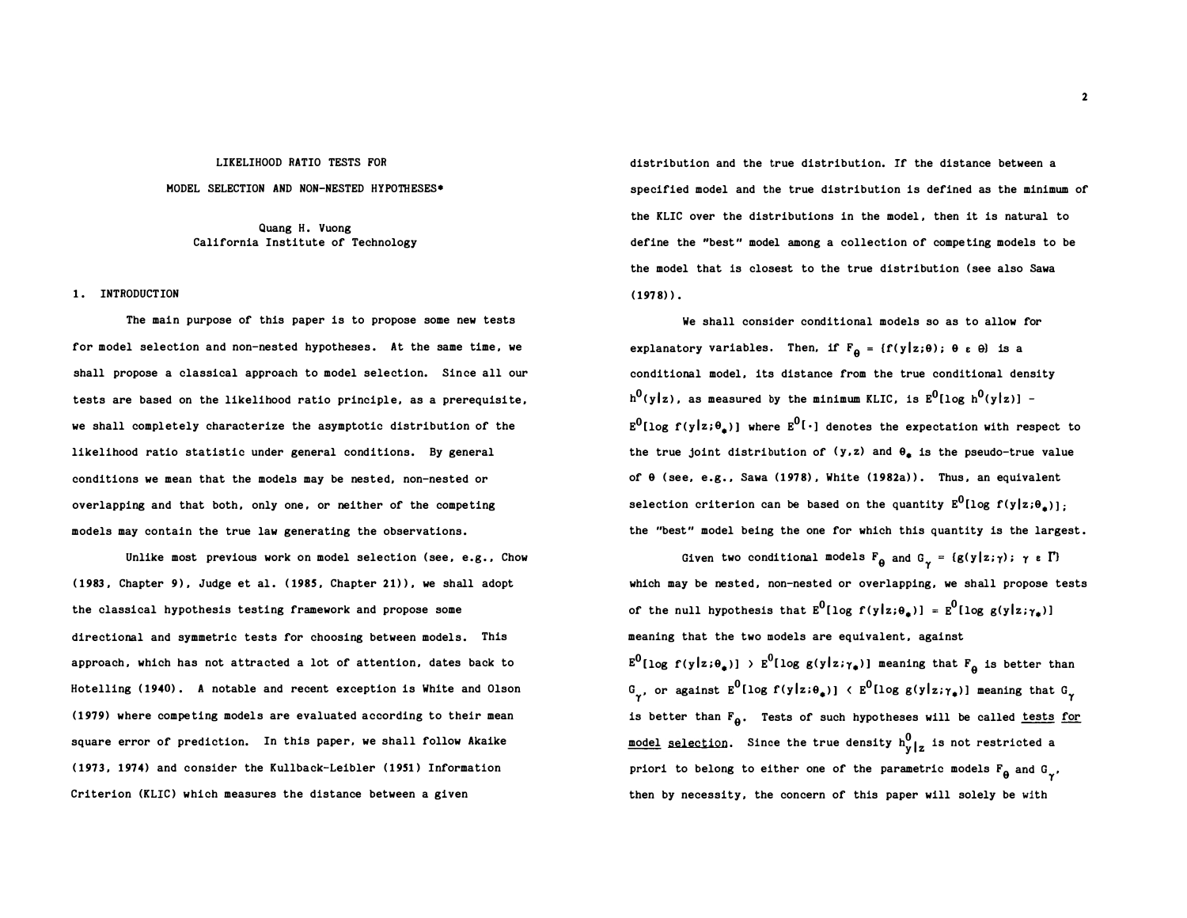# LIKELIHOOD RATIO TESTS FOR MODEL SELECTION AND NON-NESTED HYPOTHESES*

Quang H. Vuong
California Institute of Technology

## 1. INTRODUCTION

The main purpose of this paper is to propose some new tests for model selection and non-nested hypotheses. At the same time, we shall propose a classical approach to model selection. Since all our tests are based on the likelihood ratio principle, as a prerequisite, we shall completely characterize the asymptotic distribution of the likelihood ratio statistic under general conditions. By general conditions we mean that the models may be nested, non-nested or overlapping and that both, only one, or neither of the competing models may contain the true law generating the observations.

Unlike most previous work on model selection (see, e.g., Chow (1983, Chapter 9), Judge et al. (1985, Chapter 21)), we shall adopt the classical hypothesis testing framework and propose some directional and symmetric tests for choosing between models. This approach, which has not attracted a lot of attention, dates back to Hotelling (1940). A notable and recent exception is White and Olson (1979) where competing models are evaluated according to their mean square error of prediction. In this paper, we shall follow Akaike (1973, 1974) and consider the Kullback-Leibler (1951) Information Criterion (KLIC) which measures the distance between a given distribution and the true distribution. If the distance between a specified model and the true distribution is defined as the minimum of the KLIC over the distributions in the model, then it is natural to define the "best" model among a collection of competing models to be the model that is closest to the true distribution (see also Sawa (1978)).

We shall consider conditional models so as to allow for explanatory variables. Then, if $F_\theta = \{f(y|z;\theta);\ \theta \in \Theta\}$ is a conditional model, its distance from the true conditional density $h^0(y|z)$, as measured by the minimum KLIC, is $E^0[\log h^0(y|z)] - E^0[\log f(y|z;\theta_*)]$ where $E^0[\cdot]$ denotes the expectation with respect to the true joint distribution of $(y,z)$ and $\theta_*$ is the pseudo-true value of $\theta$ (see, e.g., Sawa (1978), White (1982a)). Thus, an equivalent selection criterion can be based on the quantity $E^0[\log f(y|z;\theta_*)]$; the "best" model being the one for which this quantity is the largest.

Given two conditional models $F_\theta$ and $G_\gamma = \{g(y|z;\gamma);\ \gamma \in \Gamma\}$ which may be nested, non-nested or overlapping, we shall propose tests of the null hypothesis that $E^0[\log f(y|z;\theta_*)] = E^0[\log g(y|z;\gamma_*)]$ meaning that the two models are equivalent, against $E^0[\log f(y|z;\theta_*)] > E^0[\log g(y|z;\gamma_*)]$ meaning that $F_\theta$ is better than $G_\gamma$, or against $E^0[\log f(y|z;\theta_*)] < E^0[\log g(y|z;\gamma_*)]$ meaning that $G_\gamma$ is better than $F_\theta$. Tests of such hypotheses will be called <u>tests for model selection</u>. Since the true density $h^0_{y|z}$ is not restricted a priori to belong to either one of the parametric models $F_\theta$ and $G_\gamma$, then by necessity, the concern of this paper will solely be with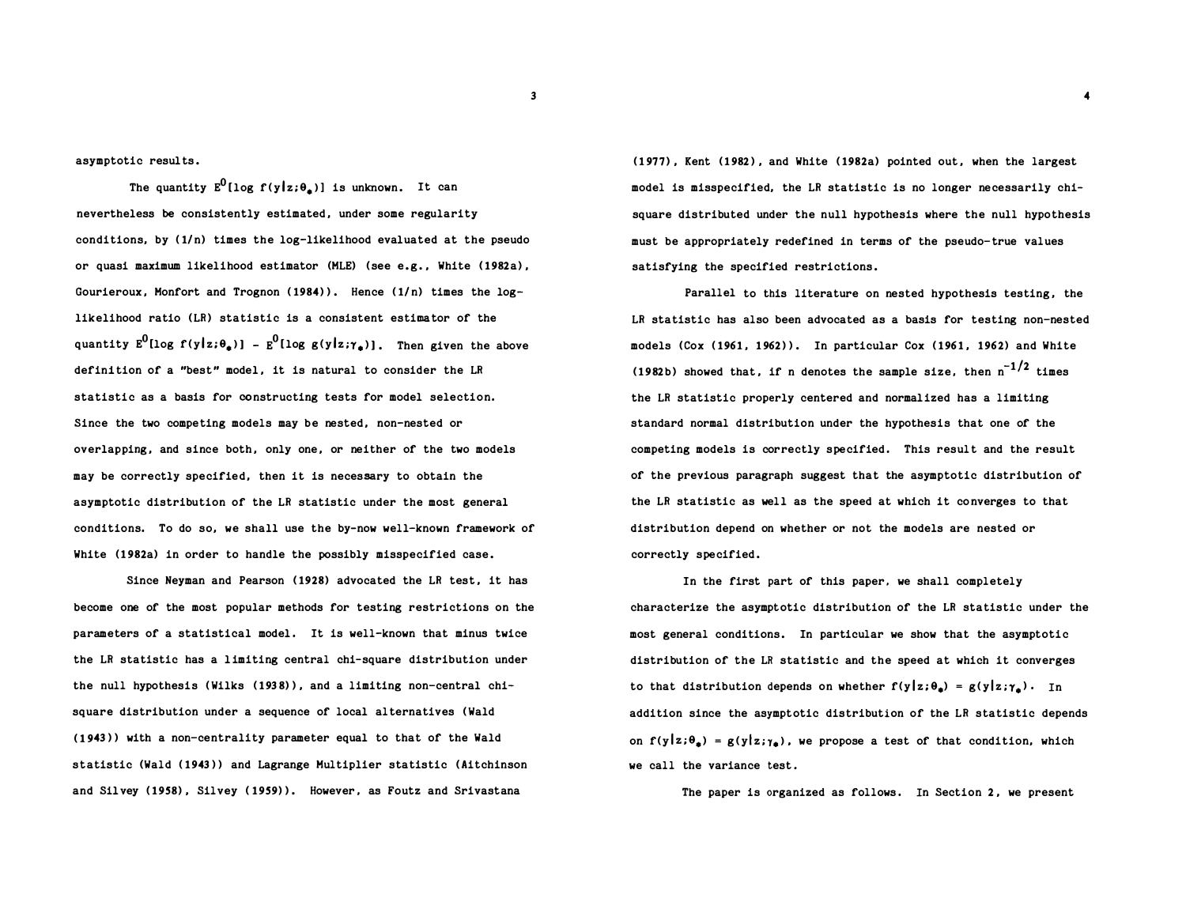asymptotic results.

The quantity $E^0[\log f(y|z;\theta_*)]$ is unknown. It can nevertheless be consistently estimated, under some regularity conditions, by (1/n) times the log-likelihood evaluated at the pseudo or quasi maximum likelihood estimator (MLE) (see e.g., White (1982a), Gourieroux, Monfort and Trognon (1984)). Hence (1/n) times the log-likelihood ratio (LR) statistic is a consistent estimator of the quantity $E^0[\log f(y|z;\theta_*)] - E^0[\log g(y|z;\gamma_*)]$. Then given the above definition of a "best" model, it is natural to consider the LR statistic as a basis for constructing tests for model selection. Since the two competing models may be nested, non-nested or overlapping, and since both, only one, or neither of the two models may be correctly specified, then it is necessary to obtain the asymptotic distribution of the LR statistic under the most general conditions. To do so, we shall use the by-now well-known framework of White (1982a) in order to handle the possibly misspecified case.

Since Neyman and Pearson (1928) advocated the LR test, it has become one of the most popular methods for testing restrictions on the parameters of a statistical model. It is well-known that minus twice the LR statistic has a limiting central chi-square distribution under the null hypothesis (Wilks (1938)), and a limiting non-central chi-square distribution under a sequence of local alternatives (Wald (1943)) with a non-centrality parameter equal to that of the Wald statistic (Wald (1943)) and Lagrange Multiplier statistic (Aitchinson and Silvey (1958), Silvey (1959)). However, as Foutz and Srivastana (1977), Kent (1982), and White (1982a) pointed out, when the largest model is misspecified, the LR statistic is no longer necessarily chi-square distributed under the null hypothesis where the null hypothesis must be appropriately redefined in terms of the pseudo-true values satisfying the specified restrictions.

Parallel to this literature on nested hypothesis testing, the LR statistic has also been advocated as a basis for testing non-nested models (Cox (1961, 1962)). In particular Cox (1961, 1962) and White (1982b) showed that, if n denotes the sample size, then $n^{-1/2}$ times the LR statistic properly centered and normalized has a limiting standard normal distribution under the hypothesis that one of the competing models is correctly specified. This result and the result of the previous paragraph suggest that the asymptotic distribution of the LR statistic as well as the speed at which it converges to that distribution depend on whether or not the models are nested or correctly specified.

In the first part of this paper, we shall completely characterize the asymptotic distribution of the LR statistic under the most general conditions. In particular we show that the asymptotic distribution of the LR statistic and the speed at which it converges to that distribution depends on whether $f(y|z;\theta_*) = g(y|z;\gamma_*)$. In addition since the asymptotic distribution of the LR statistic depends on $f(y|z;\theta_*) = g(y|z;\gamma_*)$, we propose a test of that condition, which we call the variance test.

The paper is organized as follows. In Section 2, we present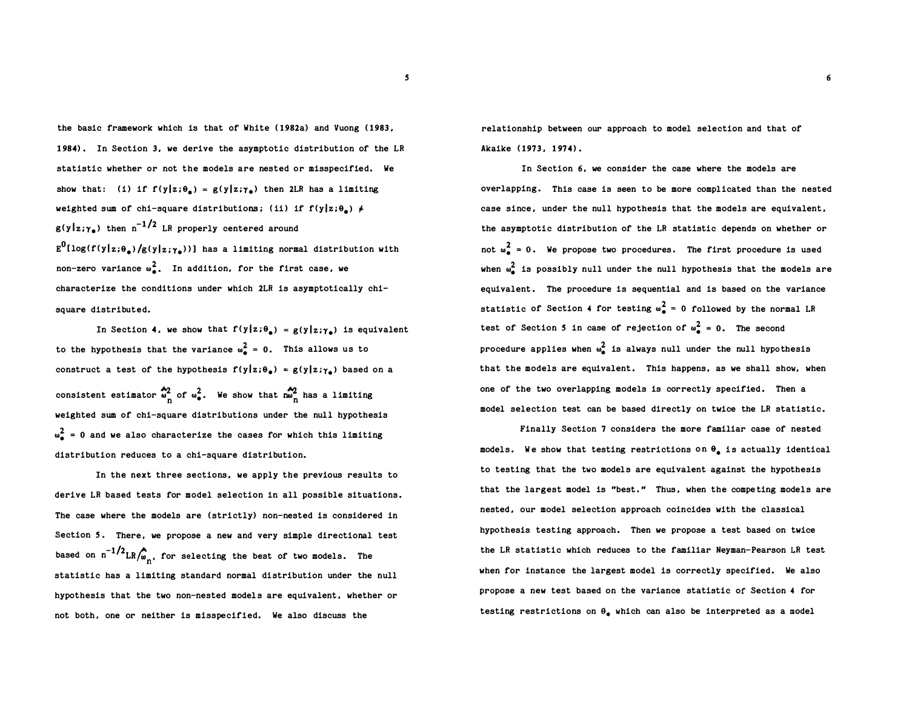the basic framework which is that of White (1982a) and Vuong (1983, 1984). In Section 3, we derive the asymptotic distribution of the LR statistic whether or not the models are nested or misspecified. We show that: (i) if $f(y|z;\theta_*) = g(y|z;\gamma_*)$ then 2LR has a limiting weighted sum of chi-square distributions; (ii) if $f(y|z;\theta_*) \neq g(y|z;\gamma_*)$ then $n^{-1/2}$ LR properly centered around $E^0[\log(f(y|z;\theta_*)/g(y|z;\gamma_*))]$ has a limiting normal distribution with non-zero variance $\omega_*^2$. In addition, for the first case, we characterize the conditions under which 2LR is asymptotically chi-square distributed.

In Section 4, we show that $f(y|z;\theta_*) = g(y|z;\gamma_*)$ is equivalent to the hypothesis that the variance $\omega_*^2 = 0$. This allows us to construct a test of the hypothesis $f(y|z;\theta_*) = g(y|z;\gamma_*)$ based on a consistent estimator $\hat{\omega}_n^2$ of $\omega_*^2$. We show that $n\hat{\omega}_n^2$ has a limiting weighted sum of chi-square distributions under the null hypothesis $\omega_*^2 = 0$ and we also characterize the cases for which this limiting distribution reduces to a chi-square distribution.

In the next three sections, we apply the previous results to derive LR based tests for model selection in all possible situations. The case where the models are (strictly) non-nested is considered in Section 5. There, we propose a new and very simple directional test based on $n^{-1/2}\text{LR}/\hat{\omega}_n$, for selecting the best of two models. The statistic has a limiting standard normal distribution under the null hypothesis that the two non-nested models are equivalent, whether or not both, one or neither is misspecified. We also discuss the relationship between our approach to model selection and that of Akaike (1973, 1974).

In Section 6, we consider the case where the models are overlapping. This case is seen to be more complicated than the nested case since, under the null hypothesis that the models are equivalent, the asymptotic distribution of the LR statistic depends on whether or not $\omega_*^2 = 0$. We propose two procedures. The first procedure is used when $\omega_*^2$ is possibly null under the null hypothesis that the models are equivalent. The procedure is sequential and is based on the variance statistic of Section 4 for testing $\omega_*^2 = 0$ followed by the normal LR test of Section 5 in case of rejection of $\omega_*^2 = 0$. The second procedure applies when $\omega_*^2$ is always null under the null hypothesis that the models are equivalent. This happens, as we shall show, when one of the two overlapping models is correctly specified. Then a model selection test can be based directly on twice the LR statistic.

Finally Section 7 considers the more familiar case of nested models. We show that testing restrictions on $\theta_*$ is actually identical to testing that the two models are equivalent against the hypothesis that the largest model is "best." Thus, when the competing models are nested, our model selection approach coincides with the classical hypothesis testing approach. Then we propose a test based on twice the LR statistic which reduces to the familiar Neyman-Pearson LR test when for instance the largest model is correctly specified. We also propose a new test based on the variance statistic of Section 4 for testing restrictions on $\theta_*$ which can also be interpreted as a model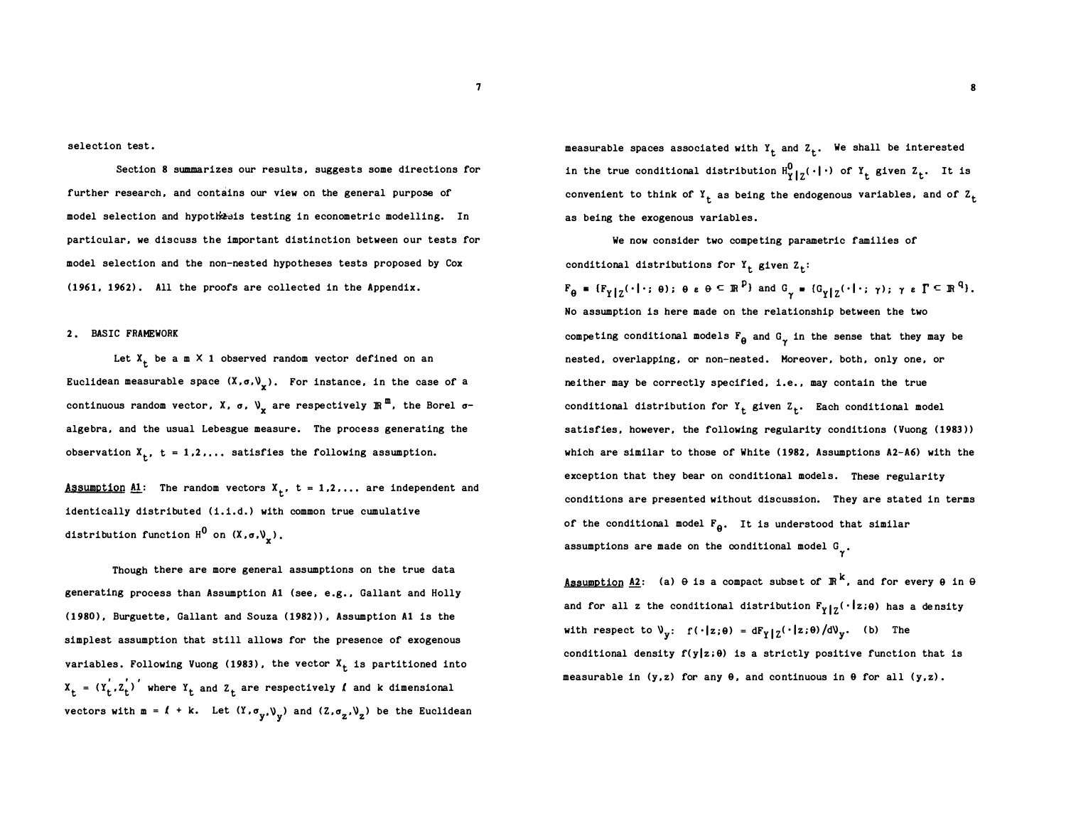selection test.

Section 8 summarizes our results, suggests some directions for further research, and contains our view on the general purpose of model selection and hypothesis testing in econometric modelling. In particular, we discuss the important distinction between our tests for model selection and the non-nested hypotheses tests proposed by Cox (1961, 1962). All the proofs are collected in the Appendix.

## 2. BASIC FRAMEWORK

Let $X_t$ be a $m \times 1$ observed random vector defined on an Euclidean measurable space $(X, \sigma, \nu_x)$. For instance, in the case of a continuous random vector, $X$, $\sigma$, $\nu_x$ are respectively $\mathbb{R}^m$, the Borel $\sigma$-algebra, and the usual Lebesgue measure. The process generating the observation $X_t$, $t = 1,2,\ldots$ satisfies the following assumption.

<u>Assumption</u> <u>A1</u>: The random vectors $X_t$, $t = 1,2,\ldots$ are independent and identically distributed (i.i.d.) with common true cumulative distribution function $H^0$ on $(X, \sigma, \nu_x)$.

Though there are more general assumptions on the true data generating process than Assumption A1 (see, e.g., Gallant and Holly (1980), Burguette, Gallant and Souza (1982)), Assumption A1 is the simplest assumption that still allows for the presence of exogenous variables. Following Vuong (1983), the vector $X_t$ is partitioned into $X_t = (Y_t', Z_t')'$ where $Y_t$ and $Z_t$ are respectively $\ell$ and $k$ dimensional vectors with $m = \ell + k$. Let $(Y, \sigma_y, \nu_y)$ and $(Z, \sigma_z, \nu_z)$ be the Euclidean measurable spaces associated with $Y_t$ and $Z_t$. We shall be interested in the true conditional distribution $H^0_{Y|Z}(\cdot|\cdot)$ of $Y_t$ given $Z_t$. It is convenient to think of $Y_t$ as being the endogenous variables, and of $Z_t$ as being the exogenous variables.

We now consider two competing parametric families of conditional distributions for $Y_t$ given $Z_t$:

$F_\theta = \{F_{Y|Z}(\cdot|\cdot;\theta);\ \theta \in \Theta \subset \mathbb{R}^p\}$ and $G_\gamma = \{G_{Y|Z}(\cdot|\cdot;\gamma);\ \gamma \in \Gamma \subset \mathbb{R}^q\}$.

No assumption is here made on the relationship between the two competing conditional models $F_\theta$ and $G_\gamma$ in the sense that they may be nested, overlapping, or non-nested. Moreover, both, only one, or neither may be correctly specified, i.e., may contain the true conditional distribution for $Y_t$ given $Z_t$. Each conditional model satisfies, however, the following regularity conditions (Vuong (1983)) which are similar to those of White (1982, Assumptions A2-A6) with the exception that they bear on conditional models. These regularity conditions are presented without discussion. They are stated in terms of the conditional model $F_\theta$. It is understood that similar assumptions are made on the conditional model $G_\gamma$.

<u>Assumption</u> <u>A2</u>: (a) $\Theta$ is a compact subset of $\mathbb{R}^k$, and for every $\theta$ in $\Theta$ and for all $z$ the conditional distribution $F_{Y|Z}(\cdot|z;\theta)$ has a density with respect to $\nu_y$: $f(\cdot|z;\theta) = dF_{Y|Z}(\cdot|z;\theta)/d\nu_y$. (b) The conditional density $f(y|z;\theta)$ is a strictly positive function that is measurable in $(y,z)$ for any $\theta$, and continuous in $\theta$ for all $(y,z)$.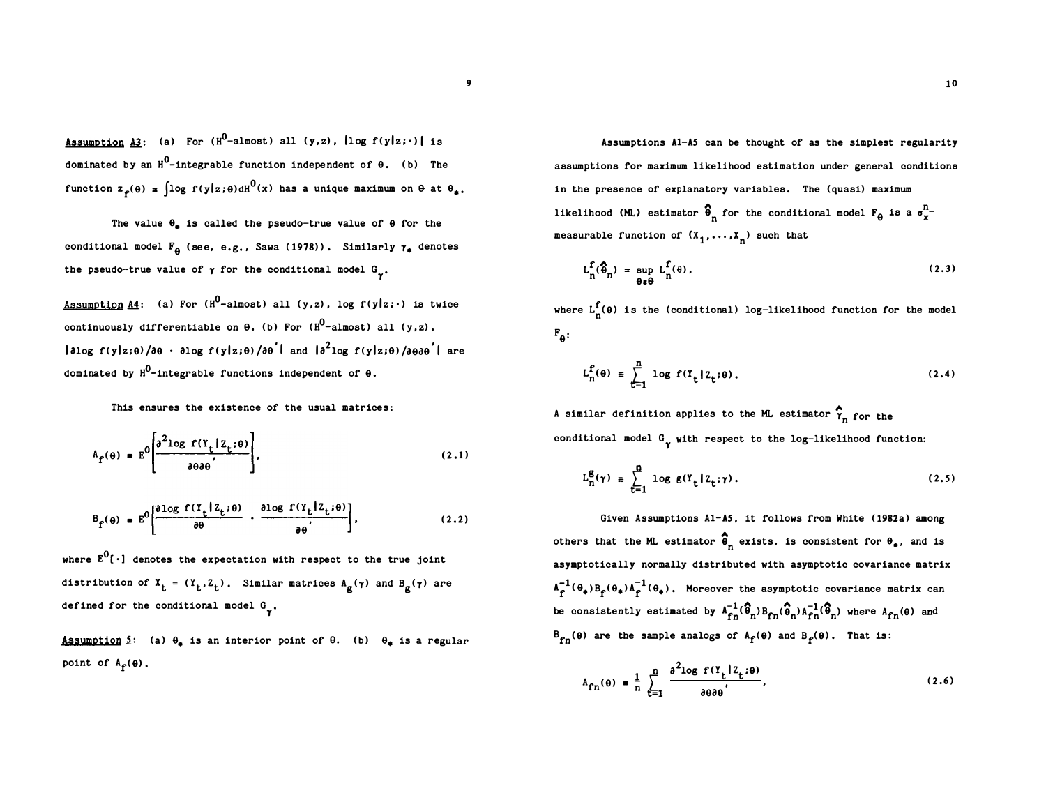Assumption A3: (a) For ($H^0$-almost) all $(y,z)$, $|\log f(y|z;\cdot)|$ is dominated by an $H^0$-integrable function independent of $\theta$. (b) The function $z_f(\theta) = \int \log f(y|z;\theta)dH^0(x)$ has a unique maximum on $\Theta$ at $\theta_*$.

The value $\theta_*$ is called the pseudo-true value of $\theta$ for the conditional model $F_\theta$ (see, e.g., Sawa (1978)). Similarly $\gamma_*$ denotes the pseudo-true value of $\gamma$ for the conditional model $G_\gamma$.

Assumption A4: (a) For ($H^0$-almost) all $(y,z)$, $\log f(y|z;\cdot)$ is twice continuously differentiable on $\Theta$. (b) For ($H^0$-almost) all $(y,z)$, $|\partial \log f(y|z;\theta)/\partial\theta \cdot \partial \log f(y|z;\theta)/\partial\theta'|$ and $|\partial^2 \log f(y|z;\theta)/\partial\theta\partial\theta'|$ are dominated by $H^0$-integrable functions independent of $\theta$.

This ensures the existence of the usual matrices:

$$A_f(\theta) = E^0\left[\frac{\partial^2 \log f(Y_t|Z_t;\theta)}{\partial\theta\partial\theta'}\right], \tag{2.1}$$

$$B_f(\theta) = E^0\left[\frac{\partial \log f(Y_t|Z_t;\theta)}{\partial\theta} \cdot \frac{\partial \log f(Y_t|Z_t;\theta)}{\partial\theta'}\right], \tag{2.2}$$

where $E^0[\cdot]$ denotes the expectation with respect to the true joint distribution of $X_t = (Y_t, Z_t)$. Similar matrices $A_g(\gamma)$ and $B_g(\gamma)$ are defined for the conditional model $G_\gamma$.

Assumption 5: (a) $\theta_*$ is an interior point of $\Theta$. (b) $\theta_*$ is a regular point of $A_f(\theta)$.

Assumptions A1-A5 can be thought of as the simplest regularity assumptions for maximum likelihood estimation under general conditions in the presence of explanatory variables. The (quasi) maximum likelihood (ML) estimator $\hat{\theta}_n$ for the conditional model $F_\theta$ is a $\sigma_x^n$-measurable function of $(X_1,\ldots,X_n)$ such that

$$L_n^f(\hat{\theta}_n) = \sup_{\theta\in\Theta} L_n^f(\theta), \tag{2.3}$$

where $L_n^f(\theta)$ is the (conditional) log-likelihood function for the model $F_\theta$:

$$L_n^f(\theta) \equiv \sum_{t=1}^{n} \log f(Y_t|Z_t;\theta). \tag{2.4}$$

A similar definition applies to the ML estimator $\hat{\gamma}_n$ for the conditional model $G_\gamma$ with respect to the log-likelihood function:

$$L_n^g(\gamma) \equiv \sum_{t=1}^{n} \log g(Y_t|Z_t;\gamma). \tag{2.5}$$

Given Assumptions A1-A5, it follows from White (1982a) among others that the ML estimator $\hat{\theta}_n$ exists, is consistent for $\theta_*$, and is asymptotically normally distributed with asymptotic covariance matrix $A_f^{-1}(\theta_*)B_f(\theta_*)A_f^{-1}(\theta_*)$. Moreover the asymptotic covariance matrix can be consistently estimated by $A_{fn}^{-1}(\hat{\theta}_n)B_{fn}(\hat{\theta}_n)A_{fn}^{-1}(\hat{\theta}_n)$ where $A_{fn}(\theta)$ and $B_{fn}(\theta)$ are the sample analogs of $A_f(\theta)$ and $B_f(\theta)$. That is:

$$A_{fn}(\theta) = \frac{1}{n}\sum_{t=1}^{n} \frac{\partial^2 \log f(Y_t|Z_t;\theta)}{\partial\theta\partial\theta'}, \tag{2.6}$$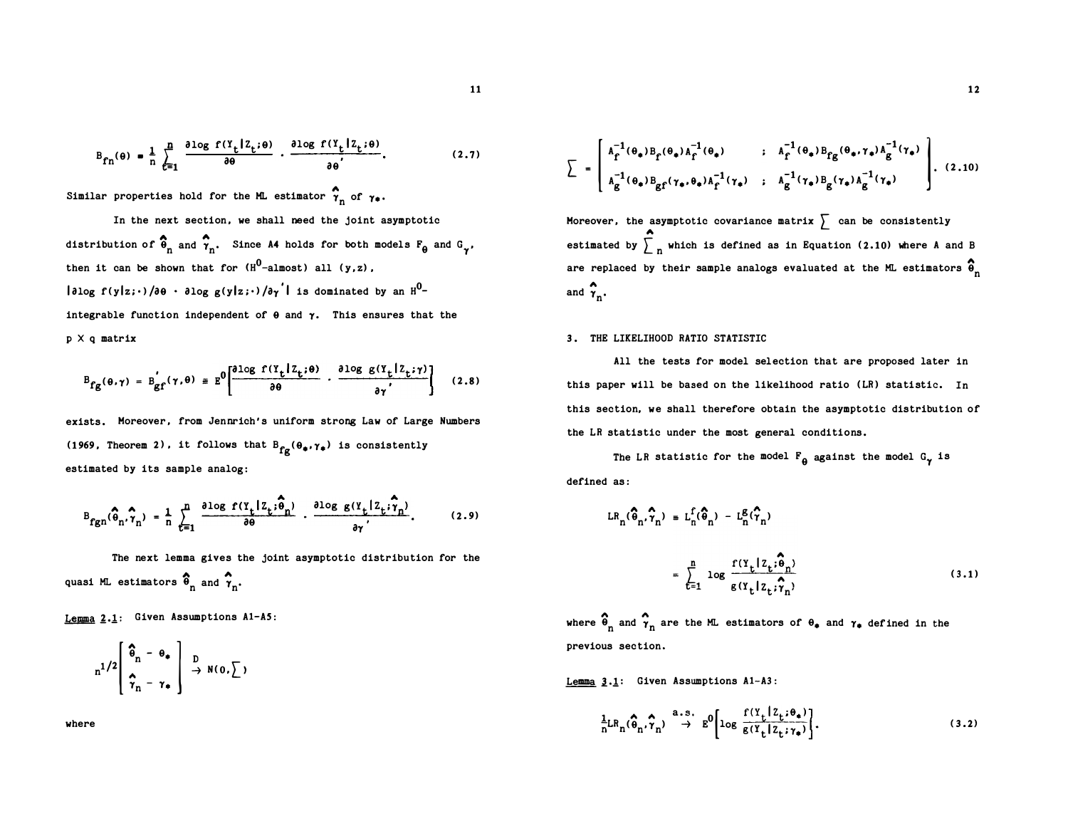$$B_{fn}(\theta) = \frac{1}{n} \sum_{t=1}^{n} \frac{\partial \log f(Y_t | Z_t; \theta)}{\partial \theta} \cdot \frac{\partial \log f(Y_t | Z_t; \theta)}{\partial \theta'}. \tag{2.7}$$

Similar properties hold for the ML estimator $\hat{\gamma}_n$ of $\gamma_*$.

In the next section, we shall need the joint asymptotic distribution of $\hat{\theta}_n$ and $\hat{\gamma}_n$. Since A4 holds for both models $F_\theta$ and $G_\gamma$, then it can be shown that for ($H^0$-almost) all $(y,z)$, $|\partial \log f(y|z;\cdot)/\partial\theta \cdot \partial \log g(y|z;\cdot)/\partial\gamma'|$ is dominated by an $H^0$-integrable function independent of $\theta$ and $\gamma$. This ensures that the $p \times q$ matrix

$$B_{fg}(\theta,\gamma) = B_{gf}'(\gamma,\theta) \equiv E^0\left[\frac{\partial \log f(Y_t | Z_t; \theta)}{\partial \theta} \cdot \frac{\partial \log g(Y_t | Z_t; \gamma)}{\partial \gamma'}\right] \tag{2.8}$$

exists. Moreover, from Jennrich's uniform strong Law of Large Numbers (1969, Theorem 2), it follows that $B_{fg}(\theta_*,\gamma_*)$ is consistently estimated by its sample analog:

$$B_{fgn}(\hat{\theta}_n,\hat{\gamma}_n) = \frac{1}{n} \sum_{t=1}^{n} \frac{\partial \log f(Y_t | Z_t; \hat{\theta}_n)}{\partial \theta} \cdot \frac{\partial \log g(Y_t | Z_t; \hat{\gamma}_n)}{\partial \gamma'}. \tag{2.9}$$

The next lemma gives the joint asymptotic distribution for the quasi ML estimators $\hat{\theta}_n$ and $\hat{\gamma}_n$.

Lemma 2.1: Given Assumptions A1-A5:

$$n^{1/2}\begin{bmatrix} \hat{\theta}_n - \theta_* \\ \hat{\gamma}_n - \gamma_* \end{bmatrix} \overset{D}{\rightarrow} N(0,\Sigma)$$

where

$$\Sigma = \begin{bmatrix} A_f^{-1}(\theta_*)B_f(\theta_*)A_f^{-1}(\theta_*) & ; & A_f^{-1}(\theta_*)B_{fg}(\theta_*,\gamma_*)A_g^{-1}(\gamma_*) \\ A_g^{-1}(\gamma_*)B_{gf}(\gamma_*,\theta_*)A_f^{-1}(\gamma_*) & ; & A_g^{-1}(\gamma_*)B_g(\gamma_*)A_g^{-1}(\gamma_*) \end{bmatrix}. \tag{2.10}$$

Moreover, the asymptotic covariance matrix $\Sigma$ can be consistently estimated by $\hat{\Sigma}_n$ which is defined as in Equation (2.10) where A and B are replaced by their sample analogs evaluated at the ML estimators $\hat{\theta}_n$ and $\hat{\gamma}_n$.

## 3. THE LIKELIHOOD RATIO STATISTIC

All the tests for model selection that are proposed later in this paper will be based on the likelihood ratio (LR) statistic. In this section, we shall therefore obtain the asymptotic distribution of the LR statistic under the most general conditions.

The LR statistic for the model $F_\theta$ against the model $G_\gamma$ is defined as:

$$LR_n(\hat{\theta}_n,\hat{\gamma}_n) \equiv L_n^f(\hat{\theta}_n) - L_n^g(\hat{\gamma}_n)$$

$$= \sum_{t=1}^{n} \log \frac{f(Y_t | Z_t; \hat{\theta}_n)}{g(Y_t | Z_t; \hat{\gamma}_n)} \tag{3.1}$$

where $\hat{\theta}_n$ and $\hat{\gamma}_n$ are the ML estimators of $\theta_*$ and $\gamma_*$ defined in the previous section.

Lemma 3.1: Given Assumptions A1-A3:

$$\frac{1}{n}LR_n(\hat{\theta}_n,\hat{\gamma}_n) \overset{a.s.}{\rightarrow} E^0\left[\log \frac{f(Y_t | Z_t; \theta_*)}{g(Y_t | Z_t; \gamma_*)}\right]. \tag{3.2}$$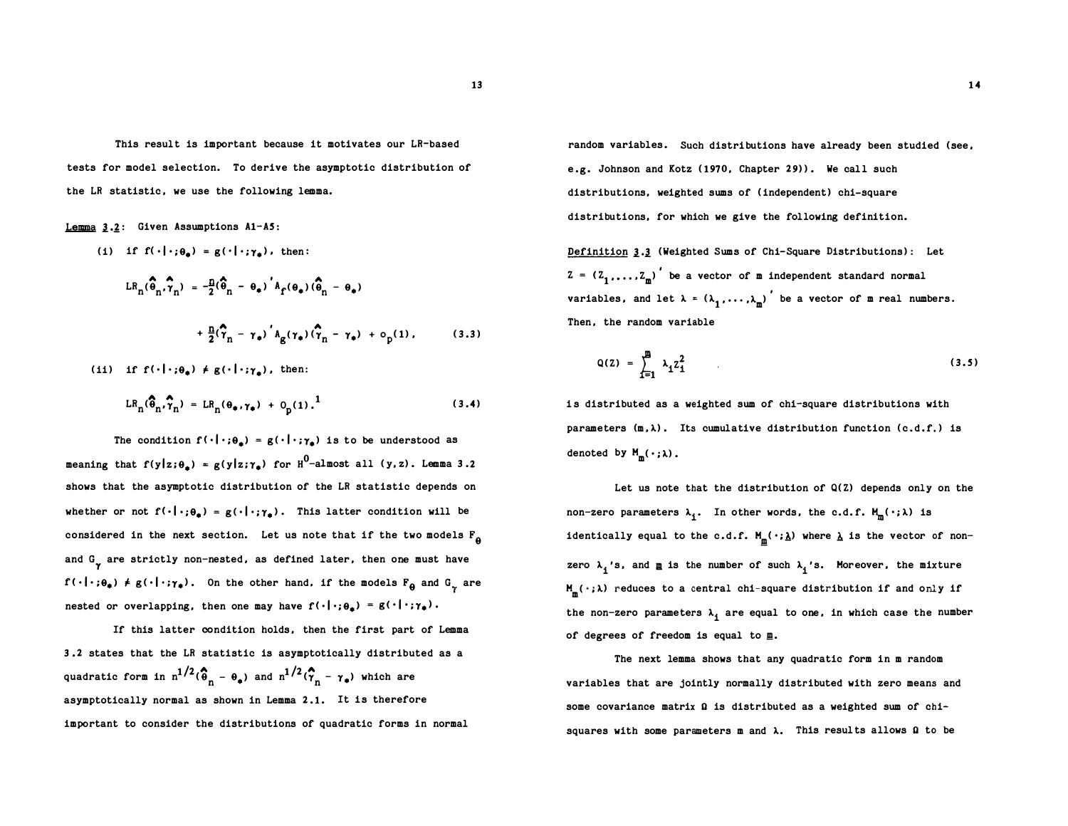This result is important because it motivates our LR-based tests for model selection. To derive the asymptotic distribution of the LR statistic, we use the following lemma.

Lemma 3.2: Given Assumptions A1-A5:

(i) if $f(\cdot|\cdot;\theta_*) = g(\cdot|\cdot;\gamma_*)$, then:

$$LR_n(\hat{\theta}_n,\hat{\gamma}_n) = -\frac{n}{2}(\hat{\theta}_n - \theta_*)' A_f(\theta_*)(\hat{\theta}_n - \theta_*) + \frac{n}{2}(\hat{\gamma}_n - \gamma_*)' A_g(\gamma_*)(\hat{\gamma}_n - \gamma_*) + o_p(1), \tag{3.3}$$

(ii) if $f(\cdot|\cdot;\theta_*) \neq g(\cdot|\cdot;\gamma_*)$, then:

$$LR_n(\hat{\theta}_n,\hat{\gamma}_n) = LR_n(\theta_*,\gamma_*) + o_p(1).^{1} \tag{3.4}$$

The condition $f(\cdot|\cdot;\theta_*) = g(\cdot|\cdot;\gamma_*)$ is to be understood as meaning that $f(y|z;\theta_*) = g(y|z;\gamma_*)$ for $H^0$-almost all $(y,z)$. Lemma 3.2 shows that the asymptotic distribution of the LR statistic depends on whether or not $f(\cdot|\cdot;\theta_*) = g(\cdot|\cdot;\gamma_*)$. This latter condition will be considered in the next section. Let us note that if the two models $F_\theta$ and $G_\gamma$ are strictly non-nested, as defined later, then one must have $f(\cdot|\cdot;\theta_*) \neq g(\cdot|\cdot;\gamma_*)$. On the other hand, if the models $F_\theta$ and $G_\gamma$ are nested or overlapping, then one may have $f(\cdot|\cdot;\theta_*) = g(\cdot|\cdot;\gamma_*)$.

If this latter condition holds, then the first part of Lemma 3.2 states that the LR statistic is asymptotically distributed as a quadratic form in $n^{1/2}(\hat{\theta}_n - \theta_*)$ and $n^{1/2}(\hat{\gamma}_n - \gamma_*)$ which are asymptotically normal as shown in Lemma 2.1. It is therefore important to consider the distributions of quadratic forms in normal random variables. Such distributions have already been studied (see, e.g. Johnson and Kotz (1970, Chapter 29)). We call such distributions, weighted sums of (independent) chi-square distributions, for which we give the following definition.

Definition 3.3 (Weighted Sums of Chi-Square Distributions): Let $Z = (Z_1,\ldots,Z_m)'$ be a vector of m independent standard normal variables, and let $\lambda = (\lambda_1,\ldots,\lambda_m)'$ be a vector of m real numbers. Then, the random variable

$$Q(Z) = \sum_{i=1}^{m} \lambda_i Z_i^2 \tag{3.5}$$

is distributed as a weighted sum of chi-square distributions with parameters $(m,\lambda)$. Its cumulative distribution function (c.d.f.) is denoted by $M_m(\cdot;\lambda)$.

Let us note that the distribution of $Q(Z)$ depends only on the non-zero parameters $\lambda_i$. In other words, the c.d.f. $M_m(\cdot;\lambda)$ is identically equal to the c.d.f. $M_{\underline{m}}(\cdot;\underline{\lambda})$ where $\underline{\lambda}$ is the vector of non-zero $\lambda_i$'s, and $\underline{m}$ is the number of such $\lambda_i$'s. Moreover, the mixture $M_m(\cdot;\lambda)$ reduces to a central chi-square distribution if and only if the non-zero parameters $\lambda_i$ are equal to one, in which case the number of degrees of freedom is equal to $\underline{m}$.

The next lemma shows that any quadratic form in m random variables that are jointly normally distributed with zero means and some covariance matrix $\Omega$ is distributed as a weighted sum of chi-squares with some parameters m and $\lambda$. This results allows $\Omega$ to be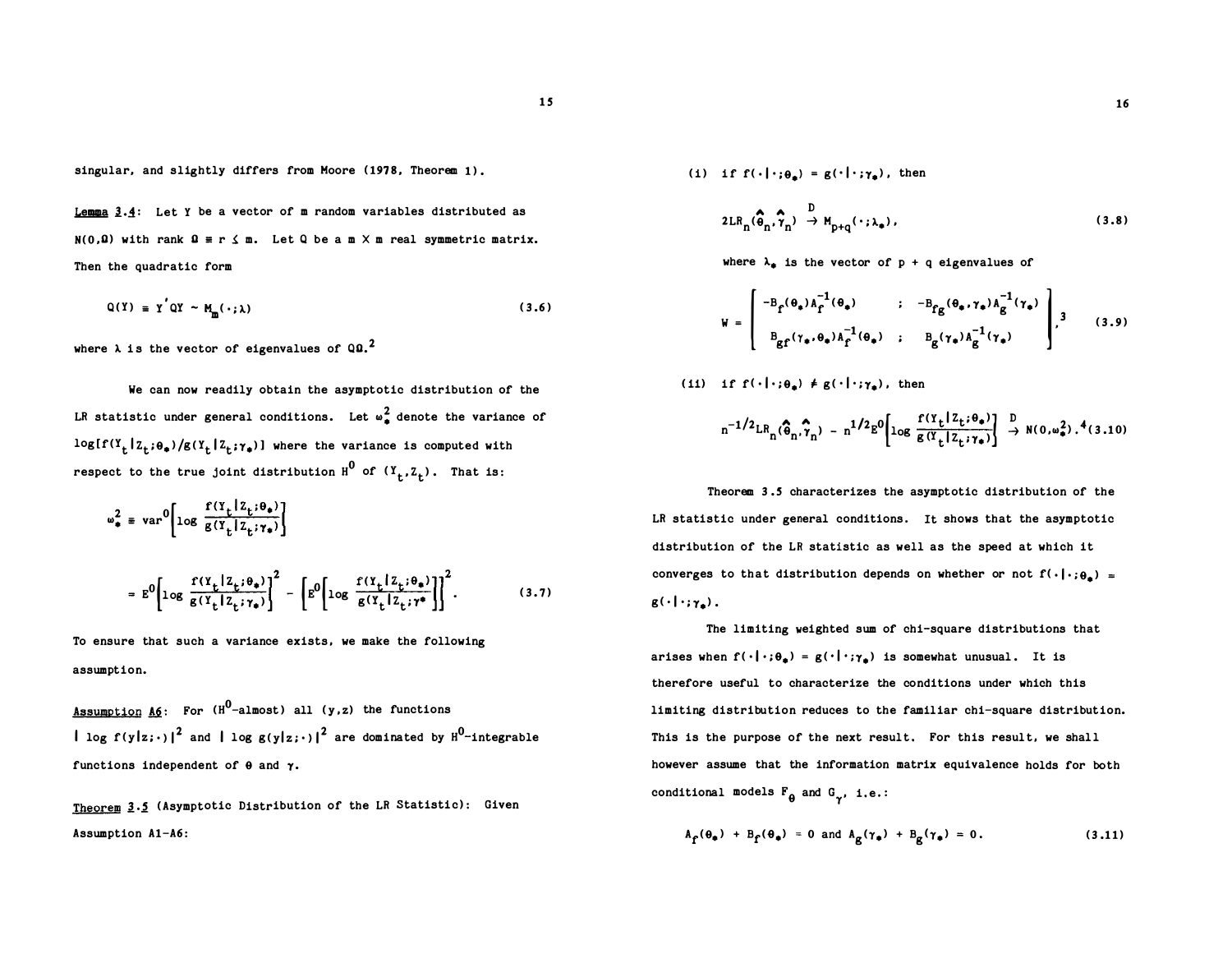singular, and slightly differs from Moore (1978, Theorem 1).

Lemma 3.4: Let Y be a vector of m random variables distributed as $N(0,\Omega)$ with rank $\Omega \equiv r \leq m$. Let Q be a m X m real symmetric matrix. Then the quadratic form

$$Q(Y) \equiv Y'QY \sim M_m(\cdot;\lambda) \tag{3.6}$$

where $\lambda$ is the vector of eigenvalues of $Q\Omega$.[2]

We can now readily obtain the asymptotic distribution of the LR statistic under general conditions. Let $\omega_*^2$ denote the variance of $\log[f(Y_t|Z_t;\theta_*)/g(Y_t|Z_t;\gamma_*)]$ where the variance is computed with respect to the true joint distribution $H^0$ of $(Y_t,Z_t)$. That is:

$$\omega_*^2 \equiv \mathrm{var}^0\left[\log \frac{f(Y_t|Z_t;\theta_*)}{g(Y_t|Z_t;\gamma_*)}\right]$$

$$= E^0\left[\log \frac{f(Y_t|Z_t;\theta_*)}{g(Y_t|Z_t;\gamma_*)}\right]^2 - \left[E^0\left[\log \frac{f(Y_t|Z_t;\theta_*)}{g(Y_t|Z_t;\gamma^*)}\right]\right]^2. \tag{3.7}$$

To ensure that such a variance exists, we make the following assumption.

Assumption A6: For ($H^0$-almost) all $(y,z)$ the functions $|\log f(y|z;\cdot)|^2$ and $|\log g(y|z;\cdot)|^2$ are dominated by $H^0$-integrable functions independent of $\theta$ and $\gamma$.

Theorem 3.5 (Asymptotic Distribution of the LR Statistic): Given Assumption A1-A6:

(i) if $f(\cdot|\cdot;\theta_*) = g(\cdot|\cdot;\gamma_*)$, then

$$2LR_n(\hat{\theta}_n,\hat{\gamma}_n) \xrightarrow{D} M_{p+q}(\cdot;\lambda_*), \tag{3.8}$$

where $\lambda_*$ is the vector of $p + q$ eigenvalues of

$$W = \begin{bmatrix} -B_f(\theta_*)A_f^{-1}(\theta_*) & ; & -B_{fg}(\theta_*,\gamma_*)A_g^{-1}(\gamma_*) \\ B_{gf}(\gamma_*,\theta_*)A_f^{-1}(\theta_*) & ; & B_g(\gamma_*)A_g^{-1}(\gamma_*) \end{bmatrix},^{3} \tag{3.9}$$

(ii) if $f(\cdot|\cdot;\theta_*) \neq g(\cdot|\cdot;\gamma_*)$, then

$$n^{-1/2}LR_n(\hat{\theta}_n,\hat{\gamma}_n) - n^{1/2}E^0\left[\log \frac{f(Y_t|Z_t;\theta_*)}{g(Y_t|Z_t;\gamma_*)}\right] \xrightarrow{D} N(0,\omega_*^2).^{4} \tag{3.10}$$

Theorem 3.5 characterizes the asymptotic distribution of the LR statistic under general conditions. It shows that the asymptotic distribution of the LR statistic as well as the speed at which it converges to that distribution depends on whether or not $f(\cdot|\cdot;\theta_*) = g(\cdot|\cdot;\gamma_*)$.

The limiting weighted sum of chi-square distributions that arises when $f(\cdot|\cdot;\theta_*) = g(\cdot|\cdot;\gamma_*)$ is somewhat unusual. It is therefore useful to characterize the conditions under which this limiting distribution reduces to the familiar chi-square distribution. This is the purpose of the next result. For this result, we shall however assume that the information matrix equivalence holds for both conditional models $F_\theta$ and $G_\gamma$, i.e.:

$$A_f(\theta_*) + B_f(\theta_*) = 0 \text{ and } A_g(\gamma_*) + B_g(\gamma_*) = 0. \tag{3.11}$$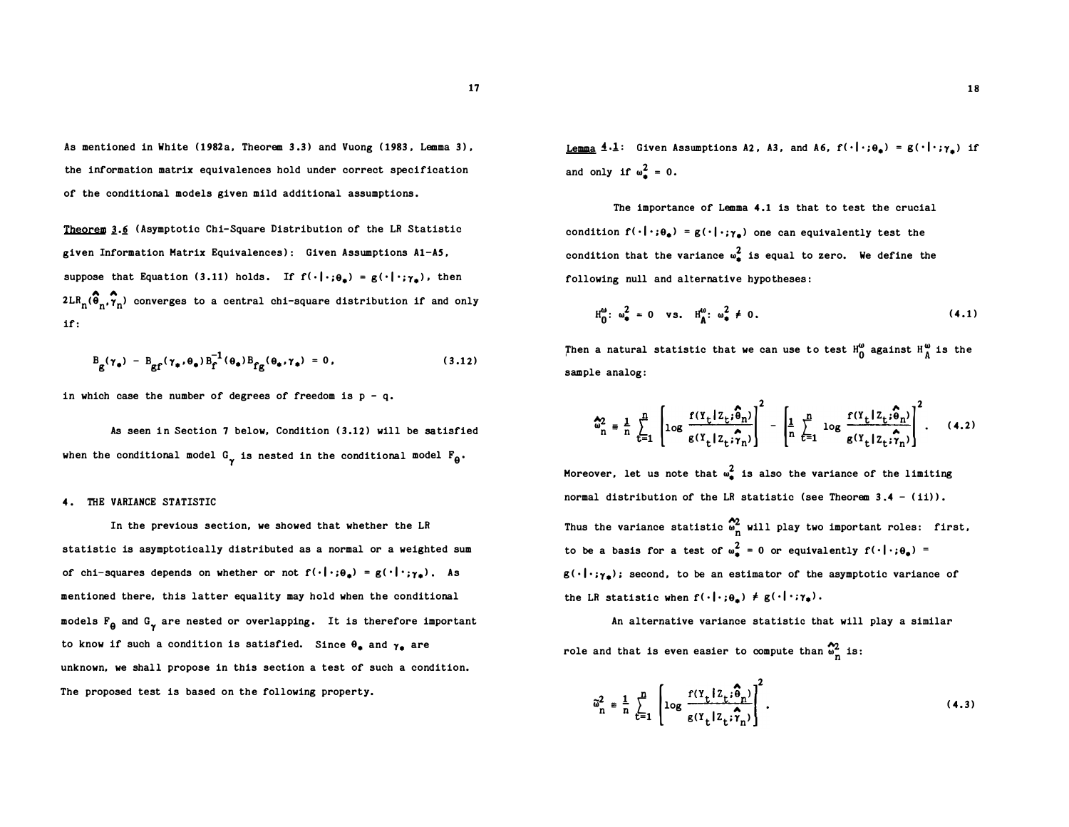As mentioned in White (1982a, Theorem 3.3) and Vuong (1983, Lemma 3), the information matrix equivalences hold under correct specification of the conditional models given mild additional assumptions.

Theorem 3.6 (Asymptotic Chi-Square Distribution of the LR Statistic given Information Matrix Equivalences): Given Assumptions A1-A5, suppose that Equation (3.11) holds. If $f(\cdot|\cdot;\theta_*) = g(\cdot|\cdot;\gamma_*)$, then $2LR_n(\hat{\theta}_n, \hat{\gamma}_n)$ converges to a central chi-square distribution if and only if:

$$B_g(\gamma_*) - B_{gf}(\gamma_*, \theta_*) B_f^{-1}(\theta_*) B_{fg}(\theta_*, \gamma_*) = 0, \tag{3.12}$$

in which case the number of degrees of freedom is $p - q$.

As seen in Section 7 below, Condition (3.12) will be satisfied when the conditional model $G_\gamma$ is nested in the conditional model $F_\theta$.

## 4. THE VARIANCE STATISTIC

In the previous section, we showed that whether the LR statistic is asymptotically distributed as a normal or a weighted sum of chi-squares depends on whether or not $f(\cdot|\cdot;\theta_*) = g(\cdot|\cdot;\gamma_*)$. As mentioned there, this latter equality may hold when the conditional models $F_\theta$ and $G_\gamma$ are nested or overlapping. It is therefore important to know if such a condition is satisfied. Since $\theta_*$ and $\gamma_*$ are unknown, we shall propose in this section a test of such a condition. The proposed test is based on the following property.

Lemma 4.1: Given Assumptions A2, A3, and A6, $f(\cdot|\cdot;\theta_*) = g(\cdot|\cdot;\gamma_*)$ if and only if $\omega_*^2 = 0$.

The importance of Lemma 4.1 is that to test the crucial condition $f(\cdot|\cdot;\theta_*) = g(\cdot|\cdot;\gamma_*)$ one can equivalently test the condition that the variance $\omega_*^2$ is equal to zero. We define the following null and alternative hypotheses:

$$H_0^\omega: \omega_*^2 = 0 \quad \text{vs.} \quad H_A^\omega: \omega_*^2 \neq 0. \tag{4.1}$$

Then a natural statistic that we can use to test $H_0^\omega$ against $H_A^\omega$ is the sample analog:

$$\hat{\omega}_n^2 \equiv \frac{1}{n} \sum_{t=1}^{n} \left[ \log \frac{f(Y_t|Z_t;\hat{\theta}_n)}{g(Y_t|Z_t;\hat{\gamma}_n)} \right]^2 - \left[ \frac{1}{n} \sum_{t=1}^{n} \log \frac{f(Y_t|Z_t;\hat{\theta}_n)}{g(Y_t|Z_t;\hat{\gamma}_n)} \right]^2. \tag{4.2}$$

Moreover, let us note that $\omega_*^2$ is also the variance of the limiting normal distribution of the LR statistic (see Theorem 3.4 - (ii)). Thus the variance statistic $\hat{\omega}_n^2$ will play two important roles: first, to be a basis for a test of $\omega_*^2 = 0$ or equivalently $f(\cdot|\cdot;\theta_*) = g(\cdot|\cdot;\gamma_*)$; second, to be an estimator of the asymptotic variance of the LR statistic when $f(\cdot|\cdot;\theta_*) \neq g(\cdot|\cdot;\gamma_*)$.

An alternative variance statistic that will play a similar role and that is even easier to compute than $\hat{\omega}_n^2$ is:

$$\tilde{\omega}_n^2 \equiv \frac{1}{n} \sum_{t=1}^{n} \left[ \log \frac{f(Y_t|Z_t;\hat{\theta}_n)}{g(Y_t|Z_t;\hat{\gamma}_n)} \right]^2. \tag{4.3}$$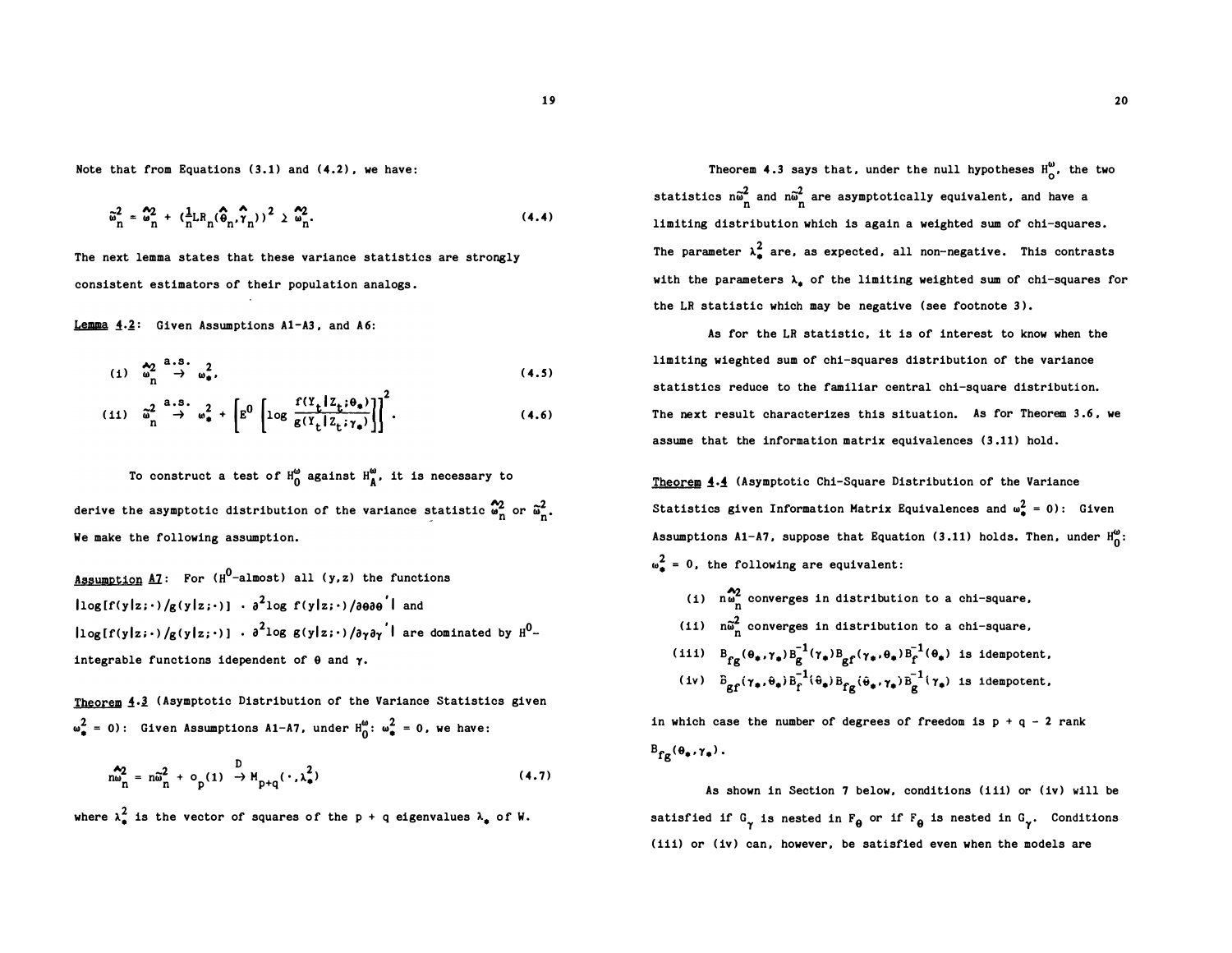Note that from Equations (3.1) and (4.2), we have:

$$\tilde{\omega}_n^2 = \hat{\omega}_n^2 + (\tfrac{1}{n}LR_n(\hat{\theta}_n, \hat{\gamma}_n))^2 \geq \hat{\omega}_n^2. \tag{4.4}$$

The next lemma states that these variance statistics are strongly consistent estimators of their population analogs.

Lemma 4.2: Given Assumptions A1-A3, and A6:

$$\text{(i)} \quad \hat{\omega}_n^2 \xrightarrow{a.s.} \omega_*^2. \tag{4.5}$$

$$\text{(ii)} \quad \tilde{\omega}_n^2 \xrightarrow{a.s.} \omega_*^2 + \left[E^0 \left[\log \frac{f(Y_t | Z_t; \theta_*)}{g(Y_t | Z_t; \gamma_*)}\right]\right]^2. \tag{4.6}$$

To construct a test of $H_0^\omega$ against $H_A^\omega$, it is necessary to derive the asymptotic distribution of the variance statistic $\hat{\omega}_n^2$ or $\tilde{\omega}_n^2$. We make the following assumption.

Assumption A7: For ($H^0$-almost) all (y,z) the functions $|\log[f(y|z;\cdot)/g(y|z;\cdot)] \cdot \partial^2 \log f(y|z;\cdot)/\partial\theta\partial\theta'|$ and $|\log[f(y|z;\cdot)/g(y|z;\cdot)] \cdot \partial^2 \log g(y|z;\cdot)/\partial\gamma\partial\gamma'|$ are dominated by $H^0$-integrable functions idependent of $\theta$ and $\gamma$.

Theorem 4.3 (Asymptotic Distribution of the Variance Statistics given $\omega_*^2 = 0$): Given Assumptions A1-A7, under $H_0^\omega$: $\omega_*^2 = 0$, we have:

$$n\hat{\omega}_n^2 = n\tilde{\omega}_n^2 + o_p(1) \xrightarrow{D} M_{p+q}(\cdot, \lambda_*^2) \tag{4.7}$$

where $\lambda_*^2$ is the vector of squares of the p + q eigenvalues $\lambda_*$ of W.

Theorem 4.3 says that, under the null hypotheses $H_0^\omega$, the two statistics $n\tilde{\omega}_n^2$ and $n\hat{\omega}_n^2$ are asymptotically equivalent, and have a limiting distribution which is again a weighted sum of chi-squares. The parameter $\lambda_*^2$ are, as expected, all non-negative. This contrasts with the parameters $\lambda_*$ of the limiting weighted sum of chi-squares for the LR statistic which may be negative (see footnote 3).

As for the LR statistic, it is of interest to know when the limiting wieghted sum of chi-squares distribution of the variance statistics reduce to the familiar central chi-square distribution. The next result characterizes this situation. As for Theorem 3.6, we assume that the information matrix equivalences (3.11) hold.

Theorem 4.4 (Asymptotic Chi-Square Distribution of the Variance Statistics given Information Matrix Equivalences and $\omega_*^2 = 0$): Given Assumptions A1-A7, suppose that Equation (3.11) holds. Then, under $H_0^\omega$: $\omega_*^2 = 0$, the following are equivalent:

(i) $n\hat{\omega}_n^2$ converges in distribution to a chi-square,

(ii) $n\tilde{\omega}_n^2$ converges in distribution to a chi-square,

(iii) $B_{fg}(\theta_*, \gamma_*) B_g^{-1}(\gamma_*) B_{gf}(\gamma_*, \theta_*) B_f^{-1}(\theta_*)$ is idempotent,

(iv) $B_{gf}(\gamma_*, \theta_*) B_f^{-1}(\theta_*) B_{fg}(\theta_*, \gamma_*) B_g^{-1}(\gamma_*)$ is idempotent,

in which case the number of degrees of freedom is p + q - 2 rank $B_{fg}(\theta_*, \gamma_*)$.

As shown in Section 7 below, conditions (iii) or (iv) will be satisfied if $G_\gamma$ is nested in $F_\theta$ or if $F_\theta$ is nested in $G_\gamma$. Conditions (iii) or (iv) can, however, be satisfied even when the models are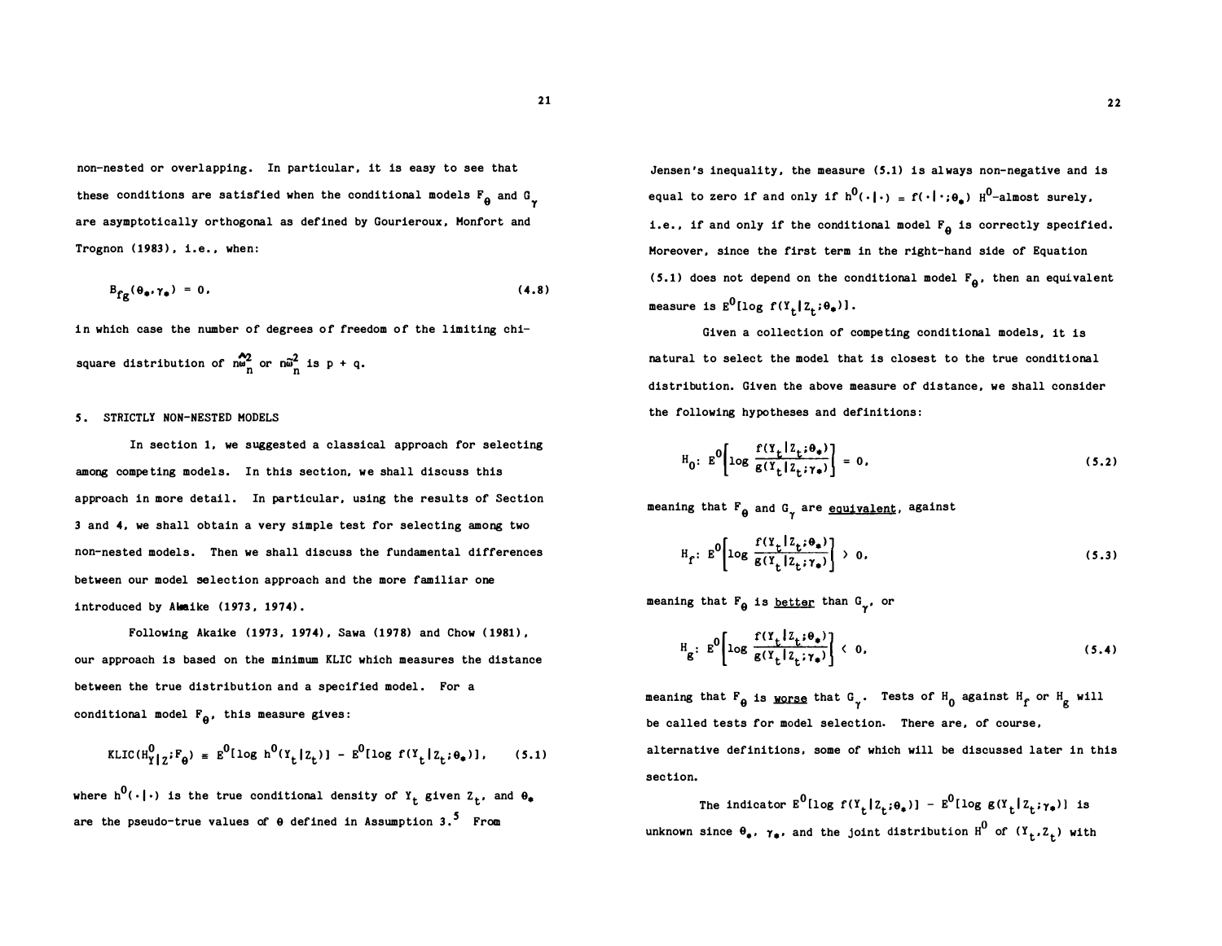non-nested or overlapping. In particular, it is easy to see that these conditions are satisfied when the conditional models $F_\theta$ and $G_\gamma$ are asymptotically orthogonal as defined by Gourieroux, Monfort and Trognon (1983), i.e., when:

$$B_{fg}(\theta_*,\gamma_*) = 0, \tag{4.8}$$

in which case the number of degrees of freedom of the limiting chi-square distribution of $n\hat{\omega}_n^2$ or $n\tilde{\omega}_n^2$ is p + q.

## 5. STRICTLY NON-NESTED MODELS

In section 1, we suggested a classical approach for selecting among competing models. In this section, we shall discuss this approach in more detail. In particular, using the results of Section 3 and 4, we shall obtain a very simple test for selecting among two non-nested models. Then we shall discuss the fundamental differences between our model selection approach and the more familiar one introduced by Akaike (1973, 1974).

Following Akaike (1973, 1974), Sawa (1978) and Chow (1981), our approach is based on the minimum KLIC which measures the distance between the true distribution and a specified model. For a conditional model $F_\theta$, this measure gives:

$$\text{KLIC}(H^0_{Y|Z};F_\theta) \equiv E^0[\log h^0(Y_t|Z_t)] - E^0[\log f(Y_t|Z_t;\theta_*)], \tag{5.1}$$

where $h^0(\cdot|\cdot)$ is the true conditional density of $Y_t$ given $Z_t$, and $\theta_*$ are the pseudo-true values of $\theta$ defined in Assumption 3.[5] From Jensen's inequality, the measure (5.1) is always non-negative and is equal to zero if and only if $h^0(\cdot|\cdot) = f(\cdot|\cdot;\theta_*)$ $H^0$-almost surely, i.e., if and only if the conditional model $F_\theta$ is correctly specified. Moreover, since the first term in the right-hand side of Equation (5.1) does not depend on the conditional model $F_\theta$, then an equivalent measure is $E^0[\log f(Y_t|Z_t;\theta_*)]$.

Given a collection of competing conditional models, it is natural to select the model that is closest to the true conditional distribution. Given the above measure of distance, we shall consider the following hypotheses and definitions:

$$H_0:\ E^0\left[\log \frac{f(Y_t|Z_t;\theta_*)}{g(Y_t|Z_t;\gamma_*)}\right] = 0, \tag{5.2}$$

meaning that $F_\theta$ and $G_\gamma$ are <u>equivalent</u>, against

$$H_f:\ E^0\left[\log \frac{f(Y_t|Z_t;\theta_*)}{g(Y_t|Z_t;\gamma_*)}\right] > 0, \tag{5.3}$$

meaning that $F_\theta$ is <u>better</u> than $G_\gamma$, or

$$H_g:\ E^0\left[\log \frac{f(Y_t|Z_t;\theta_*)}{g(Y_t|Z_t;\gamma_*)}\right] < 0, \tag{5.4}$$

meaning that $F_\theta$ is <u>worse</u> that $G_\gamma$. Tests of $H_0$ against $H_f$ or $H_g$ will be called tests for model selection. There are, of course, alternative definitions, some of which will be discussed later in this section.

The indicator $E^0[\log f(Y_t|Z_t;\theta_*)] - E^0[\log g(Y_t|Z_t;\gamma_*)]$ is unknown since $\theta_*$, $\gamma_*$, and the joint distribution $H^0$ of $(Y_t,Z_t)$ with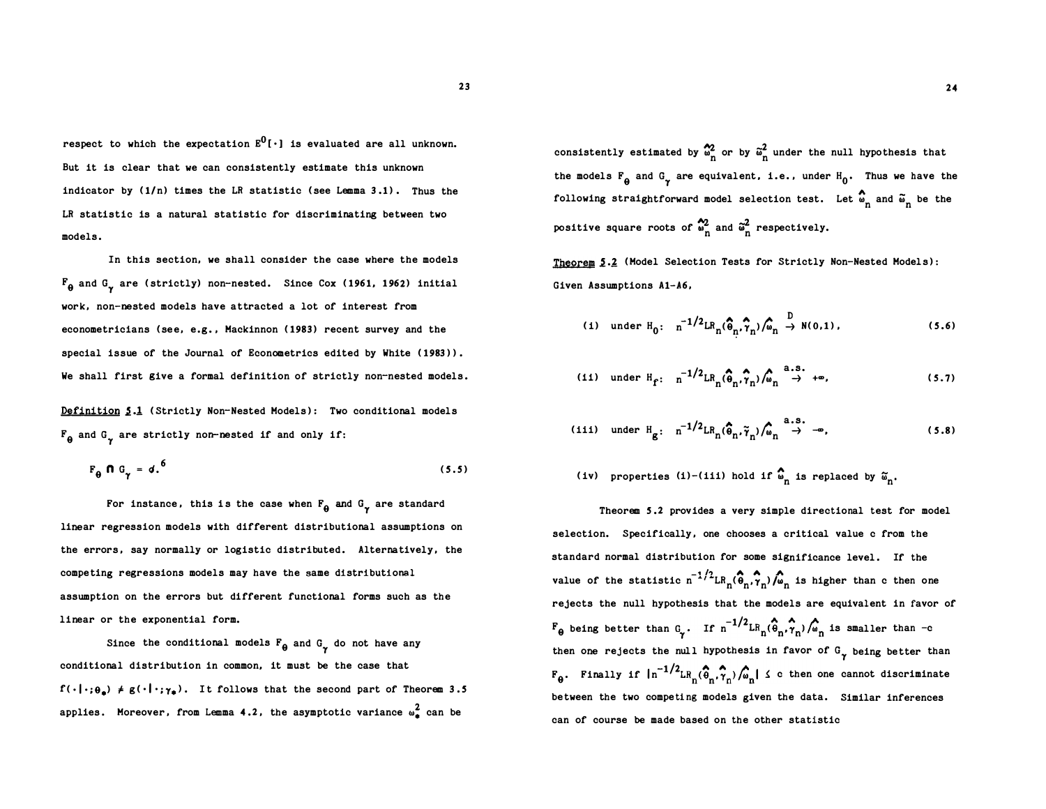respect to which the expectation $E^0[\cdot]$ is evaluated are all unknown. But it is clear that we can consistently estimate this unknown indicator by (1/n) times the LR statistic (see Lemma 3.1). Thus the LR statistic is a natural statistic for discriminating between two models.

In this section, we shall consider the case where the models $F_\theta$ and $G_\gamma$ are (strictly) non-nested. Since Cox (1961, 1962) initial work, non-nested models have attracted a lot of interest from econometricians (see, e.g., Mackinnon (1983) recent survey and the special issue of the Journal of Econometrics edited by White (1983)). We shall first give a formal definition of strictly non-nested models.

**Definition 5.1** (Strictly Non-Nested Models): Two conditional models $F_\theta$ and $G_\gamma$ are strictly non-nested if and only if:

$$F_\theta \cap G_\gamma = \emptyset.^6 \tag{5.5}$$

For instance, this is the case when $F_\theta$ and $G_\gamma$ are standard linear regression models with different distributional assumptions on the errors, say normally or logistic distributed. Alternatively, the competing regressions models may have the same distributional assumption on the errors but different functional forms such as the linear or the exponential form.

Since the conditional models $F_\theta$ and $G_\gamma$ do not have any conditional distribution in common, it must be the case that $f(\cdot|\cdot;\theta_*) \neq g(\cdot|\cdot;\gamma_*)$. It follows that the second part of Theorem 3.5 applies. Moreover, from Lemma 4.2, the asymptotic variance $\omega_*^2$ can be consistently estimated by $\hat{\omega}_n^2$ or by $\tilde{\omega}_n^2$ under the null hypothesis that the models $F_\theta$ and $G_\gamma$ are equivalent, i.e., under $H_0$. Thus we have the following straightforward model selection test. Let $\hat{\omega}_n$ and $\tilde{\omega}_n$ be the positive square roots of $\hat{\omega}_n^2$ and $\tilde{\omega}_n^2$ respectively.

**Theorem 5.2** (Model Selection Tests for Strictly Non-Nested Models): Given Assumptions A1-A6,

$$\text{(i)} \quad \text{under } H_0: \quad n^{-1/2}LR_n(\hat{\theta}_n,\hat{\gamma}_n)/\hat{\omega}_n \xrightarrow{D} N(0,1), \tag{5.6}$$

$$\text{(ii)} \quad \text{under } H_f: \quad n^{-1/2}LR_n(\hat{\theta}_n,\hat{\gamma}_n)/\hat{\omega}_n \xrightarrow{a.s.} +\infty, \tag{5.7}$$

$$\text{(iii)} \quad \text{under } H_g: \quad n^{-1/2}LR_n(\hat{\theta}_n,\tilde{\gamma}_n)/\hat{\omega}_n \xrightarrow{a.s.} -\infty, \tag{5.8}$$

(iv) properties (i)-(iii) hold if $\hat{\omega}_n$ is replaced by $\tilde{\omega}_n$.

Theorem 5.2 provides a very simple directional test for model selection. Specifically, one chooses a critical value c from the standard normal distribution for some significance level. If the value of the statistic $n^{-1/2}LR_n(\hat{\theta}_n,\hat{\gamma}_n)/\hat{\omega}_n$ is higher than c then one rejects the null hypothesis that the models are equivalent in favor of $F_\theta$ being better than $G_\gamma$. If $n^{-1/2}LR_n(\hat{\theta}_n,\hat{\gamma}_n)/\hat{\omega}_n$ is smaller than $-c$ then one rejects the null hypothesis in favor of $G_\gamma$ being better than $F_\theta$. Finally if $|n^{-1/2}LR_n(\hat{\theta}_n,\hat{\gamma}_n)/\hat{\omega}_n| \leq c$ then one cannot discriminate between the two competing models given the data. Similar inferences can of course be made based on the other statistic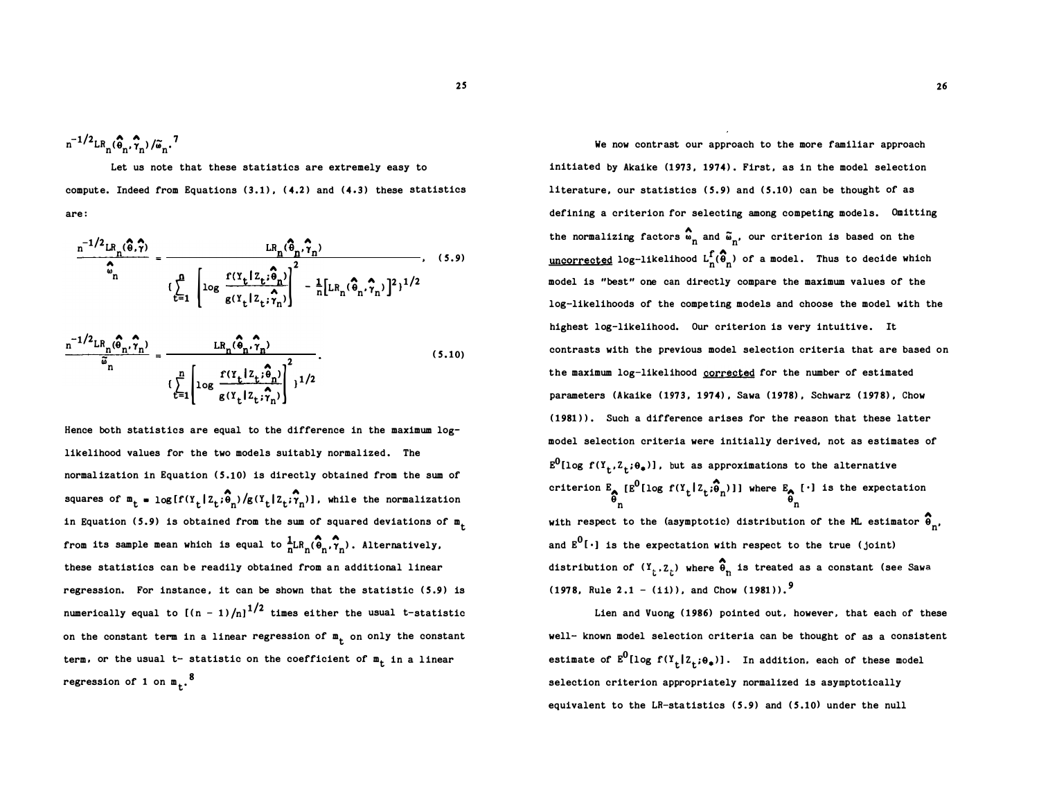$n^{-1/2}LR_n(\hat{\theta}_n,\hat{\gamma}_n)/\tilde{\omega}_n$.[7]

Let us note that these statistics are extremely easy to compute. Indeed from Equations (3.1), (4.2) and (4.3) these statistics are:

$$\frac{n^{-1/2}LR_n(\hat{\theta},\hat{\gamma})}{\hat{\omega}_n} = \frac{LR_n(\hat{\theta}_n,\hat{\gamma}_n)}{\left\{\sum_{t=1}^{n}\left[\log \frac{f(Y_t|Z_t;\hat{\theta}_n)}{g(Y_t|Z_t;\hat{\gamma}_n)}\right]^2 - \frac{1}{n}\left[LR_n(\hat{\theta}_n,\hat{\gamma}_n)\right]^2\right\}^{1/2}}, \quad (5.9)$$

$$\frac{n^{-1/2}LR_n(\hat{\theta}_n,\hat{\gamma}_n)}{\tilde{\omega}_n} = \frac{LR_n(\hat{\theta}_n,\hat{\gamma}_n)}{\left\{\sum_{t=1}^{n}\left[\log \frac{f(Y_t|Z_t;\hat{\theta}_n)}{g(Y_t|Z_t;\hat{\gamma}_n)}\right]^2\right\}^{1/2}}. \quad (5.10)$$

Hence both statistics are equal to the difference in the maximum log-likelihood values for the two models suitably normalized. The normalization in Equation (5.10) is directly obtained from the sum of squares of $m_t = \log[f(Y_t|Z_t;\hat{\theta}_n)/g(Y_t|Z_t;\hat{\gamma}_n)]$, while the normalization in Equation (5.9) is obtained from the sum of squared deviations of $m_t$ from its sample mean which is equal to $\frac{1}{n}LR_n(\hat{\theta}_n,\hat{\gamma}_n)$. Alternatively, these statistics can be readily obtained from an additional linear regression. For instance, it can be shown that the statistic (5.9) is numerically equal to $[(n-1)/n]^{1/2}$ times either the usual t-statistic on the constant term in a linear regression of $m_t$ on only the constant term, or the usual t- statistic on the coefficient of $m_t$ in a linear regression of 1 on $m_t$.[8]

We now contrast our approach to the more familiar approach initiated by Akaike (1973, 1974). First, as in the model selection literature, our statistics (5.9) and (5.10) can be thought of as defining a criterion for selecting among competing models. Omitting the normalizing factors $\hat{\omega}_n$ and $\tilde{\omega}_n$, our criterion is based on the <u>uncorrected</u> log-likelihood $L_n^f(\hat{\theta}_n)$ of a model. Thus to decide which model is "best" one can directly compare the maximum values of the log-likelihoods of the competing models and choose the model with the highest log-likelihood. Our criterion is very intuitive. It contrasts with the previous model selection criteria that are based on the maximum log-likelihood <u>corrected</u> for the number of estimated parameters (Akaike (1973, 1974), Sawa (1978), Schwarz (1978), Chow (1981)). Such a difference arises for the reason that these latter model selection criteria were initially derived, not as estimates of $E^0[\log f(Y_t,Z_t;\theta_*)]$, but as approximations to the alternative criterion $E_{\hat{\theta}_n}[E^0[\log f(Y_t|Z_t;\hat{\theta}_n)]]$ where $E_{\hat{\theta}_n}[\cdot]$ is the expectation with respect to the (asymptotic) distribution of the ML estimator $\hat{\theta}_n$, and $E^0[\cdot]$ is the expectation with respect to the true (joint) distribution of $(Y_t,Z_t)$ where $\hat{\theta}_n$ is treated as a constant (see Sawa (1978, Rule 2.1 - (ii)), and Chow (1981)).[9]

Lien and Vuong (1986) pointed out, however, that each of these well- known model selection criteria can be thought of as a consistent estimate of $E^0[\log f(Y_t|Z_t;\theta_*)]$. In addition, each of these model selection criterion appropriately normalized is asymptotically equivalent to the LR-statistics (5.9) and (5.10) under the null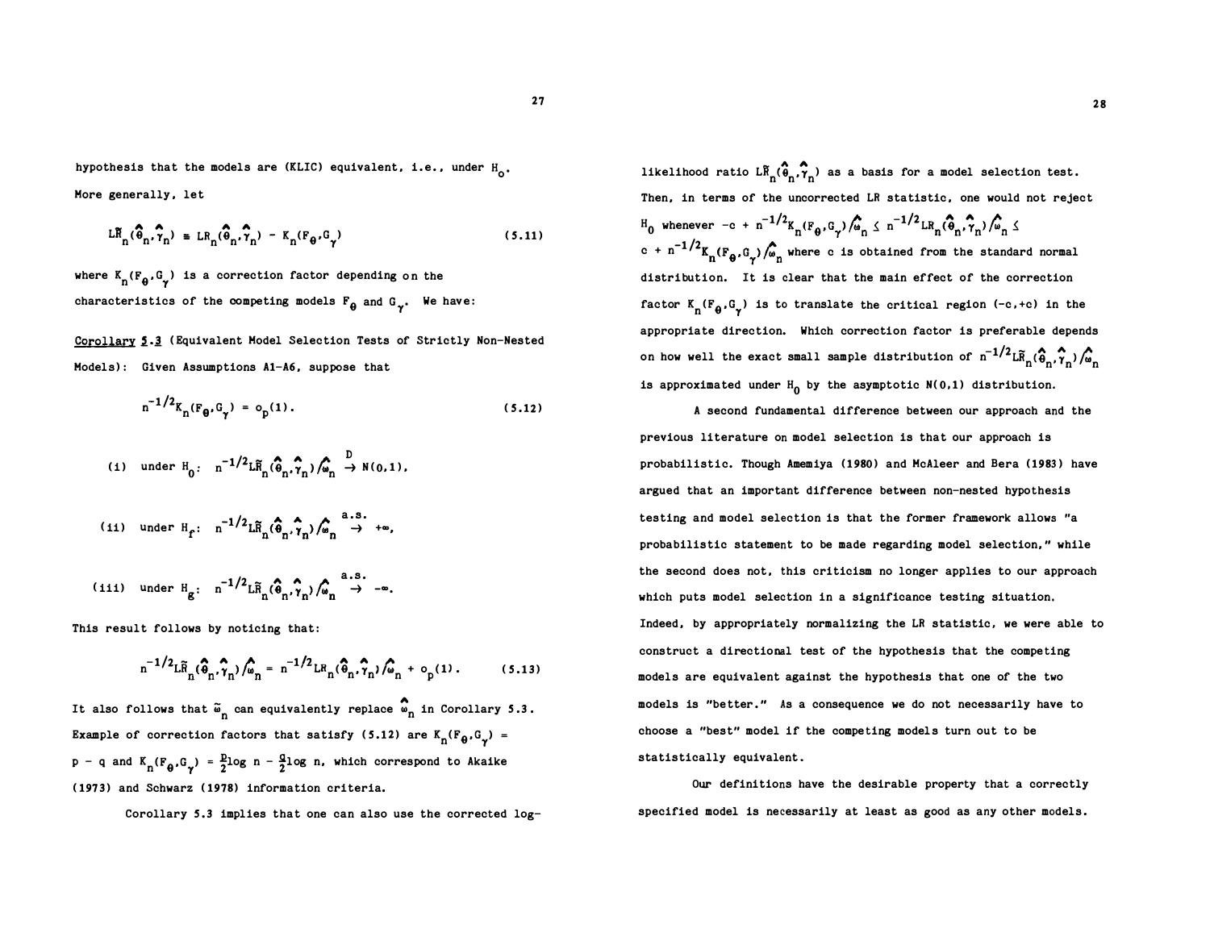hypothesis that the models are (KLIC) equivalent, i.e., under $H_0$. More generally, let

$$\tilde{LR}_n(\hat{\theta}_n,\hat{\gamma}_n) \equiv LR_n(\hat{\theta}_n,\hat{\gamma}_n) - K_n(F_\theta,G_\gamma) \tag{5.11}$$

where $K_n(F_\theta,G_\gamma)$ is a correction factor depending on the characteristics of the competing models $F_\theta$ and $G_\gamma$. We have:

Corollary 5.3 (Equivalent Model Selection Tests of Strictly Non-Nested Models): Given Assumptions A1-A6, suppose that

$$n^{-1/2}K_n(F_\theta,G_\gamma) = o_p(1). \tag{5.12}$$

(i) under $H_0$: $n^{-1/2}\tilde{LR}_n(\hat{\theta}_n,\hat{\gamma}_n)/\hat{\omega}_n \xrightarrow{D} N(0,1)$,

(ii) under $H_f$: $n^{-1/2}\tilde{LR}_n(\hat{\theta}_n,\hat{\gamma}_n)/\hat{\omega}_n \xrightarrow{a.s.} +\infty$,

(iii) under $H_g$: $n^{-1/2}\tilde{LR}_n(\hat{\theta}_n,\hat{\gamma}_n)/\hat{\omega}_n \xrightarrow{a.s.} -\infty$.

This result follows by noticing that:

$$n^{-1/2}\tilde{LR}_n(\hat{\theta}_n,\hat{\gamma}_n)/\hat{\omega}_n = n^{-1/2}LR_n(\hat{\theta}_n,\hat{\gamma}_n)/\hat{\omega}_n + o_p(1). \tag{5.13}$$

It also follows that $\tilde{\omega}_n$ can equivalently replace $\hat{\omega}_n$ in Corollary 5.3. Example of correction factors that satisfy (5.12) are $K_n(F_\theta,G_\gamma) = p - q$ and $K_n(F_\theta,G_\gamma) = \frac{p}{2}\log n - \frac{q}{2}\log n$, which correspond to Akaike (1973) and Schwarz (1978) information criteria.

Corollary 5.3 implies that one can also use the corrected log-likelihood ratio $\tilde{LR}_n(\hat{\theta}_n,\hat{\gamma}_n)$ as a basis for a model selection test. Then, in terms of the uncorrected LR statistic, one would not reject $H_0$ whenever $-c + n^{-1/2}K_n(F_\theta,G_\gamma)/\hat{\omega}_n \leq n^{-1/2}LR_n(\hat{\theta}_n,\hat{\gamma}_n)/\hat{\omega}_n \leq c + n^{-1/2}K_n(F_\theta,G_\gamma)/\hat{\omega}_n$ where c is obtained from the standard normal distribution. It is clear that the main effect of the correction factor $K_n(F_\theta,G_\gamma)$ is to translate the critical region $(-c,+c)$ in the appropriate direction. Which correction factor is preferable depends on how well the exact small sample distribution of $n^{-1/2}\tilde{LR}_n(\hat{\theta}_n,\hat{\gamma}_n)/\hat{\omega}_n$ is approximated under $H_0$ by the asymptotic $N(0,1)$ distribution.

A second fundamental difference between our approach and the previous literature on model selection is that our approach is probabilistic. Though Amemiya (1980) and McAleer and Bera (1983) have argued that an important difference between non-nested hypothesis testing and model selection is that the former framework allows "a probabilistic statement to be made regarding model selection," while the second does not, this criticism no longer applies to our approach which puts model selection in a significance testing situation. Indeed, by appropriately normalizing the LR statistic, we were able to construct a directional test of the hypothesis that the competing models are equivalent against the hypothesis that one of the two models is "better." As a consequence we do not necessarily have to choose a "best" model if the competing models turn out to be statistically equivalent.

Our definitions have the desirable property that a correctly specified model is necessarily at least as good as any other models.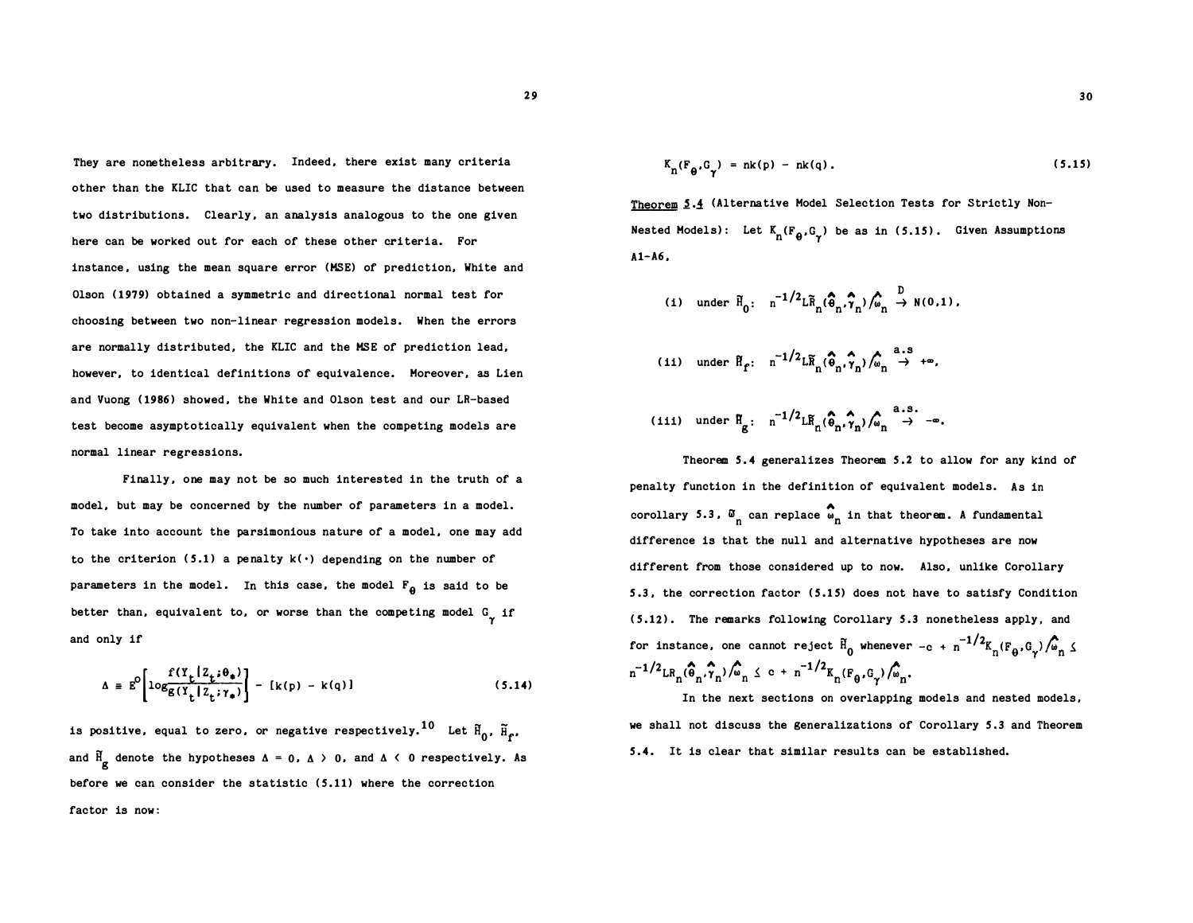They are nonetheless arbitrary. Indeed, there exist many criteria other than the KLIC that can be used to measure the distance between two distributions. Clearly, an analysis analogous to the one given here can be worked out for each of these other criteria. For instance, using the mean square error (MSE) of prediction, White and Olson (1979) obtained a symmetric and directional normal test for choosing between two non-linear regression models. When the errors are normally distributed, the KLIC and the MSE of prediction lead, however, to identical definitions of equivalence. Moreover, as Lien and Vuong (1986) showed, the White and Olson test and our LR-based test become asymptotically equivalent when the competing models are normal linear regressions.

Finally, one may not be so much interested in the truth of a model, but may be concerned by the number of parameters in a model. To take into account the parsimonious nature of a model, one may add to the criterion (5.1) a penalty $k(\cdot)$ depending on the number of parameters in the model. In this case, the model $F_\theta$ is said to be better than, equivalent to, or worse than the competing model $G_\gamma$ if and only if

$$\Delta \equiv E^0\left[\log\frac{f(Y_t|Z_t;\theta_*)}{g(Y_t|Z_t;\gamma_*)}\right] - [k(p) - k(q)] \tag{5.14}$$

is positive, equal to zero, or negative respectively.[10] Let $\tilde{H}_0$, $\tilde{H}_f$, and $\tilde{H}_g$ denote the hypotheses $\Delta = 0$, $\Delta > 0$, and $\Delta < 0$ respectively. As before we can consider the statistic (5.11) where the correction factor is now:

$$K_n(F_\theta, G_\gamma) = nk(p) - nk(q). \tag{5.15}$$

<u>Theorem 5.4</u> (Alternative Model Selection Tests for Strictly Non-Nested Models): Let $K_n(F_\theta, G_\gamma)$ be as in (5.15). Given Assumptions A1-A6,

(i) under $\tilde{H}_0$: $n^{-1/2}\tilde{LR}_n(\hat{\theta}_n,\hat{\gamma}_n)/\hat{\omega}_n \xrightarrow{D} N(0,1)$,

(ii) under $\tilde{H}_f$: $n^{-1/2}\tilde{LR}_n(\hat{\theta}_n,\hat{\gamma}_n)/\hat{\omega}_n \xrightarrow{a.s} +\infty$,

(iii) under $\tilde{H}_g$: $n^{-1/2}\tilde{LR}_n(\hat{\theta}_n,\hat{\gamma}_n)/\hat{\omega}_n \xrightarrow{a.s.} -\infty$.

Theorem 5.4 generalizes Theorem 5.2 to allow for any kind of penalty function in the definition of equivalent models. As in corollary 5.3, $\tilde{\omega}_n$ can replace $\hat{\omega}_n$ in that theorem. A fundamental difference is that the null and alternative hypotheses are now different from those considered up to now. Also, unlike Corollary 5.3, the correction factor (5.15) does not have to satisfy Condition (5.12). The remarks following Corollary 5.3 nonetheless apply, and for instance, one cannot reject $\tilde{H}_0$ whenever $-c + n^{-1/2}K_n(F_\theta,G_\gamma)/\hat{\omega}_n \le n^{-1/2}LR_n(\hat{\theta}_n,\hat{\gamma}_n)/\hat{\omega}_n \le c + n^{-1/2}K_n(F_\theta,G_\gamma)/\hat{\omega}_n$.

In the next sections on overlapping models and nested models, we shall not discuss the generalizations of Corollary 5.3 and Theorem 5.4. It is clear that similar results can be established.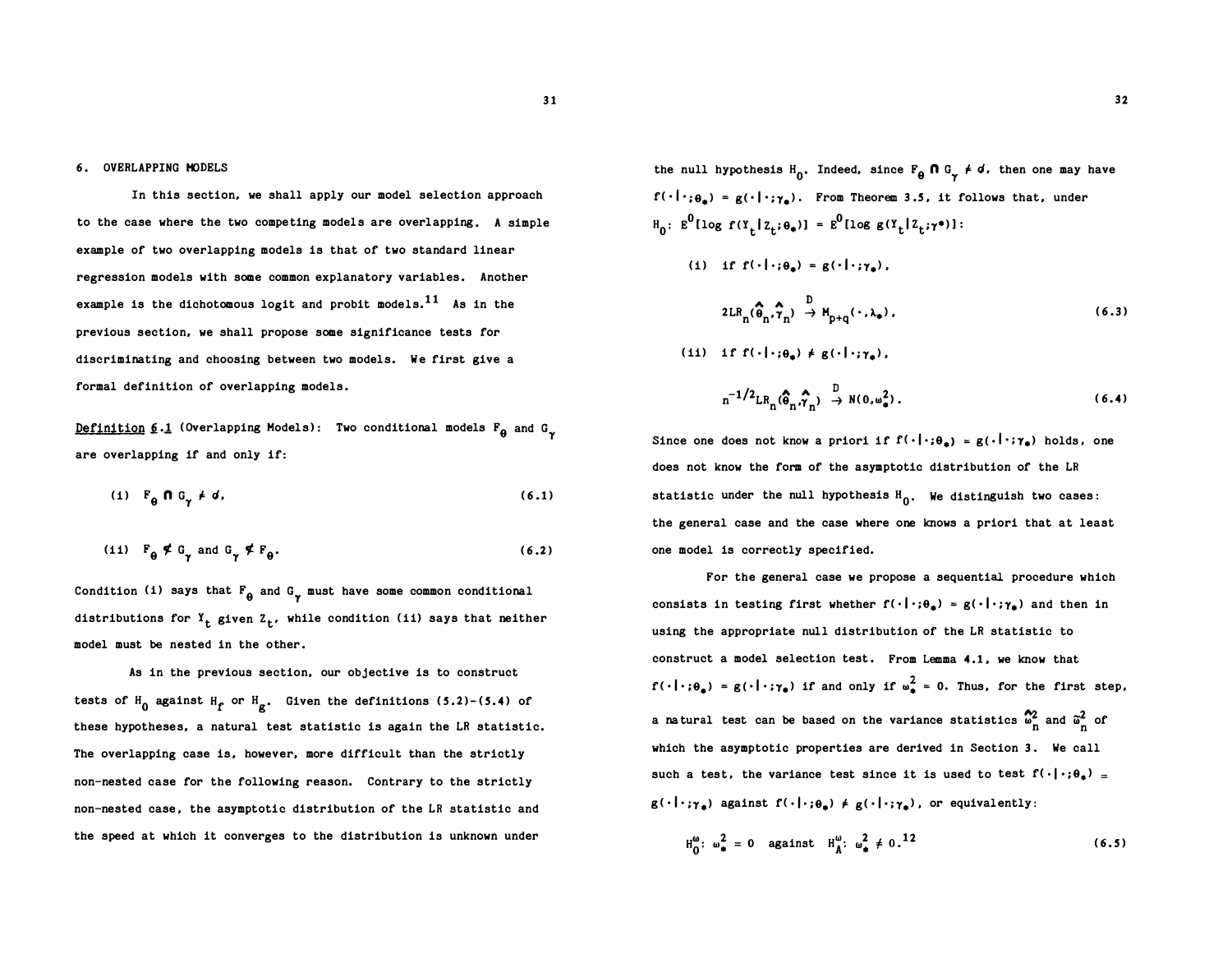## 6. OVERLAPPING MODELS

In this section, we shall apply our model selection approach to the case where the two competing models are overlapping. A simple example of two overlapping models is that of two standard linear regression models with some common explanatory variables. Another example is the dichotomous logit and probit models.[11] As in the previous section, we shall propose some significance tests for discriminating and choosing between two models. We first give a formal definition of overlapping models.

Definition 6.1 (Overlapping Models): Two conditional models $F_\theta$ and $G_\gamma$ are overlapping if and only if:

$$\text{(i)} \quad F_\theta \cap G_\gamma \neq \emptyset, \tag{6.1}$$

$$\text{(ii)} \quad F_\theta \not\subset G_\gamma \text{ and } G_\gamma \not\subset F_\theta. \tag{6.2}$$

Condition (i) says that $F_\theta$ and $G_\gamma$ must have some common conditional distributions for $Y_t$ given $Z_t$, while condition (ii) says that neither model must be nested in the other.

As in the previous section, our objective is to construct tests of $H_0$ against $H_f$ or $H_g$. Given the definitions (5.2)-(5.4) of these hypotheses, a natural test statistic is again the LR statistic. The overlapping case is, however, more difficult than the strictly non-nested case for the following reason. Contrary to the strictly non-nested case, the asymptotic distribution of the LR statistic and the speed at which it converges to the distribution is unknown under the null hypothesis $H_0$. Indeed, since $F_\theta \cap G_\gamma \neq \emptyset$, then one may have $f(\cdot|\cdot;\theta_*) = g(\cdot|\cdot;\gamma_*)$. From Theorem 3.5, it follows that, under $H_0$: $E^0[\log f(Y_t|Z_t;\theta_*)] = E^0[\log g(Y_t|Z_t;\gamma^*)]$:

(i) if $f(\cdot|\cdot;\theta_*) = g(\cdot|\cdot;\gamma_*)$,

$$2LR_n(\hat\theta_n,\hat\gamma_n) \xrightarrow{D} M_{p+q}(\cdot,\lambda_*), \tag{6.3}$$

(ii) if $f(\cdot|\cdot;\theta_*) \neq g(\cdot|\cdot;\gamma_*)$,

$$n^{-1/2}LR_n(\hat\theta_n,\hat\gamma_n) \xrightarrow{D} N(0,\omega_*^2). \tag{6.4}$$

Since one does not know a priori if $f(\cdot|\cdot;\theta_*) = g(\cdot|\cdot;\gamma_*)$ holds, one does not know the form of the asymptotic distribution of the LR statistic under the null hypothesis $H_0$. We distinguish two cases: the general case and the case where one knows a priori that at least one model is correctly specified.

For the general case we propose a sequential procedure which consists in testing first whether $f(\cdot|\cdot;\theta_*) = g(\cdot|\cdot;\gamma_*)$ and then in using the appropriate null distribution of the LR statistic to construct a model selection test. From Lemma 4.1, we know that $f(\cdot|\cdot;\theta_*) = g(\cdot|\cdot;\gamma_*)$ if and only if $\omega_*^2 = 0$. Thus, for the first step, a natural test can be based on the variance statistics $\hat\omega_n^2$ and $\tilde\omega_n^2$ of which the asymptotic properties are derived in Section 3. We call such a test, the variance test since it is used to test $f(\cdot|\cdot;\theta_*) = g(\cdot|\cdot;\gamma_*)$ against $f(\cdot|\cdot;\theta_*) \neq g(\cdot|\cdot;\gamma_*)$, or equivalently:

$$H_0^\omega: \omega_*^2 = 0 \quad \text{against} \quad H_A^\omega: \omega_*^2 \neq 0.[12] \tag{6.5}$$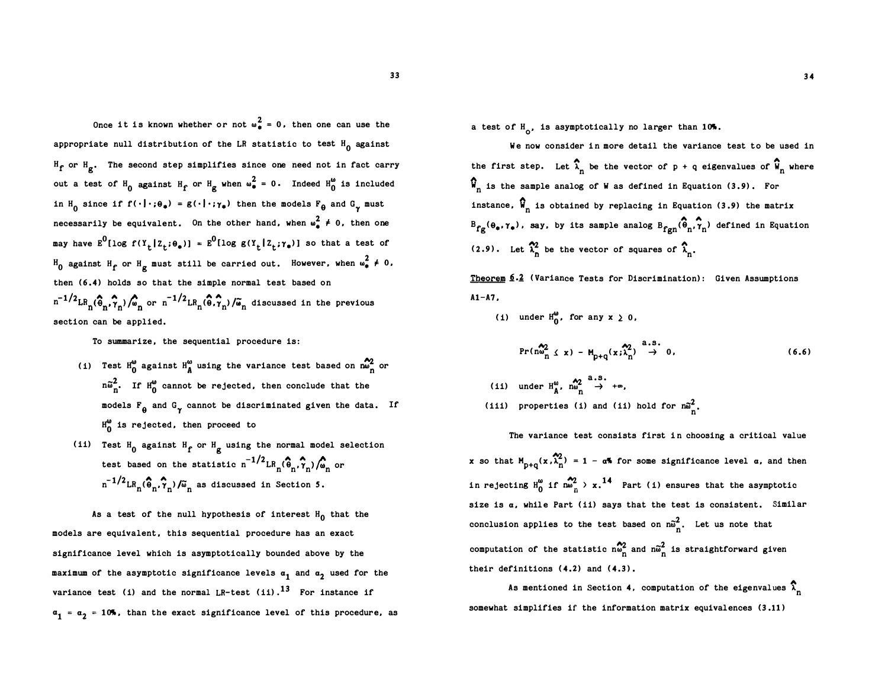Once it is known whether or not $\omega_*^2 = 0$, then one can use the appropriate null distribution of the LR statistic to test $H_0$ against $H_f$ or $H_g$. The second step simplifies since one need not in fact carry out a test of $H_0$ against $H_f$ or $H_g$ when $\omega_*^2 = 0$. Indeed $H_0^\omega$ is included in $H_0$ since if $f(\cdot|\cdot;\theta_*) = g(\cdot|\cdot;\gamma_*)$ then the models $F_\theta$ and $G_\gamma$ must necessarily be equivalent. On the other hand, when $\omega_*^2 \neq 0$, then one may have $E^0[\log f(Y_t|Z_t;\theta_*)] = E^0[\log g(Y_t|Z_t;\gamma_*)]$ so that a test of $H_0$ against $H_f$ or $H_g$ must still be carried out. However, when $\omega_*^2 \neq 0$, then (6.4) holds so that the simple normal test based on $n^{-1/2}LR_n(\hat{\theta}_n,\hat{\gamma}_n)/\hat{\omega}_n$ or $n^{-1/2}LR_n(\hat{\theta},\hat{\gamma}_n)/\tilde{\omega}_n$ discussed in the previous section can be applied.

To summarize, the sequential procedure is:

(i) Test $H_0^\omega$ against $H_A^\omega$ using the variance test based on $n\hat{\omega}_n^2$ or $n\tilde{\omega}_n^2$. If $H_0^\omega$ cannot be rejected, then conclude that the models $F_\theta$ and $G_\gamma$ cannot be discriminated given the data. If $H_0^\omega$ is rejected, then proceed to

(ii) Test $H_0$ against $H_f$ or $H_g$ using the normal model selection test based on the statistic $n^{-1/2}LR_n(\hat{\theta}_n,\hat{\gamma}_n)/\hat{\omega}_n$ or $n^{-1/2}LR_n(\hat{\theta}_n,\hat{\gamma}_n)/\tilde{\omega}_n$ as discussed in Section 5.

As a test of the null hypothesis of interest $H_0$ that the models are equivalent, this sequential procedure has an exact significance level which is asymptotically bounded above by the maximum of the asymptotic significance levels $\alpha_1$ and $\alpha_2$ used for the variance test (i) and the normal LR-test (ii).[13] For instance if $\alpha_1 = \alpha_2 = 10\%$, than the exact significance level of this procedure, as a test of $H_o$, is asymptotically no larger than 10%.

We now consider in more detail the variance test to be used in the first step. Let $\hat{\lambda}_n$ be the vector of p + q eigenvalues of $\hat{W}_n$ where $\hat{W}_n$ is the sample analog of W as defined in Equation (3.9). For instance, $\hat{W}_n$ is obtained by replacing in Equation (3.9) the matrix $B_{fg}(\theta_*,\gamma_*)$, say, by its sample analog $B_{fgn}(\hat{\theta}_n,\hat{\gamma}_n)$ defined in Equation (2.9). Let $\hat{\lambda}_n^2$ be the vector of squares of $\hat{\lambda}_n$.

<u>Theorem 6.2</u> (Variance Tests for Discrimination): Given Assumptions A1-A7,

(i) under $H_0^\omega$, for any $x \geq 0$,

$$\Pr(n\hat{\omega}_n^2 \leq x) - M_{p+q}(x;\hat{\lambda}_n^2) \overset{a.s.}{\rightarrow} 0, \tag{6.6}$$

(ii) under $H_A^\omega$, $n\hat{\omega}_n^2 \overset{a.s.}{\rightarrow} +\infty$,

(iii) properties (i) and (ii) hold for $n\tilde{\omega}_n^2$.

The variance test consists first in choosing a critical value x so that $M_{p+q}(x,\hat{\lambda}_n^2) = 1 - \alpha\%$ for some significance level $\alpha$, and then in rejecting $H_0^\omega$ if $n\hat{\omega}_n^2 > x$.[14] Part (i) ensures that the asymptotic size is $\alpha$, while Part (ii) says that the test is consistent. Similar conclusion applies to the test based on $n\tilde{\omega}_n^2$. Let us note that computation of the statistic $n\hat{\omega}_n^2$ and $n\tilde{\omega}_n^2$ is straightforward given their definitions (4.2) and (4.3).

As mentioned in Section 4, computation of the eigenvalues $\hat{\lambda}_n$ somewhat simplifies if the information matrix equivalences (3.11)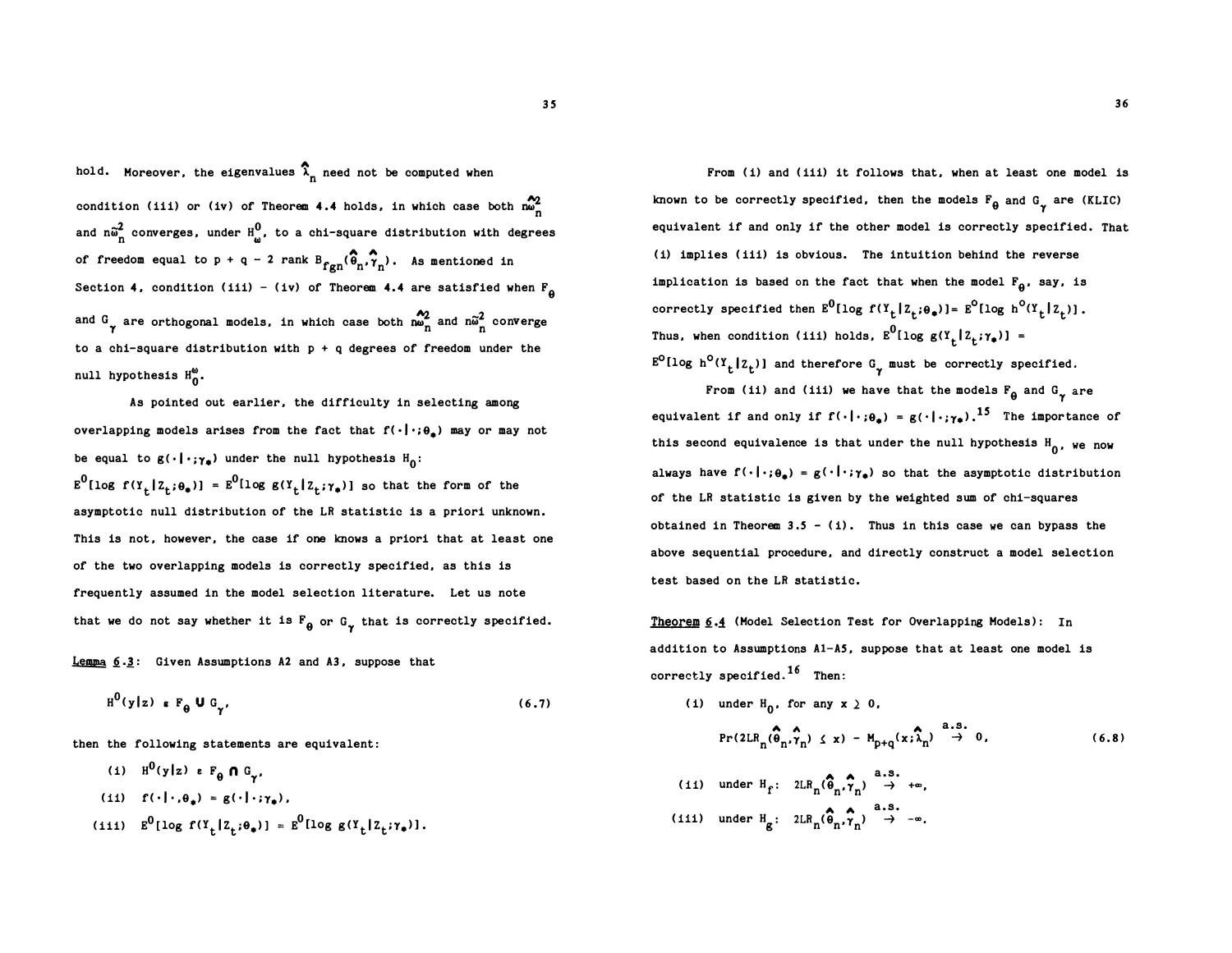hold. Moreover, the eigenvalues $\hat{\lambda}_n$ need not be computed when condition (iii) or (iv) of Theorem 4.4 holds, in which case both $n\hat{\omega}_n^2$ and $n\tilde{\omega}_n^2$ converges, under $H_\omega^0$, to a chi-square distribution with degrees of freedom equal to $p + q - 2 \text{ rank } B_{fgn}(\hat{\theta}_n, \hat{\gamma}_n)$. As mentioned in Section 4, condition (iii) - (iv) of Theorem 4.4 are satisfied when $F_\theta$ and $G_\gamma$ are orthogonal models, in which case both $n\hat{\omega}_n^2$ and $n\tilde{\omega}_n^2$ converge to a chi-square distribution with p + q degrees of freedom under the null hypothesis $H_0^\omega$.

As pointed out earlier, the difficulty in selecting among overlapping models arises from the fact that $f(\cdot|\cdot;\theta_*)$ may or may not be equal to $g(\cdot|\cdot;\gamma_*)$ under the null hypothesis $H_0$: $E^0[\log f(Y_t|Z_t;\theta_*)] = E^0[\log g(Y_t|Z_t;\gamma_*)]$ so that the form of the asymptotic null distribution of the LR statistic is a priori unknown. This is not, however, the case if one knows a priori that at least one of the two overlapping models is correctly specified, as this is frequently assumed in the model selection literature. Let us note that we do not say whether it is $F_\theta$ or $G_\gamma$ that is correctly specified.

Lemma 6.3: Given Assumptions A2 and A3, suppose that

$$H^0(y|z) \in F_\theta \cup G_\gamma, \tag{6.7}$$

then the following statements are equivalent:

(i) $H^0(y|z) \in F_\theta \cap G_\gamma$,

(ii) $f(\cdot|\cdot,\theta_*) = g(\cdot|\cdot;\gamma_*)$,

(iii) $E^0[\log f(Y_t|Z_t;\theta_*)] = E^0[\log g(Y_t|Z_t;\gamma_*)]$.

From (i) and (iii) it follows that, when at least one model is known to be correctly specified, then the models $F_\theta$ and $G_\gamma$ are (KLIC) equivalent if and only if the other model is correctly specified. That (i) implies (iii) is obvious. The intuition behind the reverse implication is based on the fact that when the model $F_\theta$, say, is correctly specified then $E^0[\log f(Y_t|Z_t;\theta_*)] = E^0[\log h^0(Y_t|Z_t)]$. Thus, when condition (iii) holds, $E^0[\log g(Y_t|Z_t;\gamma_*)] = E^0[\log h^0(Y_t|Z_t)]$ and therefore $G_\gamma$ must be correctly specified.

From (ii) and (iii) we have that the models $F_\theta$ and $G_\gamma$ are equivalent if and only if $f(\cdot|\cdot;\theta_*) = g(\cdot|\cdot;\gamma_*)$.[15] The importance of this second equivalence is that under the null hypothesis $H_0$, we now always have $f(\cdot|\cdot;\theta_*) = g(\cdot|\cdot;\gamma_*)$ so that the asymptotic distribution of the LR statistic is given by the weighted sum of chi-squares obtained in Theorem 3.5 - (i). Thus in this case we can bypass the above sequential procedure, and directly construct a model selection test based on the LR statistic.

Theorem 6.4 (Model Selection Test for Overlapping Models): In addition to Assumptions A1-A5, suppose that at least one model is correctly specified.[16] Then:

(i) under $H_0$, for any $x \geq 0$,

$$\Pr(2LR_n(\hat{\theta}_n,\hat{\gamma}_n) \leq x) - M_{p+q}(x;\hat{\lambda}_n) \overset{a.s.}{\to} 0, \tag{6.8}$$

(ii) under $H_f$: $2LR_n(\hat{\theta}_n,\hat{\gamma}_n) \overset{a.s.}{\to} +\infty$,

(iii) under $H_g$: $2LR_n(\hat{\theta}_n,\hat{\gamma}_n) \overset{a.s.}{\to} -\infty$.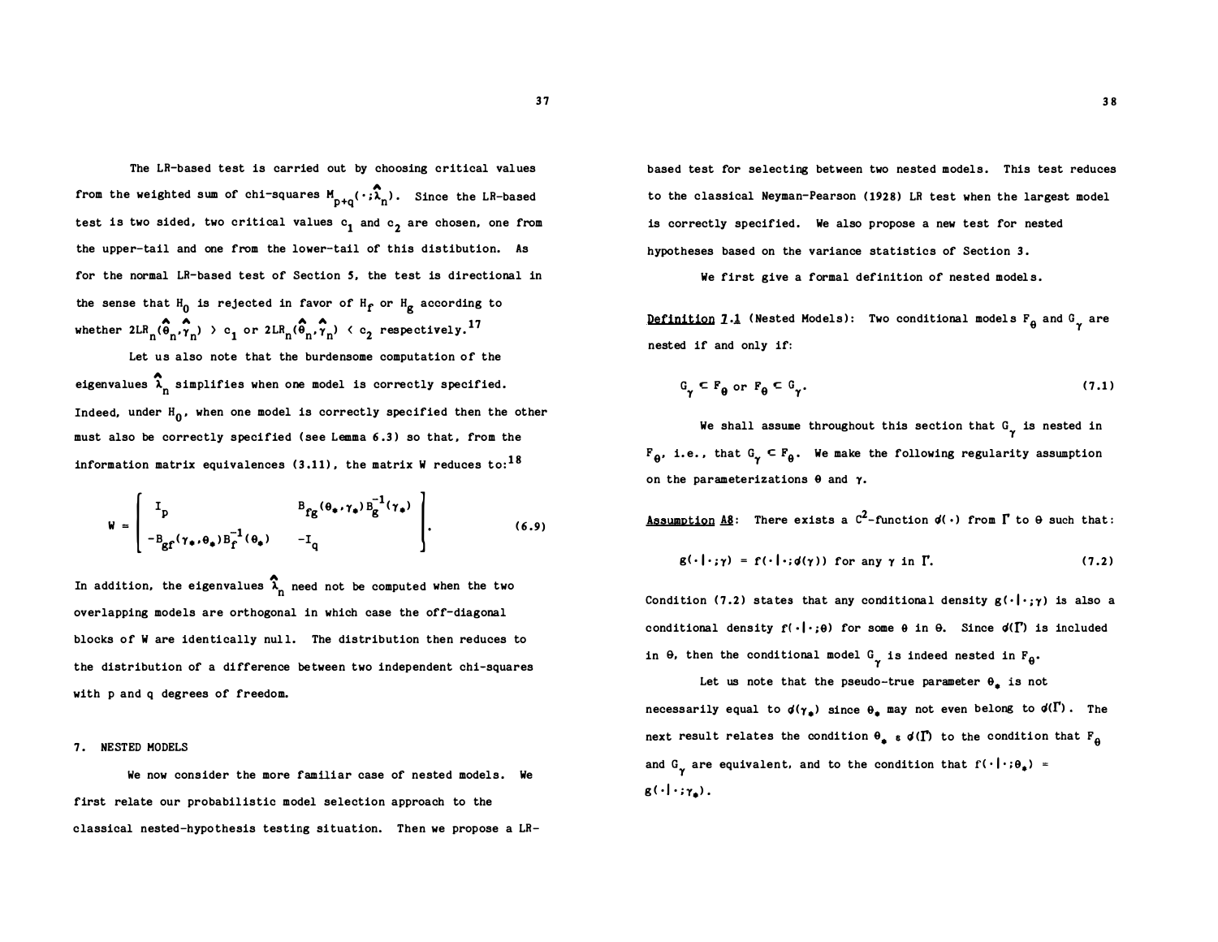The LR-based test is carried out by choosing critical values from the weighted sum of chi-squares $M_{p+q}(\cdot;\hat{\lambda}_n)$. Since the LR-based test is two sided, two critical values $c_1$ and $c_2$ are chosen, one from the upper-tail and one from the lower-tail of this distibution. As for the normal LR-based test of Section 5, the test is directional in the sense that $H_0$ is rejected in favor of $H_f$ or $H_g$ according to whether $2LR_n(\hat{\theta}_n,\hat{\gamma}_n) > c_1$ or $2LR_n(\hat{\theta}_n,\hat{\gamma}_n) < c_2$ respectively.[17]

Let us also note that the burdensome computation of the eigenvalues $\hat{\lambda}_n$ simplifies when one model is correctly specified. Indeed, under $H_0$, when one model is correctly specified then the other must also be correctly specified (see Lemma 6.3) so that, from the information matrix equivalences (3.11), the matrix W reduces to:[18]

$$W = \begin{bmatrix} I_p & B_{fg}(\theta_*,\gamma_*)B_g^{-1}(\gamma_*) \\ -B_{gf}(\gamma_*,\theta_*)B_f^{-1}(\theta_*) & -I_q \end{bmatrix}. \tag{6.9}$$

In addition, the eigenvalues $\hat{\lambda}_n$ need not be computed when the two overlapping models are orthogonal in which case the off-diagonal blocks of W are identically null. The distribution then reduces to the distribution of a difference between two independent chi-squares with p and q degrees of freedom.

## 7. NESTED MODELS

We now consider the more familiar case of nested models. We first relate our probabilistic model selection approach to the classical nested-hypothesis testing situation. Then we propose a LR-based test for selecting between two nested models. This test reduces to the classical Neyman-Pearson (1928) LR test when the largest model is correctly specified. We also propose a new test for nested hypotheses based on the variance statistics of Section 3.

We first give a formal definition of nested models.

Definition 7.1 (Nested Models): Two conditional models $F_\theta$ and $G_\gamma$ are nested if and only if:

$$G_\gamma \subset F_\theta \text{ or } F_\theta \subset G_\gamma. \tag{7.1}$$

We shall assume throughout this section that $G_\gamma$ is nested in $F_\theta$, i.e., that $G_\gamma \subset F_\theta$. We make the following regularity assumption on the parameterizations $\theta$ and $\gamma$.

Assumption A8: There exists a $C^2$-function $\phi(\cdot)$ from $\Gamma$ to $\Theta$ such that:

$$g(\cdot|\cdot;\gamma) = f(\cdot|\cdot;\phi(\gamma)) \text{ for any } \gamma \text{ in } \Gamma. \tag{7.2}$$

Condition (7.2) states that any conditional density $g(\cdot|\cdot;\gamma)$ is also a conditional density $f(\cdot|\cdot;\theta)$ for some $\theta$ in $\Theta$. Since $\phi(\Gamma)$ is included in $\Theta$, then the conditional model $G_\gamma$ is indeed nested in $F_\theta$.

Let us note that the pseudo-true parameter $\theta_*$ is not necessarily equal to $\phi(\gamma_*)$ since $\theta_*$ may not even belong to $\phi(\Gamma)$. The next result relates the condition $\theta_* \in \phi(\Gamma)$ to the condition that $F_\theta$ and $G_\gamma$ are equivalent, and to the condition that $f(\cdot|\cdot;\theta_*) = g(\cdot|\cdot;\gamma_*)$.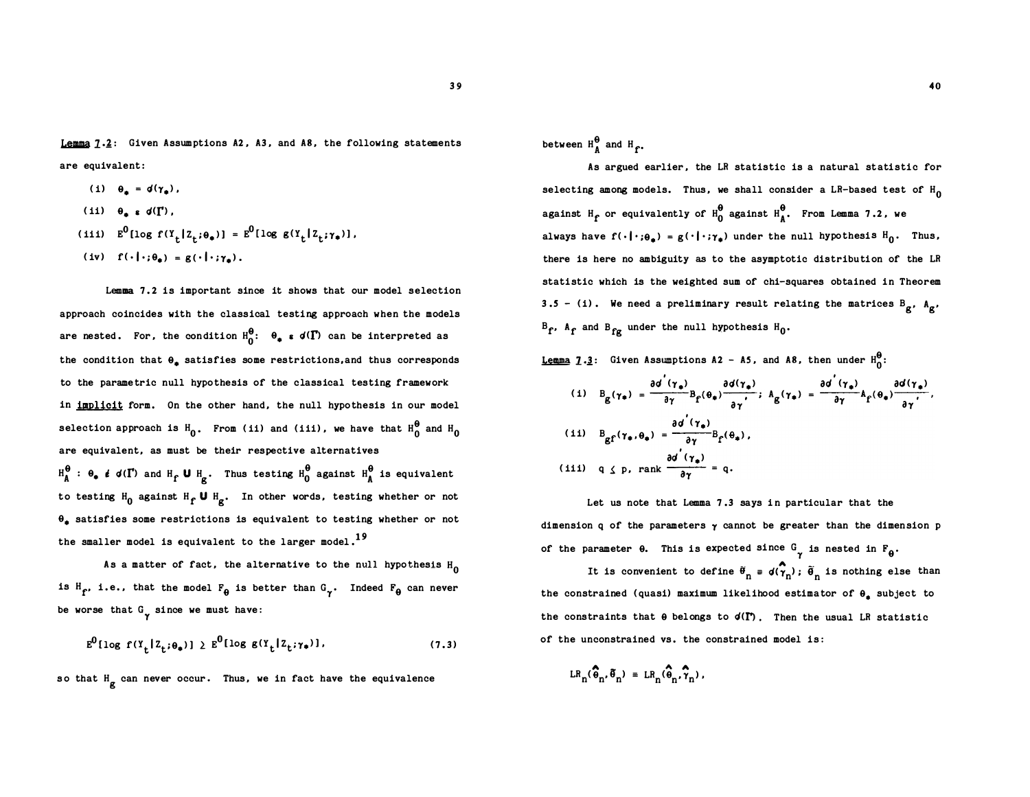**Lemma 7.2**: Given Assumptions A2, A3, and A8, the following statements are equivalent:

(i) $\theta_* = \phi(\gamma_*)$,

(ii) $\theta_* \in \phi(\Gamma)$,

(iii) $E^0[\log f(Y_t|Z_t;\theta_*)] = E^0[\log g(Y_t|Z_t;\gamma_*)]$,

(iv) $f(\cdot|\cdot;\theta_*) = g(\cdot|\cdot;\gamma_*)$.

Lemma 7.2 is important since it shows that our model selection approach coincides with the classical testing approach when the models are nested. For, the condition $H_0^\theta$: $\theta_* \in \phi(\Gamma)$ can be interpreted as the condition that $\theta_*$ satisfies some restrictions, and thus corresponds to the parametric null hypothesis of the classical testing framework in implicit form. On the other hand, the null hypothesis in our model selection approach is $H_0$. From (ii) and (iii), we have that $H_0^\theta$ and $H_0$ are equivalent, as must be their respective alternatives $H_A^\theta$ : $\theta_* \notin \phi(\Gamma)$ and $H_f \cup H_g$. Thus testing $H_0^\theta$ against $H_A^\theta$ is equivalent to testing $H_0$ against $H_f \cup H_g$. In other words, testing whether or not $\theta_*$ satisfies some restrictions is equivalent to testing whether or not the smaller model is equivalent to the larger model.[19]

As a matter of fact, the alternative to the null hypothesis $H_0$ is $H_f$, i.e., that the model $F_\theta$ is better than $G_\gamma$. Indeed $F_\theta$ can never be worse that $G_\gamma$ since we must have:

$$E^0[\log f(Y_t|Z_t;\theta_*)] \geq E^0[\log g(Y_t|Z_t;\gamma_*)], \tag{7.3}$$

so that $H_g$ can never occur. Thus, we in fact have the equivalence between $H_A^\theta$ and $H_f$.

As argued earlier, the LR statistic is a natural statistic for selecting among models. Thus, we shall consider a LR-based test of $H_0$ against $H_f$ or equivalently of $H_0^\theta$ against $H_A^\theta$. From Lemma 7.2, we always have $f(\cdot|\cdot;\theta_*) = g(\cdot|\cdot;\gamma_*)$ under the null hypothesis $H_0$. Thus, there is here no ambiguity as to the asymptotic distribution of the LR statistic which is the weighted sum of chi-squares obtained in Theorem 3.5 - (i). We need a preliminary result relating the matrices $B_g$, $A_g$, $B_f$, $A_f$ and $B_{fg}$ under the null hypothesis $H_0$.

**Lemma 7.3**: Given Assumptions A2 - A5, and A8, then under $H_0^\theta$:

(i) $B_g(\gamma_*) = \dfrac{\partial\phi'(\gamma_*)}{\partial\gamma} B_f(\theta_*) \dfrac{\partial\phi(\gamma_*)}{\partial\gamma'}$; $A_g(\gamma_*) = \dfrac{\partial\phi'(\gamma_*)}{\partial\gamma} A_f(\theta_*) \dfrac{\partial\phi(\gamma_*)}{\partial\gamma'}$,

(ii) $B_{gf}(\gamma_*,\theta_*) = \dfrac{\partial\phi'(\gamma_*)}{\partial\gamma} B_f(\theta_*)$,

(iii) $q \leq p$, rank $\dfrac{\partial\phi'(\gamma_*)}{\partial\gamma} = q$.

Let us note that Lemma 7.3 says in particular that the dimension $q$ of the parameters $\gamma$ cannot be greater than the dimension $p$ of the parameter $\theta$. This is expected since $G_\gamma$ is nested in $F_\theta$.

It is convenient to define $\tilde{\theta}_n \equiv \phi(\hat{\gamma}_n)$; $\tilde{\theta}_n$ is nothing else than the constrained (quasi) maximum likelihood estimator of $\theta_*$ subject to the constraints that $\theta$ belongs to $\phi(\Gamma)$. Then the usual LR statistic of the unconstrained vs. the constrained model is:

$$LR_n(\hat{\theta}_n,\tilde{\theta}_n) \equiv LR_n(\hat{\theta}_n,\hat{\gamma}_n),$$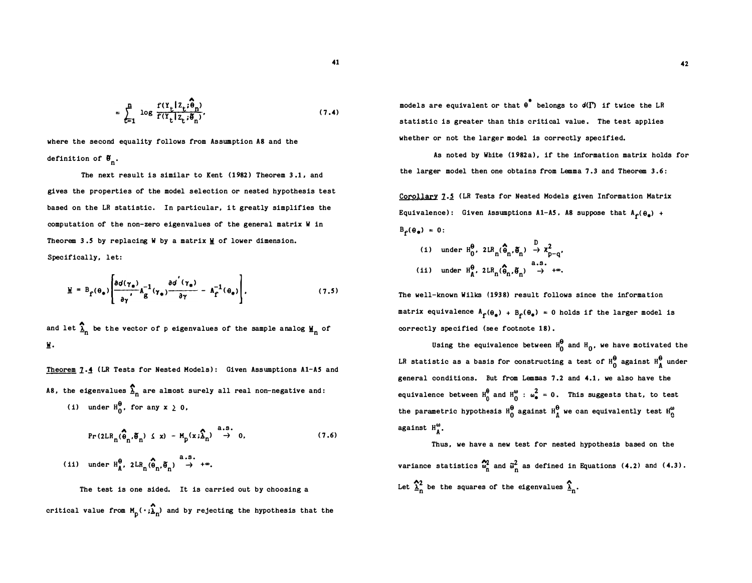$$= \sum_{t=1}^{n} \log \frac{f(Y_t | Z_t; \hat{\theta}_n)}{f(Y_t | Z_t; \tilde{\theta}_n)}, \tag{7.4}$$

where the second equality follows from Assumption A8 and the definition of $\tilde{\theta}_n$.

The next result is similar to Kent (1982) Theorem 3.1, and gives the properties of the model selection or nested hypothesis test based on the LR statistic. In particular, it greatly simplifies the computation of the non-zero eigenvalues of the general matrix W in Theorem 3.5 by replacing W by a matrix $\underline{W}$ of lower dimension. Specifically, let:

$$\underline{W} = B_f(\theta_*) \left[ \frac{\partial \phi(\gamma_*)}{\partial \gamma'} A_g^{-1}(\gamma_*) \frac{\partial \phi'(\gamma_*)}{\partial \gamma} - A_f^{-1}(\theta_*) \right], \tag{7.5}$$

and let $\hat{\underline{\lambda}}_n$ be the vector of p eigenvalues of the sample analog $\underline{W}_n$ of $\underline{W}$.

<u>Theorem 7.4</u> (LR Tests for Nested Models): Given Assumptions A1-A5 and A8, the eigenvalues $\hat{\underline{\lambda}}_n$ are almost surely all real non-negative and:

(i) under $H_0^\theta$, for any $x \geq 0$,

$$\Pr(2LR_n(\hat{\theta}_n, \tilde{\theta}_n) \leq x) - M_p(x; \hat{\underline{\lambda}}_n) \overset{a.s.}{\to} 0, \tag{7.6}$$

(ii) under $H_A^\theta$, $2LR_n(\hat{\theta}_n, \tilde{\theta}_n) \overset{a.s.}{\to} +\infty$.

The test is one sided. It is carried out by choosing a critical value from $M_p(\cdot; \hat{\underline{\lambda}}_n)$ and by rejecting the hypothesis that the models are equivalent or that $\theta^*$ belongs to $\phi(\Gamma)$ if twice the LR statistic is greater than this critical value. The test applies whether or not the larger model is correctly specified.

As noted by White (1982a), if the information matrix holds for the larger model then one obtains from Lemma 7.3 and Theorem 3.6:

<u>Corollary 7.5</u> (LR Tests for Nested Models given Information Matrix Equivalence): Given Assumptions A1-A5, A8 suppose that $A_f(\theta_*) + B_f(\theta_*) = 0$:

(i) under $H_0^\theta$, $2LR_n(\hat{\theta}_n, \tilde{\theta}_n) \overset{D}{\to} \chi^2_{p-q}$,

(ii) under $H_A^\theta$, $2LR_n(\hat{\theta}_n, \tilde{\theta}_n) \overset{a.s.}{\to} +\infty$.

The well-known Wilks (1938) result follows since the information matrix equivalence $A_f(\theta_*) + B_f(\theta_*) = 0$ holds if the larger model is correctly specified (see footnote 18).

Using the equivalence between $H_0^\theta$ and $H_0$, we have motivated the LR statistic as a basis for constructing a test of $H_0^\theta$ against $H_A^\theta$ under general conditions. But from Lemmas 7.2 and 4.1, we also have the equivalence between $H_0^\theta$ and $H_0^\omega : \omega_*^2 = 0$. This suggests that, to test the parametric hypothesis $H_0^\theta$ against $H_A^\theta$ we can equivalently test $H_0^\omega$ against $H_A^\omega$.

Thus, we have a new test for nested hypothesis based on the variance statistics $\hat{\omega}_n^2$ and $\tilde{\omega}_n^2$ as defined in Equations (4.2) and (4.3). Let $\hat{\underline{\lambda}}_n^2$ be the squares of the eigenvalues $\hat{\underline{\lambda}}_n$.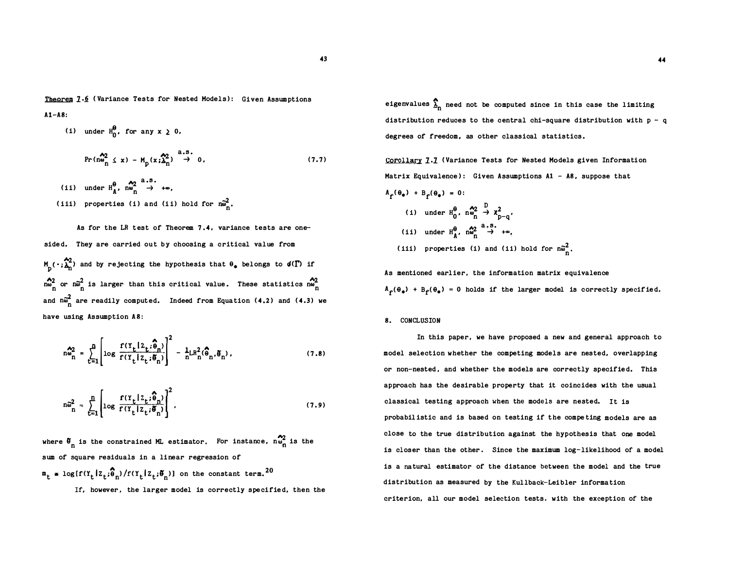**Theorem 7.6** (Variance Tests for Nested Models): Given Assumptions A1–A8:

(i) under $H_0^\theta$, for any $x \geq 0$,

$$\Pr(n\hat{\omega}_n^2 \leq x) - M_p(x;\hat{\lambda}_n^2) \overset{a.s.}{\to} 0, \tag{7.7}$$

(ii) under $H_A^\theta$, $n\hat{\omega}_n^2 \overset{a.s.}{\to} +\infty$,

(iii) properties (i) and (ii) hold for $n\tilde{\omega}_n^2$.

As for the LR test of Theorem 7.4, variance tests are one-sided. They are carried out by choosing a critical value from $M_p(\cdot;\hat{\lambda}_n^2)$ and by rejecting the hypothesis that $\theta_*$ belongs to $d(\Gamma)$ if $n\hat{\omega}_n^2$ or $n\tilde{\omega}_n^2$ is larger than this critical value. These statistics $n\hat{\omega}_n^2$ and $n\tilde{\omega}_n^2$ are readily computed. Indeed from Equation (4.2) and (4.3) we have using Assumption A8:

$$n\hat{\omega}_n^2 = \sum_{t=1}^{n}\left[\log\frac{f(Y_t|Z_t;\hat{\theta}_n)}{f(Y_t|Z_t;\tilde{\theta}_n)}\right]^2 - \frac{1}{n}LR_n^2(\hat{\theta}_n,\tilde{\theta}_n), \tag{7.8}$$

$$n\tilde{\omega}_n^2 = \sum_{t=1}^{n}\left[\log\frac{f(Y_t|Z_t;\hat{\theta}_n)}{f(Y_t|Z_t;\tilde{\theta}_n)}\right]^2, \tag{7.9}$$

where $\tilde{\theta}_n$ is the constrained ML estimator. For instance, $n\hat{\omega}_n^2$ is the sum of square residuals in a linear regression of $m_t = \log[f(Y_t|Z_t;\hat{\theta}_n)/f(Y_t|Z_t;\tilde{\theta}_n)]$ on the constant term.[20]

If, however, the larger model is correctly specified, then the eigenvalues $\hat{\lambda}_n$ need not be computed since in this case the limiting distribution reduces to the central chi-square distribution with $p - q$ degrees of freedom, as other classical statistics.

**Corollary 7.7** (Variance Tests for Nested Models given Information Matrix Equivalence): Given Assumptions A1 – A8, suppose that $A_f(\theta_*) + B_f(\theta_*) = 0$:

(i) under $H_0^\theta$, $n\hat{\omega}_n^2 \overset{D}{\to} \chi^2_{p-q}$,

(ii) under $H_A^\theta$, $n\hat{\omega}_n^2 \overset{a.s.}{\to} +\infty$,

(iii) properties (i) and (ii) hold for $n\tilde{\omega}_n^2$.

As mentioned earlier, the information matrix equivalence $A_f(\theta_*) + B_f(\theta_*) = 0$ holds if the larger model is correctly specified.

## 8. CONCLUSION

In this paper, we have proposed a new and general approach to model selection whether the competing models are nested, overlapping or non-nested, and whether the models are correctly specified. This approach has the desirable property that it coincides with the usual classical testing approach when the models are nested. It is probabilistic and is based on testing if the competing models are as close to the true distribution against the hypothesis that one model is closer than the other. Since the maximum log-likelihood of a model is a natural estimator of the distance between the model and the true distribution as measured by the Kullback-Leibler information criterion, all our model selection tests, with the exception of the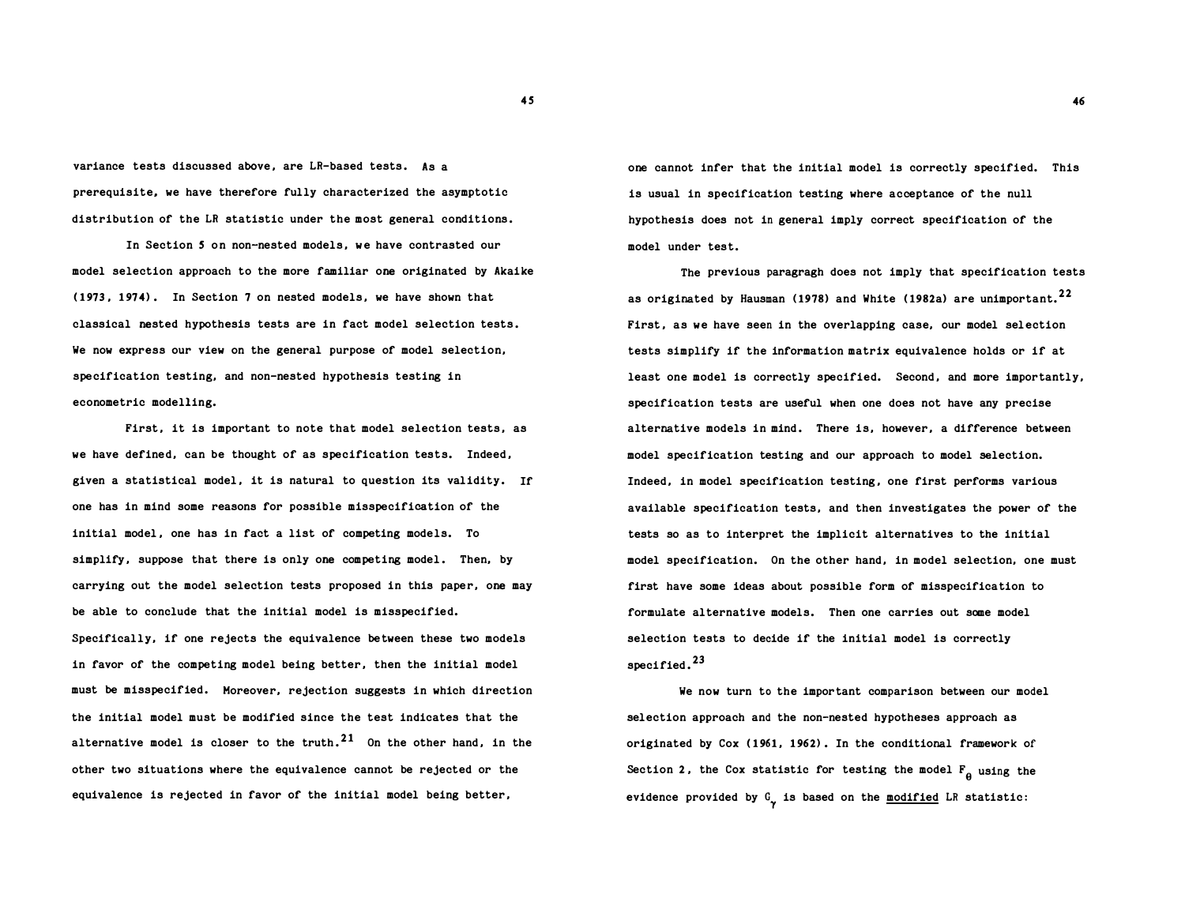variance tests discussed above, are LR-based tests. As a prerequisite, we have therefore fully characterized the asymptotic distribution of the LR statistic under the most general conditions.

In Section 5 on non-nested models, we have contrasted our model selection approach to the more familiar one originated by Akaike (1973, 1974). In Section 7 on nested models, we have shown that classical nested hypothesis tests are in fact model selection tests. We now express our view on the general purpose of model selection, specification testing, and non-nested hypothesis testing in econometric modelling.

First, it is important to note that model selection tests, as we have defined, can be thought of as specification tests. Indeed, given a statistical model, it is natural to question its validity. If one has in mind some reasons for possible misspecification of the initial model, one has in fact a list of competing models. To simplify, suppose that there is only one competing model. Then, by carrying out the model selection tests proposed in this paper, one may be able to conclude that the initial model is misspecified. Specifically, if one rejects the equivalence between these two models in favor of the competing model being better, then the initial model must be misspecified. Moreover, rejection suggests in which direction the initial model must be modified since the test indicates that the alternative model is closer to the truth.[21] On the other hand, in the other two situations where the equivalence cannot be rejected or the equivalence is rejected in favor of the initial model being better, one cannot infer that the initial model is correctly specified. This is usual in specification testing where acceptance of the null hypothesis does not in general imply correct specification of the model under test.

The previous paragragh does not imply that specification tests as originated by Hausman (1978) and White (1982a) are unimportant.[22] First, as we have seen in the overlapping case, our model selection tests simplify if the information matrix equivalence holds or if at least one model is correctly specified. Second, and more importantly, specification tests are useful when one does not have any precise alternative models in mind. There is, however, a difference between model specification testing and our approach to model selection. Indeed, in model specification testing, one first performs various available specification tests, and then investigates the power of the tests so as to interpret the implicit alternatives to the initial model specification. On the other hand, in model selection, one must first have some ideas about possible form of misspecification to formulate alternative models. Then one carries out some model selection tests to decide if the initial model is correctly specified.[23]

We now turn to the important comparison between our model selection approach and the non-nested hypotheses approach as originated by Cox (1961, 1962). In the conditional framework of Section 2, the Cox statistic for testing the model $F_\theta$ using the evidence provided by $G_\gamma$ is based on the <u>modified</u> LR statistic: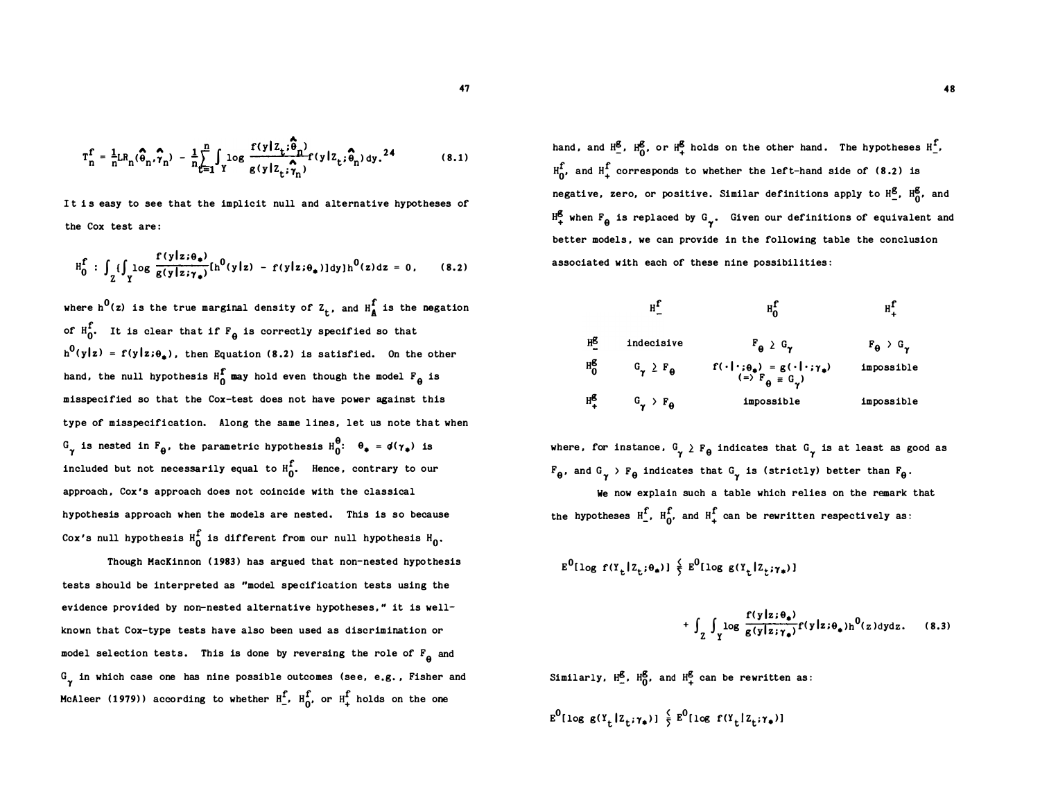$$T_n^f = \frac{1}{n} LR_n(\hat{\theta}_n, \hat{\gamma}_n) - \frac{1}{n}\sum_{t=1}^{n} \int_Y \log \frac{f(y|Z_t;\hat{\theta}_n)}{g(y|Z_t;\hat{\gamma}_n)} f(y|Z_t;\hat{\theta}_n)\,dy.^{24} \tag{8.1}$$

It is easy to see that the implicit null and alternative hypotheses of the Cox test are:

$$H_0^f : \int_Z \{\int_Y \log \frac{f(y|z;\theta_*)}{g(y|z;\gamma_*)}[h^0(y|z) - f(y|z;\theta_*)]dy\}h^0(z)dz = 0, \tag{8.2}$$

where $h^0(z)$ is the true marginal density of $Z_t$, and $H_A^f$ is the negation of $H_0^f$. It is clear that if $F_\theta$ is correctly specified so that $h^0(y|z) = f(y|z;\theta_*)$, then Equation (8.2) is satisfied. On the other hand, the null hypothesis $H_0^f$ may hold even though the model $F_\theta$ is misspecified so that the Cox-test does not have power against this type of misspecification. Along the same lines, let us note that when $G_\gamma$ is nested in $F_\theta$, the parametric hypothesis $H_0^\theta$: $\theta_* = \phi(\gamma_*)$ is included but not necessarily equal to $H_0^f$. Hence, contrary to our approach, Cox's approach does not coincide with the classical hypothesis approach when the models are nested. This is so because Cox's null hypothesis $H_0^f$ is different from our null hypothesis $H_0$.

Though MacKinnon (1983) has argued that non-nested hypothesis tests should be interpreted as "model specification tests using the evidence provided by non-nested alternative hypotheses," it is well-known that Cox-type tests have also been used as discrimination or model selection tests. This is done by reversing the role of $F_\theta$ and $G_\gamma$ in which case one has nine possible outcomes (see, e.g., Fisher and McAleer (1979)) according to whether $H_-^f$, $H_0^f$, or $H_+^f$ holds on the one hand, and $H_-^g$, $H_0^g$, or $H_+^g$ holds on the other hand. The hypotheses $H_-^f$, $H_0^f$, and $H_+^f$ corresponds to whether the left-hand side of (8.2) is negative, zero, or positive. Similar definitions apply to $H_-^g$, $H_0^g$, and $H_+^g$ when $F_\theta$ is replaced by $G_\gamma$. Given our definitions of equivalent and better models, we can provide in the following table the conclusion associated with each of these nine possibilities:

| | $H_-^f$ | $H_0^f$ | $H_+^f$ |
|---|---|---|---|
| $H_-^g$ | indecisive | $F_\theta \geq G_\gamma$ | $F_\theta > G_\gamma$ |
| $H_0^g$ | $G_\gamma \geq F_\theta$ | $f(\cdot\|\cdot;\theta_*) = g(\cdot\|\cdot;\gamma_*)$ $(\Rightarrow F_\theta \equiv G_\gamma)$ | impossible |
| $H_+^g$ | $G_\gamma > F_\theta$ | impossible | impossible |

where, for instance, $G_\gamma \geq F_\theta$ indicates that $G_\gamma$ is at least as good as $F_\theta$, and $G_\gamma > F_\theta$ indicates that $G_\gamma$ is (strictly) better than $F_\theta$.

We now explain such a table which relies on the remark that the hypotheses $H_-^f$, $H_0^f$, and $H_+^f$ can be rewritten respectively as:

$$E^0[\log f(Y_t|Z_t;\theta_*)] \lesseqgtr E^0[\log g(Y_t|Z_t;\gamma_*)]$$

$$+ \int_Z \int_Y \log \frac{f(y|z;\theta_*)}{g(y|z;\gamma_*)} f(y|z;\theta_*)h^0(z)dydz. \tag{8.3}$$

Similarly, $H_-^g$, $H_0^g$, and $H_+^g$ can be rewritten as:

$$E^0[\log g(Y_t|Z_t;\gamma_*)] \lesseqgtr E^0[\log f(Y_t|Z_t;\gamma_*)]$$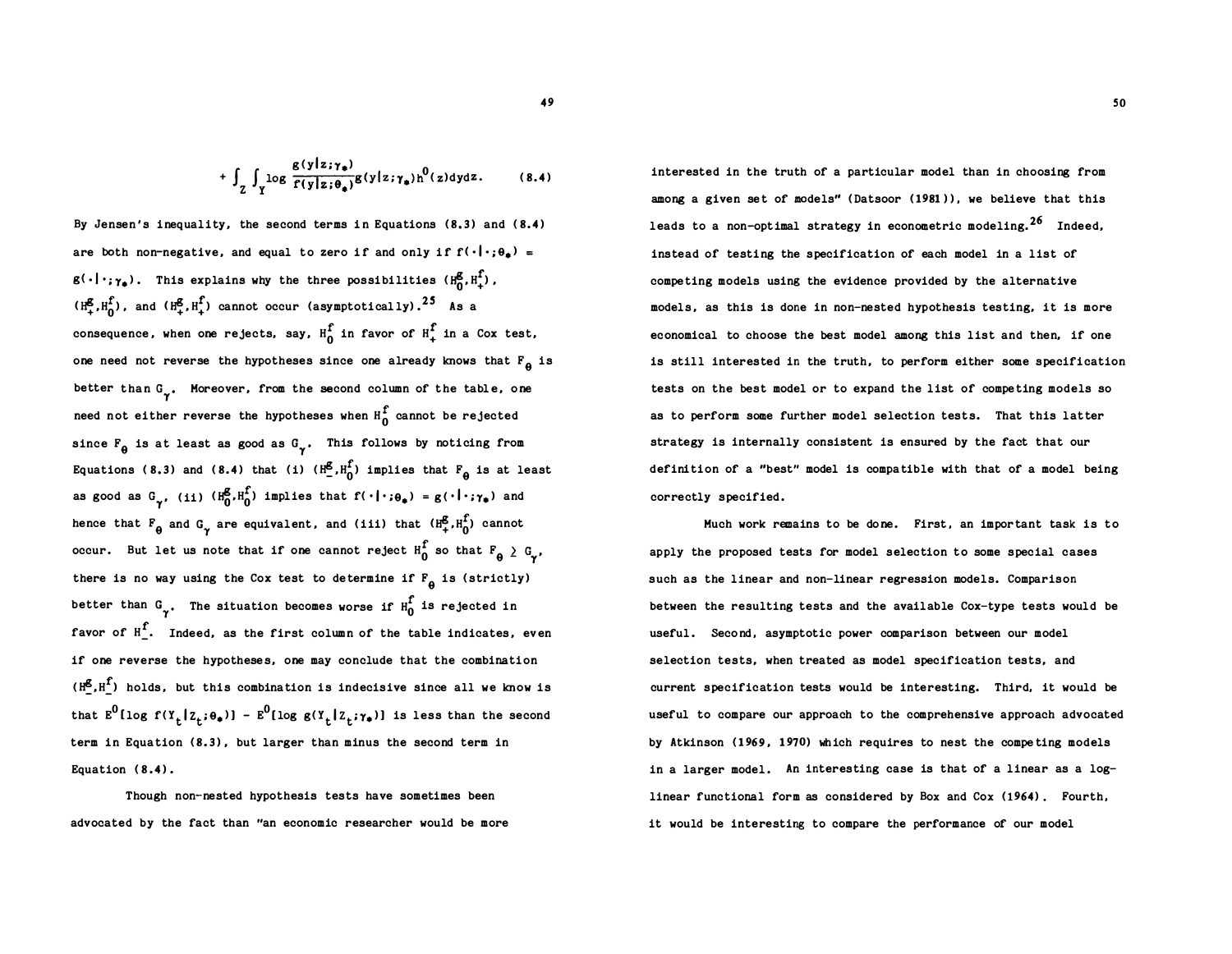$$+ \int_Z \int_Y \log \frac{g(y|z;\gamma_*)}{f(y|z;\theta_*)} g(y|z;\gamma_*)h^0(z)dydz. \tag{8.4}$$

By Jensen's inequality, the second terms in Equations (8.3) and (8.4) are both non-negative, and equal to zero if and only if $f(\cdot|\cdot;\theta_*) = g(\cdot|\cdot;\gamma_*)$. This explains why the three possibilities $(H_0^g, H_+^f)$, $(H_+^g, H_0^f)$, and $(H_+^g, H_+^f)$ cannot occur (asymptotically).[25] As a consequence, when one rejects, say, $H_0^f$ in favor of $H_+^f$ in a Cox test, one need not reverse the hypotheses since one already knows that $F_\theta$ is better than $G_\gamma$. Moreover, from the second column of the table, one need not either reverse the hypotheses when $H_0^f$ cannot be rejected since $F_\theta$ is at least as good as $G_\gamma$. This follows by noticing from Equations (8.3) and (8.4) that (i) $(H_-^g, H_0^f)$ implies that $F_\theta$ is at least as good as $G_\gamma$, (ii) $(H_0^g, H_0^f)$ implies that $f(\cdot|\cdot;\theta_*) = g(\cdot|\cdot;\gamma_*)$ and hence that $F_\theta$ and $G_\gamma$ are equivalent, and (iii) that $(H_+^g, H_0^f)$ cannot occur. But let us note that if one cannot reject $H_0^f$ so that $F_\theta \geq G_\gamma$, there is no way using the Cox test to determine if $F_\theta$ is (strictly) better than $G_\gamma$. The situation becomes worse if $H_0^f$ is rejected in favor of $H_-^f$. Indeed, as the first column of the table indicates, even if one reverse the hypotheses, one may conclude that the combination $(H_-^g, H_-^f)$ holds, but this combination is indecisive since all we know is that $E^0[\log f(Y_t|Z_t;\theta_*)] - E^0[\log g(Y_t|Z_t;\gamma_*)]$ is less than the second term in Equation (8.3), but larger than minus the second term in Equation (8.4).

Though non-nested hypothesis tests have sometimes been advocated by the fact than "an economic researcher would be more interested in the truth of a particular model than in choosing from among a given set of models" (Datsoor (1981)), we believe that this leads to a non-optimal strategy in econometric modeling.[26] Indeed, instead of testing the specification of each model in a list of competing models using the evidence provided by the alternative models, as this is done in non-nested hypothesis testing, it is more economical to choose the best model among this list and then, if one is still interested in the truth, to perform either some specification tests on the best model or to expand the list of competing models so as to perform some further model selection tests. That this latter strategy is internally consistent is ensured by the fact that our definition of a "best" model is compatible with that of a model being correctly specified.

Much work remains to be done. First, an important task is to apply the proposed tests for model selection to some special cases such as the linear and non-linear regression models. Comparison between the resulting tests and the available Cox-type tests would be useful. Second, asymptotic power comparison between our model selection tests, when treated as model specification tests, and current specification tests would be interesting. Third, it would be useful to compare our approach to the comprehensive approach advocated by Atkinson (1969, 1970) which requires to nest the competing models in a larger model. An interesting case is that of a linear as a log-linear functional form as considered by Box and Cox (1964). Fourth, it would be interesting to compare the performance of our model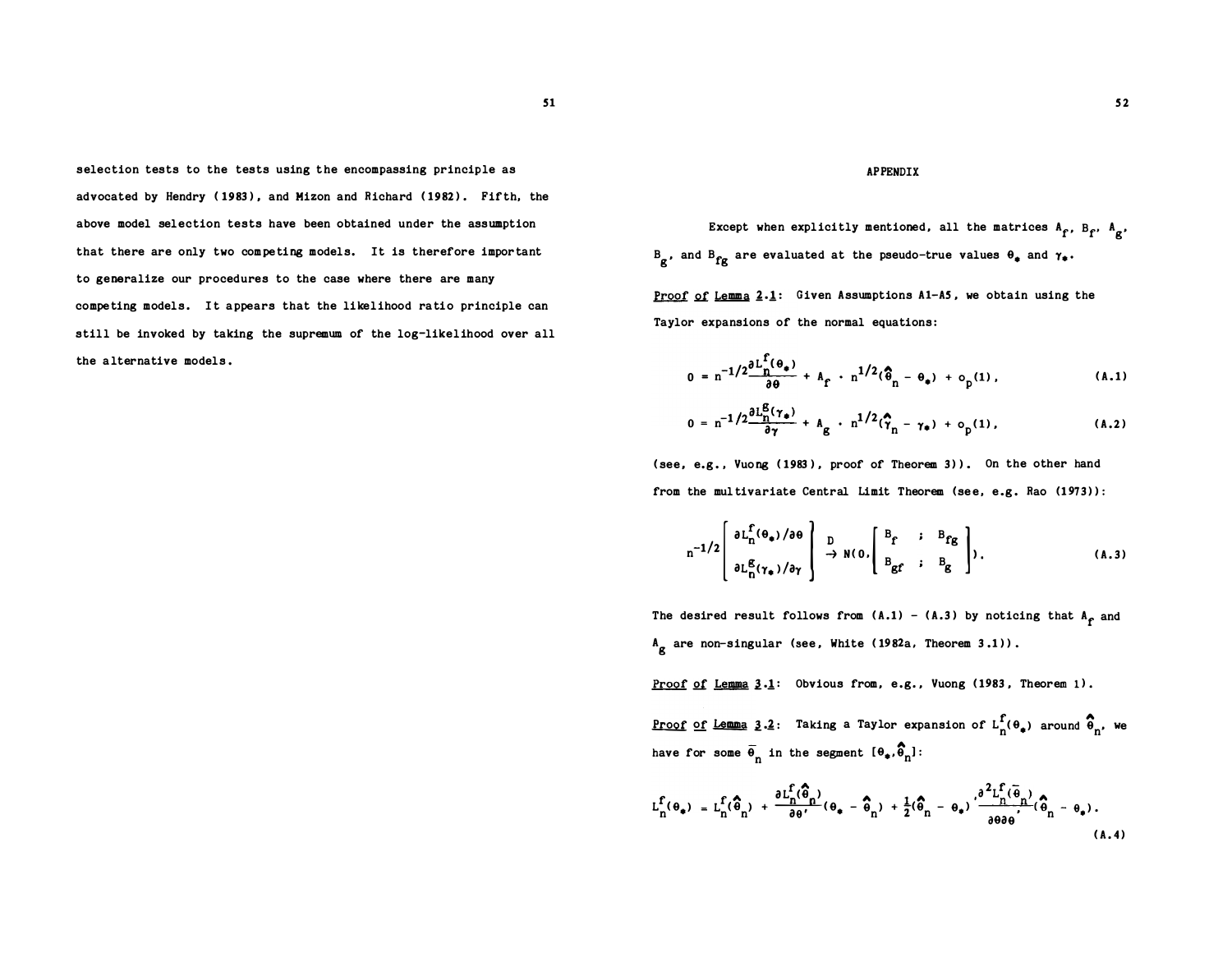selection tests to the tests using the encompassing principle as advocated by Hendry (1983), and Mizon and Richard (1982). Fifth, the above model selection tests have been obtained under the assumption that there are only two competing models. It is therefore important to generalize our procedures to the case where there are many competing models. It appears that the likelihood ratio principle can still be invoked by taking the supremum of the log-likelihood over all the alternative models.

## APPENDIX

Except when explicitly mentioned, all the matrices $A_f$, $B_f$, $A_g$, $B_g$, and $B_{fg}$ are evaluated at the pseudo-true values $\theta_*$ and $\gamma_*$.

__Proof of Lemma 2.1__: Given Assumptions A1-A5, we obtain using the Taylor expansions of the normal equations:

$$0 = n^{-1/2}\frac{\partial L_n^f(\theta_*)}{\partial \theta} + A_f \cdot n^{1/2}(\hat{\theta}_n - \theta_*) + o_p(1), \tag{A.1}$$

$$0 = n^{-1/2}\frac{\partial L_n^g(\gamma_*)}{\partial \gamma} + A_g \cdot n^{1/2}(\hat{\gamma}_n - \gamma_*) + o_p(1), \tag{A.2}$$

(see, e.g., Vuong (1983), proof of Theorem 3)). On the other hand from the multivariate Central Limit Theorem (see, e.g. Rao (1973)):

$$n^{-1/2}\begin{bmatrix} \partial L_n^f(\theta_*)/\partial\theta \\ \partial L_n^g(\gamma_*)/\partial\gamma \end{bmatrix} \xrightarrow{D} N(0, \begin{bmatrix} B_f & ; & B_{fg} \\ B_{gf} & ; & B_g \end{bmatrix}). \tag{A.3}$$

The desired result follows from (A.1) - (A.3) by noticing that $A_f$ and $A_g$ are non-singular (see, White (1982a, Theorem 3.1)).

__Proof of Lemma 3.1__: Obvious from, e.g., Vuong (1983, Theorem 1).

__Proof of Lemma 3.2__: Taking a Taylor expansion of $L_n^f(\theta_*)$ around $\hat{\theta}_n$, we have for some $\bar{\theta}_n$ in the segment $[\theta_*, \hat{\theta}_n]$:

$$L_n^f(\theta_*) = L_n^f(\hat{\theta}_n) + \frac{\partial L_n^f(\hat{\theta}_n)}{\partial \theta'}(\theta_* - \hat{\theta}_n) + \frac{1}{2}(\hat{\theta}_n - \theta_*)'\frac{\partial^2 L_n^f(\bar{\theta}_n)}{\partial\theta\partial\theta'}(\hat{\theta}_n - \theta_*). \tag{A.4}$$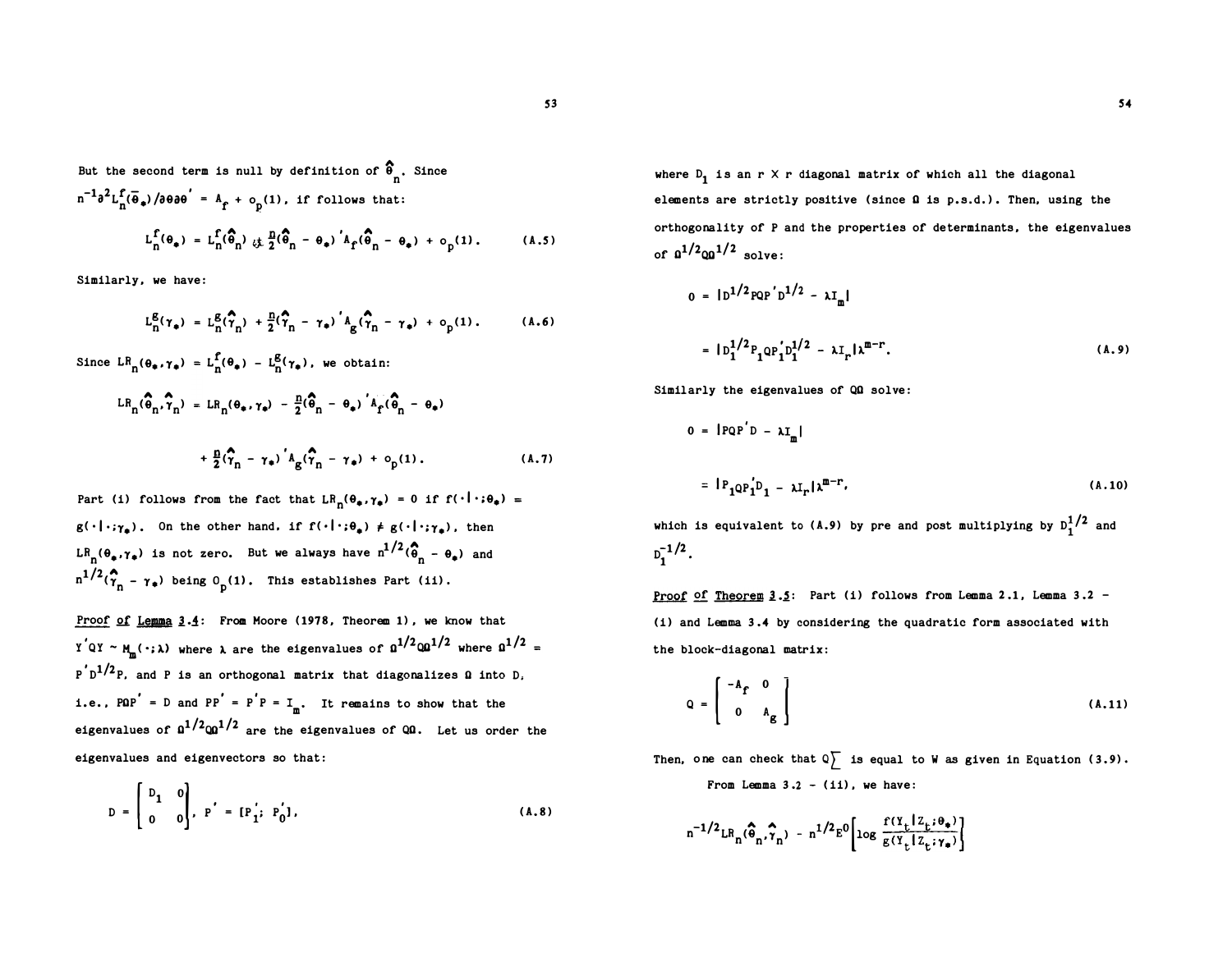But the second term is null by definition of $\hat{\theta}_n$. Since $n^{-1}\partial^2 L_n^f(\bar{\theta}_*)/\partial\theta\partial\theta' = A_f + o_p(1)$, if follows that:

$$L_n^f(\theta_*) = L_n^f(\hat{\theta}_n) + \frac{n}{2}(\hat{\theta}_n - \theta_*)' A_f(\hat{\theta}_n - \theta_*) + o_p(1). \tag{A.5}$$

Similarly, we have:

$$L_n^g(\gamma_*) = L_n^g(\hat{\gamma}_n) + \frac{n}{2}(\hat{\gamma}_n - \gamma_*)' A_g(\hat{\gamma}_n - \gamma_*) + o_p(1). \tag{A.6}$$

Since $LR_n(\theta_*,\gamma_*) = L_n^f(\theta_*) - L_n^g(\gamma_*)$, we obtain:

$$LR_n(\hat{\theta}_n,\hat{\gamma}_n) = LR_n(\theta_*,\gamma_*) - \frac{n}{2}(\hat{\theta}_n - \theta_*)' A_f(\hat{\theta}_n - \theta_*)$$

$$+ \frac{n}{2}(\hat{\gamma}_n - \gamma_*)' A_g(\hat{\gamma}_n - \gamma_*) + o_p(1). \tag{A.7}$$

Part (i) follows from the fact that $LR_n(\theta_*,\gamma_*) = 0$ if $f(\cdot|\cdot;\theta_*) = g(\cdot|\cdot;\gamma_*)$. On the other hand, if $f(\cdot|\cdot;\theta_*) \neq g(\cdot|\cdot;\gamma_*)$, then $LR_n(\theta_*,\gamma_*)$ is not zero. But we always have $n^{1/2}(\hat{\theta}_n - \theta_*)$ and $n^{1/2}(\hat{\gamma}_n - \gamma_*)$ being $O_p(1)$. This establishes Part (ii).

__Proof of Lemma 3.4__: From Moore (1978, Theorem 1), we know that $Y'QY \sim M_m(\cdot;\lambda)$ where $\lambda$ are the eigenvalues of $\Omega^{1/2}Q\Omega^{1/2}$ where $\Omega^{1/2} = P'D^{1/2}P$, and $P$ is an orthogonal matrix that diagonalizes $\Omega$ into $D$, i.e., $P\Omega P' = D$ and $PP' = P'P = I_m$. It remains to show that the eigenvalues of $\Omega^{1/2}Q\Omega^{1/2}$ are the eigenvalues of $Q\Omega$. Let us order the eigenvalues and eigenvectors so that:

$$D = \begin{bmatrix} D_1 & 0 \\ 0 & 0 \end{bmatrix}, \quad P' = [P_1' \, ; \, P_0'], \tag{A.8}$$

where $D_1$ is an $r \times r$ diagonal matrix of which all the diagonal elements are strictly positive (since $\Omega$ is p.s.d.). Then, using the orthogonality of $P$ and the properties of determinants, the eigenvalues of $\Omega^{1/2}Q\Omega^{1/2}$ solve:

$$0 = |D^{1/2}PQP'D^{1/2} - \lambda I_m|$$

$$= |D_1^{1/2}P_1QP_1'D_1^{1/2} - \lambda I_r|\lambda^{m-r}. \tag{A.9}$$

Similarly the eigenvalues of $Q\Omega$ solve:

$$0 = |PQP'D - \lambda I_m|$$

$$= |P_1QP_1'D_1 - \lambda I_r|\lambda^{m-r}, \tag{A.10}$$

which is equivalent to (A.9) by pre and post multiplying by $D_1^{1/2}$ and $D_1^{-1/2}$.

__Proof of Theorem 3.5__: Part (i) follows from Lemma 2.1, Lemma 3.2 - (i) and Lemma 3.4 by considering the quadratic form associated with the block-diagonal matrix:

$$Q = \begin{bmatrix} -A_f & 0 \\ 0 & A_g \end{bmatrix} \tag{A.11}$$

Then, one can check that $Q\sum$ is equal to $W$ as given in Equation (3.9).

From Lemma 3.2 - (ii), we have:

$$n^{-1/2}LR_n(\hat{\theta}_n,\hat{\gamma}_n) - n^{1/2}E^0\left[\log \frac{f(Y_t|Z_t;\theta_*)}{g(Y_t|Z_t;\gamma_*)}\right]$$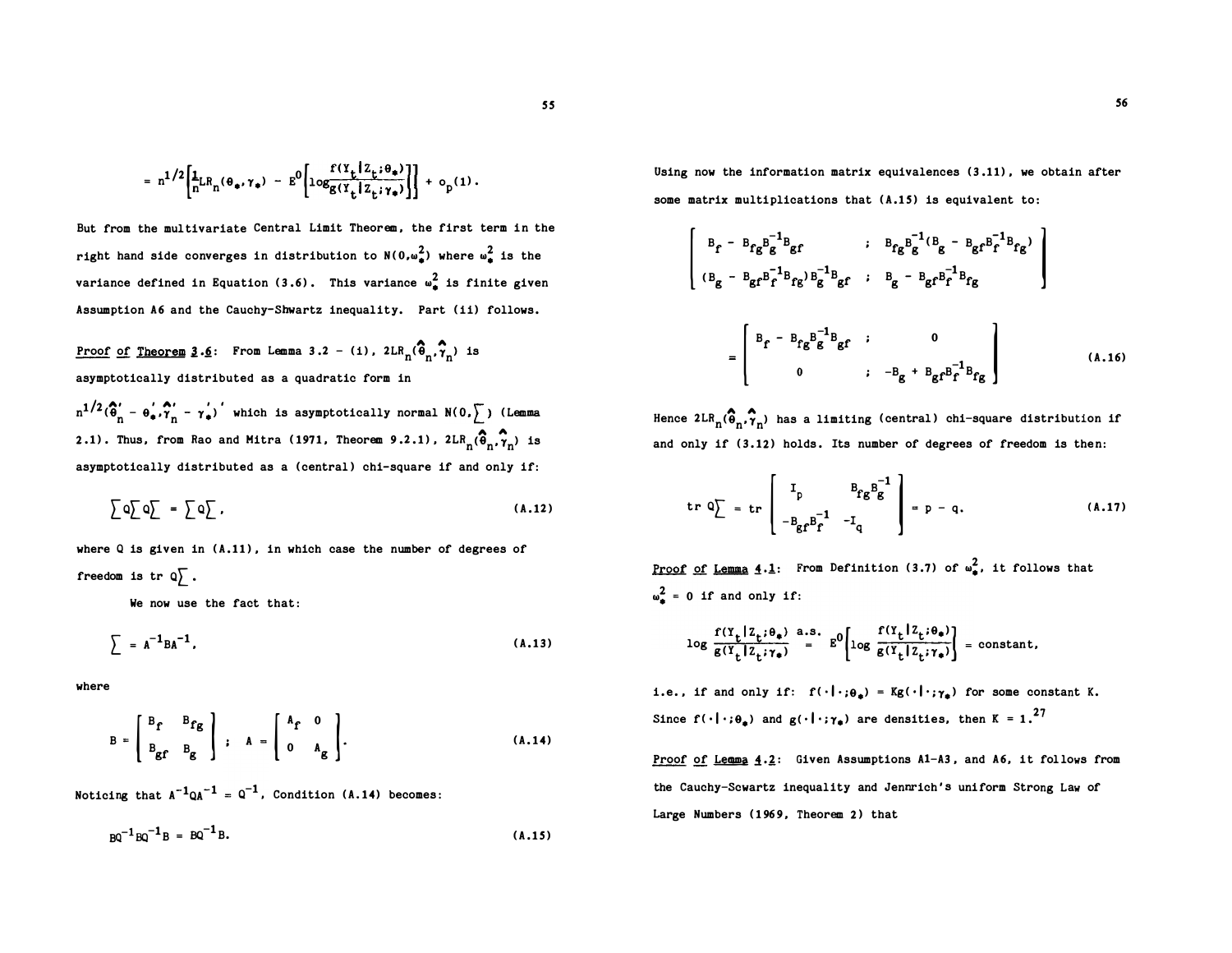$$= n^{1/2}\left[\frac{1}{n}LR_n(\theta_*,\gamma_*) - E^0\left[\log\frac{f(Y_t|Z_t;\theta_*)}{g(Y_t|Z_t;\gamma_*)}\right]\right] + o_p(1).$$

But from the multivariate Central Limit Theorem, the first term in the right hand side converges in distribution to $N(0,\omega_*^2)$ where $\omega_*^2$ is the variance defined in Equation (3.6). This variance $\omega_*^2$ is finite given Assumption A6 and the Cauchy-Shwartz inequality. Part (ii) follows.

Proof of Theorem 3.6: From Lemma 3.2 - (i), $2LR_n(\hat{\theta}_n,\hat{\gamma}_n)$ is asymptotically distributed as a quadratic form in $n^{1/2}(\hat{\theta}_n' - \theta_*',\hat{\gamma}_n' - \gamma_*')'$ which is asymptotically normal $N(0,\sum)$ (Lemma 2.1). Thus, from Rao and Mitra (1971, Theorem 9.2.1), $2LR_n(\hat{\theta}_n,\hat{\gamma}_n)$ is asymptotically distributed as a (central) chi-square if and only if:

$$\textstyle\sum Q\sum Q\sum = \sum Q\sum, \tag{A.12}$$

where Q is given in (A.11), in which case the number of degrees of freedom is tr $Q\sum$.

We now use the fact that:

$$\textstyle\sum = A^{-1}BA^{-1}, \tag{A.13}$$

where

$$B = \begin{bmatrix} B_f & B_{fg} \\ B_{gf} & B_g \end{bmatrix} \quad ; \quad A = \begin{bmatrix} A_f & 0 \\ 0 & A_g \end{bmatrix}. \tag{A.14}$$

Noticing that $A^{-1}QA^{-1} = Q^{-1}$, Condition (A.14) becomes:

$$BQ^{-1}BQ^{-1}B = BQ^{-1}B. \tag{A.15}$$

Using now the information matrix equivalences (3.11), we obtain after some matrix multiplications that (A.15) is equivalent to:

$$\begin{bmatrix} B_f - B_{fg}B_g^{-1}B_{gf} & ; & B_{fg}B_g^{-1}(B_g - B_{gf}B_f^{-1}B_{fg}) \\ (B_g - B_{gf}B_f^{-1}B_{fg})B_g^{-1}B_{gf} & ; & B_g - B_{gf}B_f^{-1}B_{fg} \end{bmatrix}$$

$$= \begin{bmatrix} B_f - B_{fg}B_g^{-1}B_{gf} & ; & 0 \\ 0 & ; & -B_g + B_{gf}B_f^{-1}B_{fg} \end{bmatrix} \tag{A.16}$$

Hence $2LR_n(\hat{\theta}_n,\hat{\gamma}_n)$ has a limiting (central) chi-square distribution if and only if (3.12) holds. Its number of degrees of freedom is then:

$$\text{tr } Q\textstyle\sum = \text{tr}\begin{bmatrix} I_p & B_{fg}B_g^{-1} \\ -B_{gf}B_f^{-1} & -I_q \end{bmatrix} = p - q. \tag{A.17}$$

Proof of Lemma 4.1: From Definition (3.7) of $\omega_*^2$, it follows that $\omega_*^2 = 0$ if and only if:

$$\log\frac{f(Y_t|Z_t;\theta_*)}{g(Y_t|Z_t;\gamma_*)} \overset{\text{a.s.}}{=} E^0\left[\log\frac{f(Y_t|Z_t;\theta_*)}{g(Y_t|Z_t;\gamma_*)}\right] = \text{constant},$$

i.e., if and only if: $f(\cdot|\cdot;\theta_*) = Kg(\cdot|\cdot;\gamma_*)$ for some constant K. Since $f(\cdot|\cdot;\theta_*)$ and $g(\cdot|\cdot;\gamma_*)$ are densities, then $K = 1$.[27]

Proof of Lemma 4.2: Given Assumptions A1-A3, and A6, it follows from the Cauchy-Scwartz inequality and Jennrich's uniform Strong Law of Large Numbers (1969, Theorem 2) that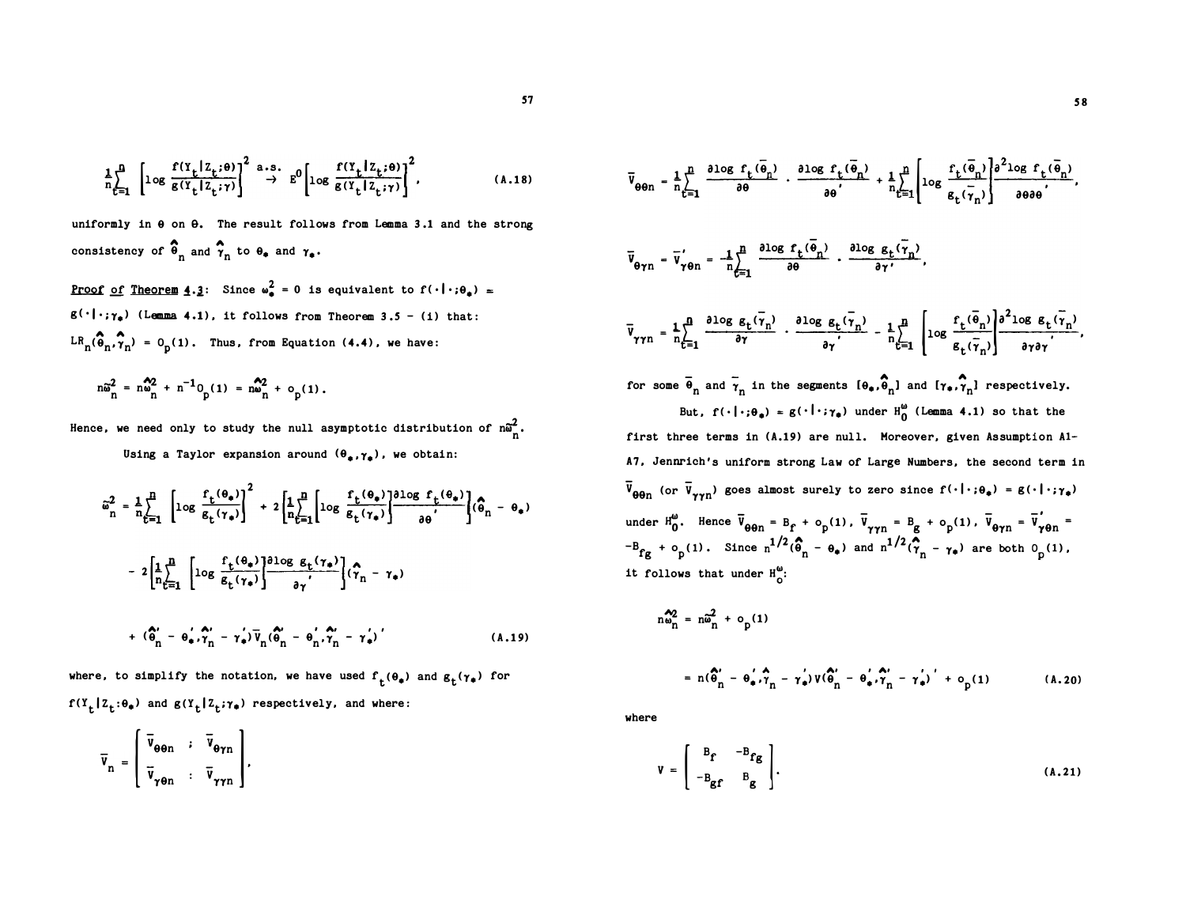$$\frac{1}{n}\sum_{t=1}^{n} \left[\log \frac{f(Y_t|Z_t;\theta)}{g(Y_t|Z_t;\gamma)}\right]^2 \xrightarrow{a.s.} E^0\left[\log \frac{f(Y_t|Z_t;\theta)}{g(Y_t|Z_t;\gamma)}\right]^2, \tag{A.18}$$

uniformly in $\theta$ on $\Theta$. The result follows from Lemma 3.1 and the strong consistency of $\hat{\theta}_n$ and $\hat{\gamma}_n$ to $\theta_*$ and $\gamma_*$.

Proof of Theorem 4.3: Since $\omega_*^2 = 0$ is equivalent to $f(\cdot|\cdot;\theta_*) = g(\cdot|\cdot;\gamma_*)$ (Lemma 4.1), it follows from Theorem 3.5 - (i) that: $LR_n(\hat{\theta}_n,\hat{\gamma}_n) = O_p(1)$. Thus, from Equation (4.4), we have:

$$n\tilde{\omega}_n^2 = n\hat{\omega}_n^2 + n^{-1}O_p(1) = n\hat{\omega}_n^2 + o_p(1).$$

Hence, we need only to study the null asymptotic distribution of $n\tilde{\omega}_n^2$.

Using a Taylor expansion around $(\theta_*,\gamma_*)$, we obtain:

$$\begin{aligned}
\tilde{\omega}_n^2 &= \frac{1}{n}\sum_{t=1}^{n}\left[\log\frac{f_t(\theta_*)}{g_t(\gamma_*)}\right]^2 + 2\left[\frac{1}{n}\sum_{t=1}^{n}\left[\log\frac{f_t(\theta_*)}{g_t(\gamma_*)}\right]\frac{\partial \log f_t(\theta_*)}{\partial\theta'}\right](\hat{\theta}_n - \theta_*) \\
&\quad - 2\left[\frac{1}{n}\sum_{t=1}^{n}\left[\log\frac{f_t(\theta_*)}{g_t(\gamma_*)}\right]\frac{\partial \log g_t(\gamma_*)}{\partial\gamma'}\right](\hat{\gamma}_n - \gamma_*) \\
&\quad + (\hat{\theta}_n' - \theta_*', \hat{\gamma}_n' - \gamma_*')\bar{V}_n(\hat{\theta}_n' - \theta_n', \hat{\gamma}_n' - \gamma_*')'
\end{aligned} \tag{A.19}$$

where, to simplify the notation, we have used $f_t(\theta_*)$ and $g_t(\gamma_*)$ for $f(Y_t|Z_t;\theta_*)$ and $g(Y_t|Z_t;\gamma_*)$ respectively, and where:

$$\bar{V}_n = \begin{bmatrix} \bar{V}_{\theta\theta n} & ; & \bar{V}_{\theta\gamma n} \\ \bar{V}_{\gamma\theta n} & : & \bar{V}_{\gamma\gamma n}\end{bmatrix},$$

$$\bar{V}_{\theta\theta n} = \frac{1}{n}\sum_{t=1}^{n}\frac{\partial \log f_t(\bar{\theta}_n)}{\partial\theta}\cdot\frac{\partial \log f_t(\bar{\theta}_n)}{\partial\theta'} + \frac{1}{n}\sum_{t=1}^{n}\left[\log\frac{f_t(\bar{\theta}_n)}{g_t(\bar{\gamma}_n)}\right]\frac{\partial^2 \log f_t(\bar{\theta}_n)}{\partial\theta\partial\theta'},$$

$$\bar{V}_{\theta\gamma n} = \bar{V}_{\gamma\theta n}' = -\frac{1}{n}\sum_{t=1}^{n}\frac{\partial \log f_t(\bar{\theta}_n)}{\partial\theta}\cdot\frac{\partial \log g_t(\bar{\gamma}_n)}{\partial\gamma'},$$

$$\bar{V}_{\gamma\gamma n} = \frac{1}{n}\sum_{t=1}^{n}\frac{\partial \log g_t(\bar{\gamma}_n)}{\partial\gamma}\cdot\frac{\partial \log g_t(\bar{\gamma}_n)}{\partial\gamma'} - \frac{1}{n}\sum_{t=1}^{n}\left[\log\frac{f_t(\bar{\theta}_n)}{g_t(\bar{\gamma}_n)}\right]\frac{\partial^2 \log g_t(\bar{\gamma}_n)}{\partial\gamma\partial\gamma'},$$

for some $\bar{\theta}_n$ and $\bar{\gamma}_n$ in the segments $[\theta_*,\hat{\theta}_n]$ and $[\gamma_*,\hat{\gamma}_n]$ respectively.

But, $f(\cdot|\cdot;\theta_*) = g(\cdot|\cdot;\gamma_*)$ under $H_0^{\omega}$ (Lemma 4.1) so that the first three terms in (A.19) are null. Moreover, given Assumption A1-A7, Jennrich's uniform strong Law of Large Numbers, the second term in $\bar{V}_{\theta\theta n}$ (or $\bar{V}_{\gamma\gamma n}$) goes almost surely to zero since $f(\cdot|\cdot;\theta_*) = g(\cdot|\cdot;\gamma_*)$ under $H_0^{\omega}$. Hence $\bar{V}_{\theta\theta n} = B_f + o_p(1)$, $\bar{V}_{\gamma\gamma n} = B_g + o_p(1)$, $\bar{V}_{\theta\gamma n} = \bar{V}_{\gamma\theta n}' = -B_{fg} + o_p(1)$. Since $n^{1/2}(\hat{\theta}_n - \theta_*)$ and $n^{1/2}(\hat{\gamma}_n - \gamma_*)$ are both $O_p(1)$, it follows that under $H_0^{\omega}$:

$$\begin{aligned}
n\hat{\omega}_n^2 &= n\tilde{\omega}_n^2 + o_p(1) \\
&= n(\hat{\theta}_n' - \theta_*', \hat{\gamma}_n - \gamma_*')V(\hat{\theta}_n' - \theta_*', \hat{\gamma}_n' - \gamma_*')' + o_p(1)
\end{aligned} \tag{A.20}$$

where

$$V = \begin{bmatrix} B_f & -B_{fg} \\ -B_{gf} & B_g \end{bmatrix}. \tag{A.21}$$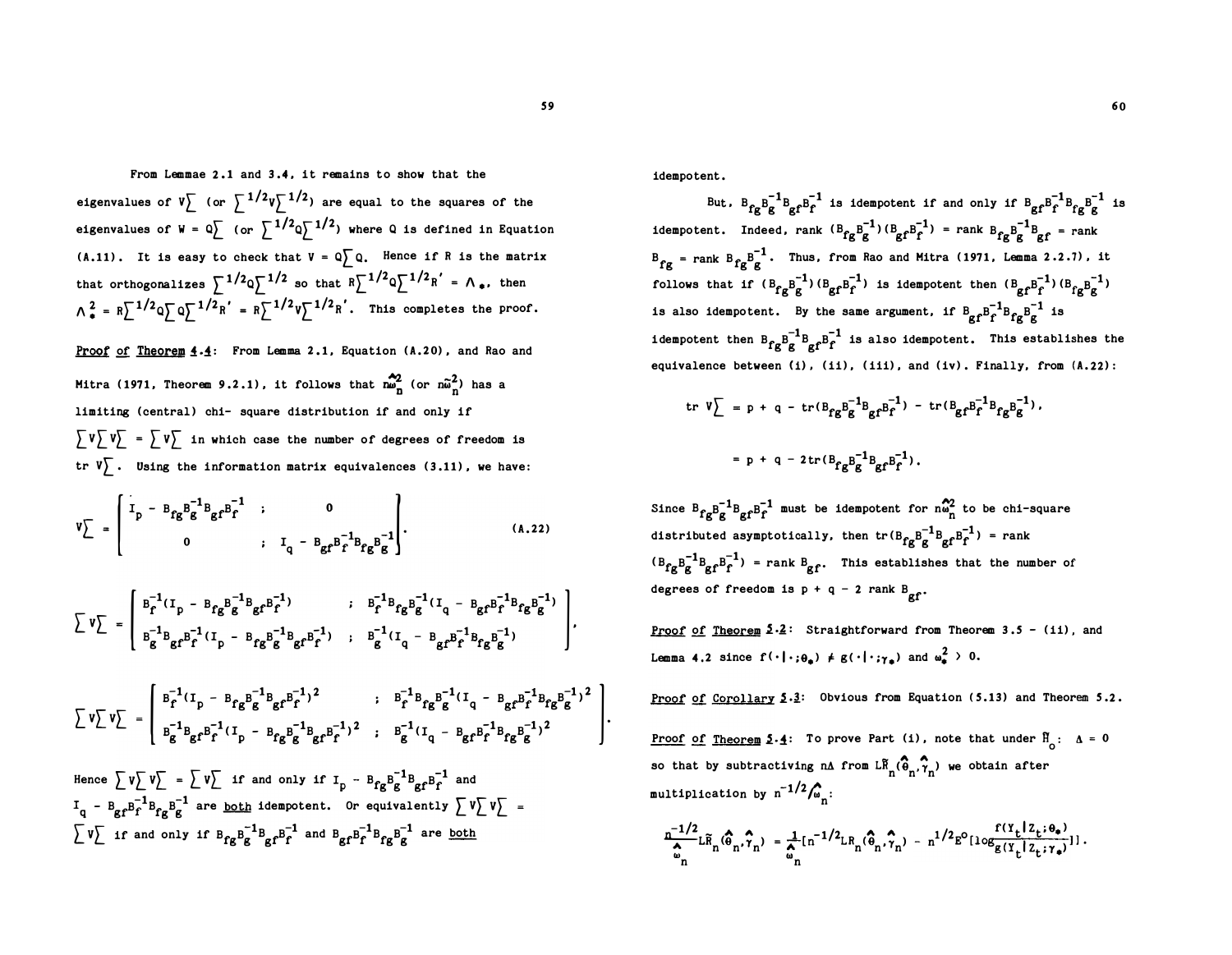From Lemmae 2.1 and 3.4, it remains to show that the eigenvalues of $V\sum$ (or $\sum^{1/2}V\sum^{1/2}$) are equal to the squares of the eigenvalues of $W = Q\sum$ (or $\sum^{1/2}Q\sum^{1/2}$) where Q is defined in Equation (A.11). It is easy to check that $V = Q\sum Q$. Hence if R is the matrix that orthogonalizes $\sum^{1/2}Q\sum^{1/2}$ so that $R\sum^{1/2}Q\sum^{1/2}R' = \Lambda_*$, then $\Lambda_*^2 = R\sum^{1/2}Q\sum Q\sum^{1/2}R' = R\sum^{1/2}V\sum^{1/2}R'$. This completes the proof.

Proof of Theorem 4.4: From Lemma 2.1, Equation (A.20), and Rao and Mitra (1971, Theorem 9.2.1), it follows that $n\hat{\omega}_n^2$ (or $n\tilde{\omega}_n^2$) has a limiting (central) chi- square distribution if and only if $\sum V\sum V\sum = \sum V\sum$ in which case the number of degrees of freedom is $\text{tr } V\sum$. Using the information matrix equivalences (3.11), we have:

$$V\sum = \begin{bmatrix} I_p - B_{fg}B_g^{-1}B_{gf}B_f^{-1} & ; & 0 \\ 0 & ; & I_q - B_{gf}B_f^{-1}B_{fg}B_g^{-1} \end{bmatrix}. \tag{A.22}$$

$$\sum V\sum = \begin{bmatrix} B_f^{-1}(I_p - B_{fg}B_g^{-1}B_{gf}B_f^{-1}) & ; & B_f^{-1}B_{fg}B_g^{-1}(I_q - B_{gf}B_f^{-1}B_{fg}B_g^{-1}) \\ B_g^{-1}B_{gf}B_f^{-1}(I_p - B_{fg}B_g^{-1}B_{gf}B_f^{-1}) & ; & B_g^{-1}(I_q - B_{gf}B_f^{-1}B_{fg}B_g^{-1}) \end{bmatrix},$$

$$\sum V\sum V\sum = \begin{bmatrix} B_f^{-1}(I_p - B_{fg}B_g^{-1}B_{gf}B_f^{-1})^2 & ; & B_f^{-1}B_{fg}B_g^{-1}(I_q - B_{gf}B_f^{-1}B_{fg}B_g^{-1})^2 \\ B_g^{-1}B_{gf}B_f^{-1}(I_p - B_{fg}B_g^{-1}B_{gf}B_f^{-1})^2 & ; & B_g^{-1}(I_q - B_{gf}B_f^{-1}B_{fg}B_g^{-1})^2 \end{bmatrix}.$$

Hence $\sum V\sum V\sum = \sum V\sum$ if and only if $I_p - B_{fg}B_g^{-1}B_{gf}B_f^{-1}$ and $I_q - B_{gf}B_f^{-1}B_{fg}B_g^{-1}$ are both idempotent. Or equivalently $\sum V\sum V\sum = \sum V\sum$ if and only if $B_{fg}B_g^{-1}B_{gf}B_f^{-1}$ and $B_{gf}B_f^{-1}B_{fg}B_g^{-1}$ are both idempotent.

But, $B_{fg}B_g^{-1}B_{gf}B_f^{-1}$ is idempotent if and only if $B_{gf}B_f^{-1}B_{fg}B_g^{-1}$ is idempotent. Indeed, rank $(B_{fg}B_g^{-1})(B_{gf}B_f^{-1})$ = rank $B_{fg}B_g^{-1}B_{gf}$ = rank $B_{fg}$ = rank $B_{fg}B_g^{-1}$. Thus, from Rao and Mitra (1971, Lemma 2.2.7), it follows that if $(B_{fg}B_g^{-1})(B_{gf}B_f^{-1})$ is idempotent then $(B_{gf}B_f^{-1})(B_{fg}B_g^{-1})$ is also idempotent. By the same argument, if $B_{gf}B_f^{-1}B_{fg}B_g^{-1}$ is idempotent then $B_{fg}B_g^{-1}B_{gf}B_f^{-1}$ is also idempotent. This establishes the equivalence between (i), (ii), (iii), and (iv). Finally, from (A.22):

$$\text{tr } V\sum = p + q - \text{tr}(B_{fg}B_g^{-1}B_{gf}B_f^{-1}) - \text{tr}(B_{gf}B_f^{-1}B_{fg}B_g^{-1}),$$

$$= p + q - 2\text{tr}(B_{fg}B_g^{-1}B_{gf}B_f^{-1}).$$

Since $B_{fg}B_g^{-1}B_{gf}B_f^{-1}$ must be idempotent for $n\hat{\omega}_n^2$ to be chi-square distributed asymptotically, then $\text{tr}(B_{fg}B_g^{-1}B_{gf}B_f^{-1})$ = rank $(B_{fg}B_g^{-1}B_{gf}B_f^{-1})$ = rank $B_{gf}$. This establishes that the number of degrees of freedom is $p + q - 2$ rank $B_{gf}$.

Proof of Theorem 5.2: Straightforward from Theorem 3.5 - (ii), and Lemma 4.2 since $f(\cdot|\cdot;\theta_*) \neq g(\cdot|\cdot;\gamma_*)$ and $\omega_*^2 > 0$.

Proof of Corollary 5.3: Obvious from Equation (5.13) and Theorem 5.2.

Proof of Theorem 5.4: To prove Part (i), note that under $\tilde{H}_o$: $\Delta = 0$ so that by subtractiving $n\Delta$ from $L\tilde{R}_n(\hat{\theta}_n,\hat{\gamma}_n)$ we obtain after multiplication by $n^{-1/2}/\hat{\omega}_n$:

$$\frac{n^{-1/2}}{\hat{\omega}_n}L\tilde{R}_n(\hat{\theta}_n,\hat{\gamma}_n) = \frac{1}{\hat{\omega}_n}[n^{-1/2}LR_n(\hat{\theta}_n,\hat{\gamma}_n) - n^{1/2}E^o[\log\frac{f(Y_t|Z_t;\theta_*)}{g(Y_t|Z_t;\gamma_*)}]].$$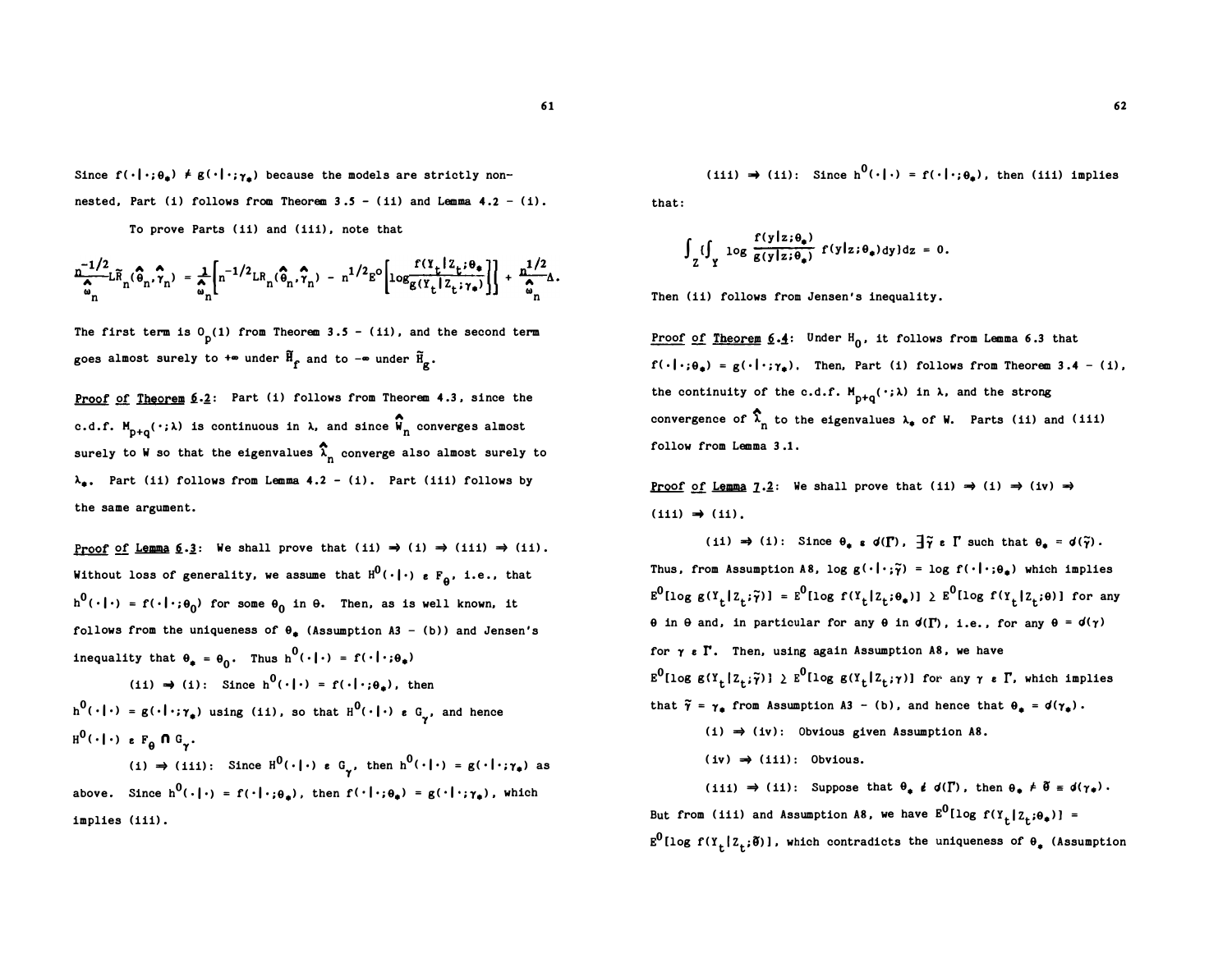Since $f(\cdot|\cdot;\theta_*) \neq g(\cdot|\cdot;\gamma_*)$ because the models are strictly non-nested, Part (i) follows from Theorem 3.5 - (ii) and Lemma 4.2 - (i).

To prove Parts (ii) and (iii), note that

$$\frac{n^{-1/2}}{\hat{\omega}_n}\widetilde{LR}_n(\hat{\theta}_n,\hat{\gamma}_n) = \frac{1}{\hat{\omega}_n}\left[n^{-1/2}LR_n(\hat{\theta}_n,\hat{\gamma}_n) - n^{1/2}E^o\left[\log\frac{f(Y_t|Z_t;\theta_*)}{g(Y_t|Z_t;\gamma_*)}\right]\right] + \frac{n^{1/2}}{\hat{\omega}_n}\Delta.$$

The first term is $O_p(1)$ from Theorem 3.5 - (ii), and the second term goes almost surely to $+\infty$ under $\tilde{H}_f$ and to $-\infty$ under $\tilde{H}_g$.

<u>Proof of Theorem 6.2</u>: Part (i) follows from Theorem 4.3, since the c.d.f. $M_{p+q}(\cdot;\lambda)$ is continuous in $\lambda$, and since $\hat{W}_n$ converges almost surely to $W$ so that the eigenvalues $\hat{\lambda}_n$ converge also almost surely to $\lambda_*$. Part (ii) follows from Lemma 4.2 - (i). Part (iii) follows by the same argument.

<u>Proof of Lemma 6.3</u>: We shall prove that (ii) $\Rightarrow$ (i) $\Rightarrow$ (iii) $\Rightarrow$ (ii). Without loss of generality, we assume that $H^0(\cdot|\cdot) \in F_\theta$, i.e., that $h^0(\cdot|\cdot) = f(\cdot|\cdot;\theta_0)$ for some $\theta_0$ in $\Theta$. Then, as is well known, it follows from the uniqueness of $\theta_*$ (Assumption A3 - (b)) and Jensen's inequality that $\theta_* = \theta_0$. Thus $h^0(\cdot|\cdot) = f(\cdot|\cdot;\theta_*)$

(ii) $\Rightarrow$ (i): Since $h^0(\cdot|\cdot) = f(\cdot|\cdot;\theta_*)$, then $h^0(\cdot|\cdot) = g(\cdot|\cdot;\gamma_*)$ using (ii), so that $H^0(\cdot|\cdot) \in G_\gamma$, and hence $H^0(\cdot|\cdot) \in F_\theta \cap G_\gamma$.

(i) $\Rightarrow$ (iii): Since $H^0(\cdot|\cdot) \in G_\gamma$, then $h^0(\cdot|\cdot) = g(\cdot|\cdot;\gamma_*)$ as above. Since $h^0(\cdot|\cdot) = f(\cdot|\cdot;\theta_*)$, then $f(\cdot|\cdot;\theta_*) = g(\cdot|\cdot;\gamma_*)$, which implies (iii).

(iii) $\Rightarrow$ (ii): Since $h^0(\cdot|\cdot) = f(\cdot|\cdot;\theta_*)$, then (iii) implies that:

$$\int_Z \left\{\int_Y \log\frac{f(y|z;\theta_*)}{g(y|z;\theta_*)} f(y|z;\theta_*)dy\right\}dz = 0.$$

Then (ii) follows from Jensen's inequality.

<u>Proof of Theorem 6.4</u>: Under $H_0$, it follows from Lemma 6.3 that $f(\cdot|\cdot;\theta_*) = g(\cdot|\cdot;\gamma_*)$. Then, Part (i) follows from Theorem 3.4 - (i), the continuity of the c.d.f. $M_{p+q}(\cdot;\lambda)$ in $\lambda$, and the strong convergence of $\hat{\lambda}_n$ to the eigenvalues $\lambda_*$ of $W$. Parts (ii) and (iii) follow from Lemma 3.1.

<u>Proof of Lemma 7.2</u>: We shall prove that (ii) $\Rightarrow$ (i) $\Rightarrow$ (iv) $\Rightarrow$ (iii) $\Rightarrow$ (ii).

(ii) $\Rightarrow$ (i): Since $\theta_* \in d(\Gamma)$, $\exists \tilde{\gamma} \in \Gamma$ such that $\theta_* = d(\tilde{\gamma})$. Thus, from Assumption A8, $\log g(\cdot|\cdot;\tilde{\gamma}) = \log f(\cdot|\cdot;\theta_*)$ which implies $E^0[\log g(Y_t|Z_t;\tilde{\gamma})] = E^0[\log f(Y_t|Z_t;\theta_*)] \geq E^0[\log f(Y_t|Z_t;\theta)]$ for any $\theta$ in $\Theta$ and, in particular for any $\theta$ in $d(\Gamma)$, i.e., for any $\theta = d(\gamma)$ for $\gamma \in \Gamma$. Then, using again Assumption A8, we have $E^0[\log g(Y_t|Z_t;\tilde{\gamma})] \geq E^0[\log g(Y_t|Z_t;\gamma)]$ for any $\gamma \in \Gamma$, which implies that $\tilde{\gamma} = \gamma_*$ from Assumption A3 - (b), and hence that $\theta_* = d(\gamma_*)$.

(i) $\Rightarrow$ (iv): Obvious given Assumption A8.

(iv) $\Rightarrow$ (iii): Obvious.

(iii) $\Rightarrow$ (ii): Suppose that $\theta_* \notin d(\Gamma)$, then $\theta_* \neq \tilde{\theta} \equiv d(\gamma_*)$. But from (iii) and Assumption A8, we have $E^0[\log f(Y_t|Z_t;\theta_*)] = E^0[\log f(Y_t|Z_t;\tilde{\theta})]$, which contradicts the uniqueness of $\theta_*$ (Assumption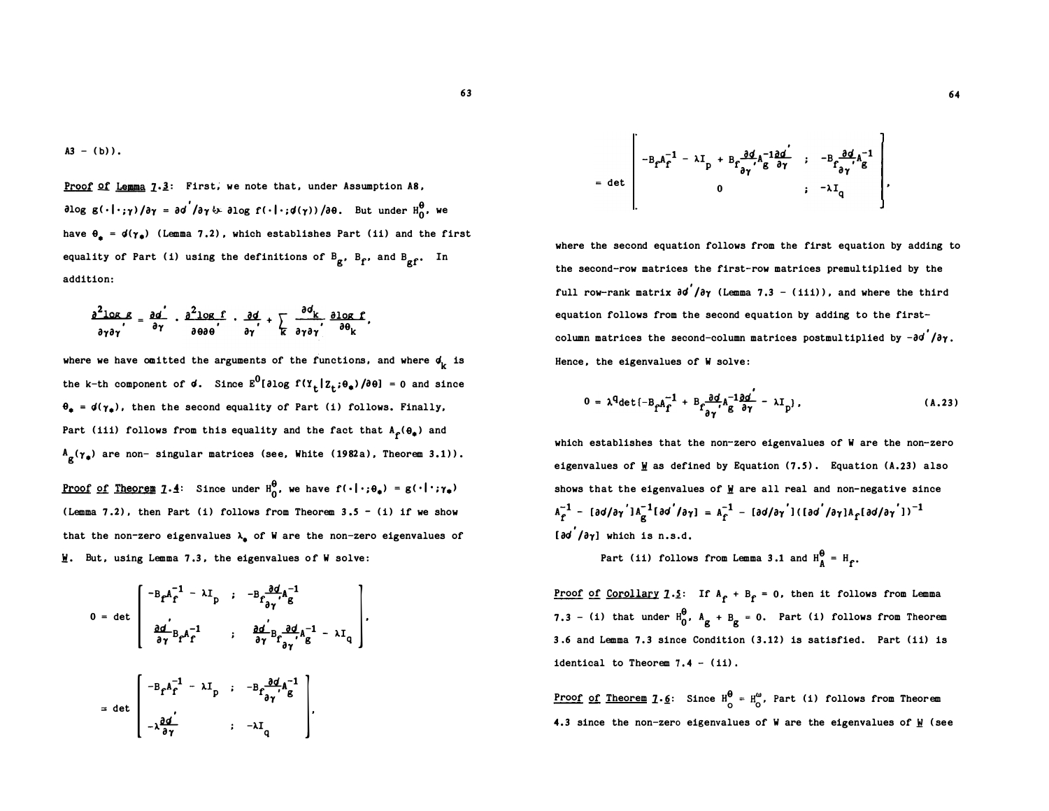A3 - (b)).

Proof of Lemma 7.3: First, we note that, under Assumption A8, $\partial \log g(\cdot|\cdot;\gamma)/\partial\gamma = \partial\mathscr{d}'/\partial\gamma \cdot \partial \log f(\cdot|\cdot;\mathscr{d}(\gamma))/\partial\theta$. But under $H_0^\theta$, we have $\theta_* = \mathscr{d}(\gamma_*)$ (Lemma 7.2), which establishes Part (ii) and the first equality of Part (i) using the definitions of $B_g$, $B_f$, and $B_{gf}$. In addition:

$$\frac{\partial^2 \log g}{\partial\gamma\partial\gamma'} = \frac{\partial\mathscr{d}'}{\partial\gamma} \cdot \frac{\partial^2 \log f}{\partial\theta\partial\theta'} \cdot \frac{\partial\mathscr{d}}{\partial\gamma'} + \sum_k \frac{\partial\mathscr{d}_k}{\partial\gamma\partial\gamma'} \frac{\partial \log f}{\partial\theta_k},$$

where we have omitted the arguments of the functions, and where $\mathscr{d}_k$ is the k-th component of $\mathscr{d}$. Since $E^0[\partial \log f(Y_t|Z_t;\theta_*)/\partial\theta] = 0$ and since $\theta_* = \mathscr{d}(\gamma_*)$, then the second equality of Part (i) follows. Finally, Part (iii) follows from this equality and the fact that $A_f(\theta_*)$ and $A_g(\gamma_*)$ are non- singular matrices (see, White (1982a), Theorem 3.1)).

Proof of Theorem 7.4: Since under $H_0^\theta$, we have $f(\cdot|\cdot;\theta_*) = g(\cdot|\cdot;\gamma_*)$ (Lemma 7.2), then Part (i) follows from Theorem 3.5 - (i) if we show that the non-zero eigenvalues $\lambda_*$ of W are the non-zero eigenvalues of $\underline{W}$. But, using Lemma 7.3, the eigenvalues of W solve:

$$0 = \det \begin{bmatrix} -B_f A_f^{-1} - \lambda I_p & ; & -B_f \frac{\partial\mathscr{d}}{\partial\gamma'} A_g^{-1} \\ \frac{\partial\mathscr{d}'}{\partial\gamma} B_f A_f^{-1} & ; & \frac{\partial\mathscr{d}'}{\partial\gamma} B_f \frac{\partial\mathscr{d}}{\partial\gamma'} A_g^{-1} - \lambda I_q \end{bmatrix},$$

$$= \det \begin{bmatrix} -B_f A_f^{-1} - \lambda I_p & ; & -B_f \frac{\partial\mathscr{d}}{\partial\gamma'} A_g^{-1} \\ -\lambda \frac{\partial\mathscr{d}'}{\partial\gamma} & ; & -\lambda I_q \end{bmatrix},$$

$$= \det \begin{bmatrix} -B_f A_f^{-1} - \lambda I_p + B_f \frac{\partial\mathscr{d}}{\partial\gamma'} A_g^{-1} \frac{\partial\mathscr{d}'}{\partial\gamma} & ; & -B_f \frac{\partial\mathscr{d}}{\partial\gamma'} A_g^{-1} \\ 0 & ; & -\lambda I_q \end{bmatrix},$$

where the second equation follows from the first equation by adding to the second-row matrices the first-row matrices premultiplied by the full row-rank matrix $\partial\mathscr{d}'/\partial\gamma$ (Lemma 7.3 - (iii)), and where the third equation follows from the second equation by adding to the first-column matrices the second-column matrices postmultiplied by $-\partial\mathscr{d}'/\partial\gamma$. Hence, the eigenvalues of W solve:

$$0 = \lambda^q \det\{-B_f A_f^{-1} + B_f \frac{\partial\mathscr{d}}{\partial\gamma'} A_g^{-1} \frac{\partial\mathscr{d}'}{\partial\gamma} - \lambda I_p\}, \tag{A.23}$$

which establishes that the non-zero eigenvalues of W are the non-zero eigenvalues of $\underline{W}$ as defined by Equation (7.5). Equation (A.23) also shows that the eigenvalues of $\underline{W}$ are all real and non-negative since $A_f^{-1} - [\partial\mathscr{d}/\partial\gamma']A_g^{-1}[\partial\mathscr{d}'/\partial\gamma] = A_f^{-1} - [\partial\mathscr{d}/\partial\gamma']([\partial\mathscr{d}'/\partial\gamma]A_f[\partial\mathscr{d}/\partial\gamma'])^{-1}[\partial\mathscr{d}'/\partial\gamma]$ which is n.s.d.

Part (ii) follows from Lemma 3.1 and $H_A^\theta = H_f$.

Proof of Corollary 7.5: If $A_f + B_f = 0$, then it follows from Lemma 7.3 - (i) that under $H_0^\theta$, $A_g + B_g = 0$. Part (i) follows from Theorem 3.6 and Lemma 7.3 since Condition (3.12) is satisfied. Part (ii) is identical to Theorem 7.4 - (ii).

Proof of Theorem 7.6: Since $H_0^\theta = H_0^\omega$, Part (i) follows from Theorem 4.3 since the non-zero eigenvalues of W are the eigenvalues of $\underline{W}$ (see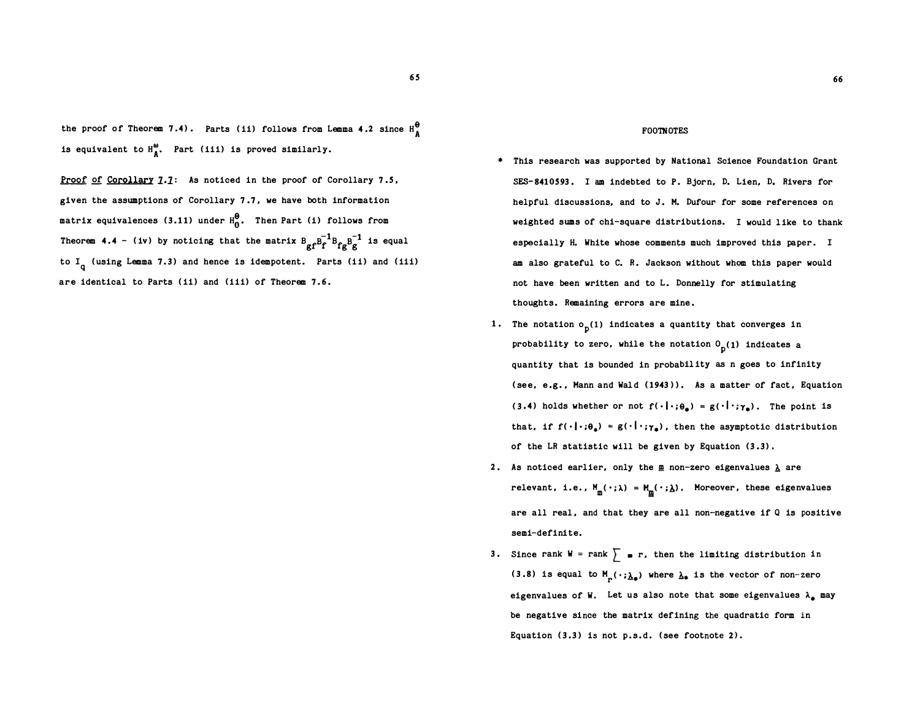the proof of Theorem 7.4). Parts (ii) follows from Lemma 4.2 since $H_A^{\theta}$ is equivalent to $H_A^{\omega}$. Part (iii) is proved similarly.

Proof of Corollary 7.7: As noticed in the proof of Corollary 7.5, given the assumptions of Corollary 7.7, we have both information matrix equivalences (3.11) under $H_0^{\theta}$. Then Part (i) follows from Theorem 4.4 - (iv) by noticing that the matrix $B_{gf}B_f^{-1}B_{fg}B_g^{-1}$ is equal to $I_q$ (using Lemma 7.3) and hence is idempotent. Parts (ii) and (iii) are identical to Parts (ii) and (iii) of Theorem 7.6.

## FOOTNOTES

\* This research was supported by National Science Foundation Grant SES-8410593. I am indebted to P. Bjorn, D. Lien, D. Rivers for helpful discussions, and to J. M. Dufour for some references on weighted sums of chi-square distributions. I would like to thank especially H. White whose comments much improved this paper. I am also grateful to C. R. Jackson without whom this paper would not have been written and to L. Donnelly for stimulating thoughts. Remaining errors are mine.

1. The notation $o_p(1)$ indicates a quantity that converges in probability to zero, while the notation $O_p(1)$ indicates a quantity that is bounded in probability as n goes to infinity (see, e.g., Mann and Wald (1943)). As a matter of fact, Equation (3.4) holds whether or not $f(\cdot|\cdot;\theta_*) = g(\cdot|\cdot;\gamma_*)$. The point is that, if $f(\cdot|\cdot;\theta_*) = g(\cdot|\cdot;\gamma_*)$, then the asymptotic distribution of the LR statistic will be given by Equation (3.3).

2. As noticed earlier, only the $\underline{m}$ non-zero eigenvalues $\underline{\lambda}$ are relevant, i.e., $M_m(\cdot;\lambda) = M_{\underline{m}}(\cdot;\underline{\lambda})$. Moreover, these eigenvalues are all real, and that they are all non-negative if Q is positive semi-definite.

3. Since rank W = rank $\sum$ = r, then the limiting distribution in (3.8) is equal to $M_r(\cdot;\underline{\lambda}_*)$ where $\underline{\lambda}_*$ is the vector of non-zero eigenvalues of W. Let us also note that some eigenvalues $\lambda_*$ may be negative since the matrix defining the quadratic form in Equation (3.3) is not p.s.d. (see footnote 2).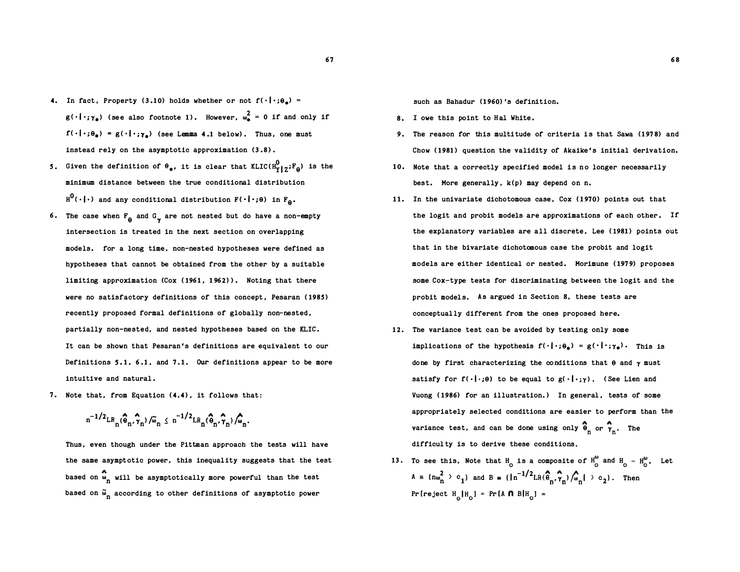4. In fact, Property (3.10) holds whether or not $f(\cdot|\cdot;\theta_*) = g(\cdot|\cdot;\gamma_*)$ (see also footnote 1). However, $\omega_*^2 = 0$ if and only if $f(\cdot|\cdot;\theta_*) = g(\cdot|\cdot;\gamma_*)$ (see Lemma 4.1 below). Thus, one must instead rely on the asymptotic approximation (3.8).

5. Given the definition of $\theta_*$, it is clear that $\text{KLIC}(H^0_{Y|Z};F_\theta)$ is the minimum distance between the true conditional distribution $H^0(\cdot|\cdot)$ and any conditional distribution $F(\cdot|\cdot;\theta)$ in $F_\theta$.

6. The case when $F_\theta$ and $G_\gamma$ are not nested but do have a non-empty intersection is treated in the next section on overlapping models. for a long time, non-nested hypotheses were defined as hypotheses that cannot be obtained from the other by a suitable limiting approximation (Cox (1961, 1962)). Noting that there were no satisfactory definitions of this concept, Pesaran (1985) recently proposed formal definitions of globally non-nested, partially non-nested, and nested hypotheses based on the KLIC. It can be shown that Pesaran's definitions are equivalent to our Definitions 5.1, 6.1, and 7.1. Our definitions appear to be more intuitive and natural.

7. Note that, from Equation (4.4), it follows that:

$$n^{-1/2}LR_n(\hat{\theta}_n,\hat{\gamma}_n)/\tilde{\omega}_n \le n^{-1/2}LR_n(\hat{\theta}_n,\hat{\gamma}_n)/\hat{\omega}_n.$$

Thus, even though under the Pittman approach the tests will have the same asymptotic power, this inequality suggests that the test based on $\hat{\omega}_n$ will be asymptotically more powerful than the test based on $\tilde{\omega}_n$ according to other definitions of asymptotic power such as Bahadur (1960)'s definition.

8. I owe this point to Hal White.

9. The reason for this multitude of criteria is that Sawa (1978) and Chow (1981) question the validity of Akaike's initial derivation.

10. Note that a correctly specified model is no longer necessarily best. More generally, $k(p)$ may depend on $n$.

11. In the univariate dichotomous case, Cox (1970) points out that the logit and probit models are approximations of each other. If the explanatory variables are all discrete, Lee (1981) points out that in the bivariate dichotomous case the probit and logit models are either identical or nested. Morimune (1979) proposes some Cox-type tests for discriminating between the logit and the probit models. As argued in Section 8, these tests are conceptually different from the ones proposed here.

12. The variance test can be avoided by testing only some implications of the hypothesis $f(\cdot|\cdot;\theta_*) = g(\cdot|\cdot;\gamma_*)$. This is done by first characterizing the conditions that $\theta$ and $\gamma$ must satisfy for $f(\cdot|\cdot;\theta)$ to be equal to $g(\cdot|\cdot;\gamma)$. (See Lien and Vuong (1986) for an illustration.) In general, tests of some appropriately selected conditions are easier to perform than the variance test, and can be done using only $\hat{\theta}_n$ or $\hat{\gamma}_n$. The difficulty is to derive these conditions.

13. To see this, Note that $H_o$ is a composite of $H_o^\omega$ and $H_o - H_o^\omega$. Let $A \equiv \{n\omega_n^2 > c_1\}$ and $B \equiv \{|n^{-1/2}LR(\hat{\theta}_n,\hat{\gamma}_n)/\hat{\omega}_n| > c_2\}$. Then $\Pr[\text{reject } H_o|H_o] = \Pr[A \cap B|H_o] =$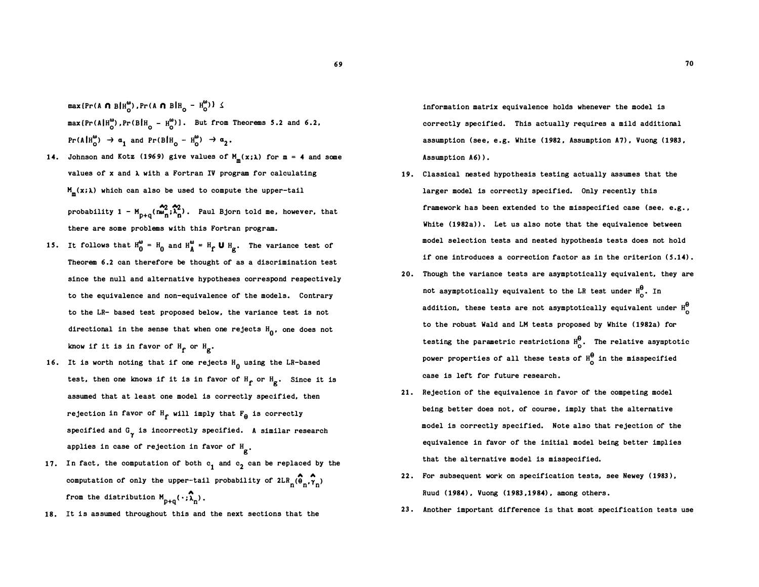$\max\{\Pr(A \cap B|H_o^{\omega}), \Pr(A \cap B|H_o - H_o^{\omega})\} \leq$
$\max\{\Pr(A|H_o^{\omega}), \Pr(B|H_o - H_o^{\omega})\}$. But from Theorems 5.2 and 6.2, $\Pr(A|H_o^{\omega}) \to \alpha_1$ and $\Pr(B|H_o - H_o^{\omega}) \to \alpha_2$.

14. Johnson and Kotz (1969) give values of $M_m(x;\lambda)$ for $m = 4$ and some values of $x$ and $\lambda$ with a Fortran IV program for calculating $M_m(x;\lambda)$ which can also be used to compute the upper-tail probability $1 - M_{p+q}(n\hat{\omega}_n^2;\hat{\lambda}_n^2)$. Paul Bjorn told me, however, that there are some problems with this Fortran program.

15. It follows that $H_0^{\omega} = H_0$ and $H_A^{\omega} = H_f \cup H_g$. The variance test of Theorem 6.2 can therefore be thought of as a discrimination test since the null and alternative hypotheses correspond respectively to the equivalence and non-equivalence of the models. Contrary to the LR- based test proposed below, the variance test is not directional in the sense that when one rejects $H_0$, one does not know if it is in favor of $H_f$ or $H_g$.

16. It is worth noting that if one rejects $H_0$ using the LR-based test, then one knows if it is in favor of $H_f$ or $H_g$. Since it is assumed that at least one model is correctly specified, then rejection in favor of $H_f$ will imply that $F_\theta$ is correctly specified and $G_\gamma$ is incorrectly specified. A similar research applies in case of rejection in favor of $H_g$.

17. In fact, the computation of both $c_1$ and $c_2$ can be replaced by the computation of only the upper-tail probability of $2LR_n(\hat{\theta}_n, \hat{\gamma}_n)$ from the distribution $M_{p+q}(\cdot;\hat{\lambda}_n)$.

18. It is assumed throughout this and the next sections that the information matrix equivalence holds whenever the model is correctly specified. This actually requires a mild additional assumption (see, e.g. White (1982, Assumption A7), Vuong (1983, Assumption A6)).

19. Classical nested hypothesis testing actually assumes that the larger model is correctly specified. Only recently this framework has been extended to the misspecified case (see, e.g., White (1982a)). Let us also note that the equivalence between model selection tests and nested hypothesis tests does not hold if one introduces a correction factor as in the criterion (5.14).

20. Though the variance tests are asymptotically equivalent, they are not asymptotically equivalent to the LR test under $H_o^{\theta}$. In addition, these tests are not asymptotically equivalent under $H_o^{\theta}$ to the robust Wald and LM tests proposed by White (1982a) for testing the parametric restrictions $H_o^{\theta}$. The relative asymptotic power properties of all these tests of $H_o^{\theta}$ in the misspecified case is left for future research.

21. Rejection of the equivalence in favor of the competing model being better does not, of course, imply that the alternative model is correctly specified. Note also that rejection of the equivalence in favor of the initial model being better implies that the alternative model is misspecified.

22. For subsequent work on specification tests, see Newey (1983), Ruud (1984), Vuong (1983,1984), among others.

23. Another important difference is that most specification tests use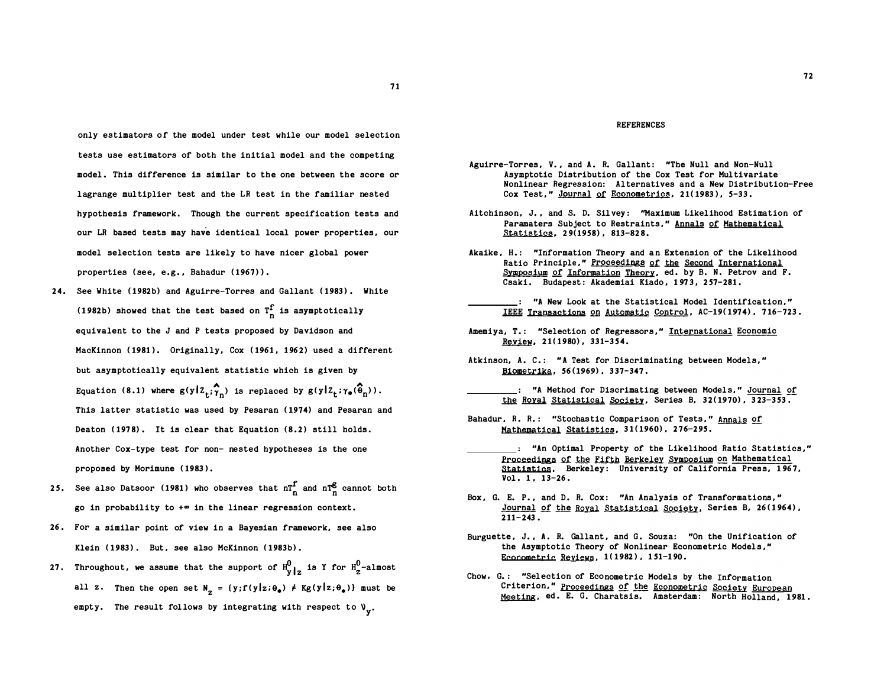only estimators of the model under test while our model selection tests use estimators of both the initial model and the competing model. This difference is similar to the one between the score or lagrange multiplier test and the LR test in the familiar nested hypothesis framework. Though the current specification tests and our LR based tests may have identical local power properties, our model selection tests are likely to have nicer global power properties (see, e.g., Bahadur (1967)).

24. See White (1982b) and Aguirre-Torres and Gallant (1983). White (1982b) showed that the test based on $T_n^f$ is asymptotically equivalent to the J and P tests proposed by Davidson and MacKinnon (1981). Originally, Cox (1961, 1962) used a different but asymptotically equivalent statistic which is given by Equation (8.1) where $g(y|Z_t;\hat{\gamma}_n)$ is replaced by $g(y|Z_t;\gamma_*(\hat{\theta}_n))$. This latter statistic was used by Pesaran (1974) and Pesaran and Deaton (1978). It is clear that Equation (8.2) still holds. Another Cox-type test for non- nested hypotheses is the one proposed by Morimune (1983).

25. See also Datsoor (1981) who observes that $nT_n^f$ and $nT_n^g$ cannot both go in probability to $+\infty$ in the linear regression context.

26. For a similar point of view in a Bayesian framework, see also Klein (1983). But, see also McKinnon (1983b).

27. Throughout, we assume that the support of $H^0_{y|z}$ is Y for $H^0_z$-almost all z. Then the open set $N_z = \{y;f(y|z;\theta_*) \neq Kg(y|z;\theta_*)\}$ must be empty. The result follows by integrating with respect to $\nu_y$.

## REFERENCES

Aguirre-Torres, V., and A. R. Gallant: "The Null and Non-Null Asymptotic Distribution of the Cox Test for Multivariate Nonlinear Regression: Alternatives and a New Distribution-Free Cox Test," Journal of Econometrics, 21(1983), 5-33.

Aitchinson, J., and S. D. Silvey: "Maximum Likelihood Estimation of Paramaters Subject to Restraints," Annals of Mathematical Statistics, 29(1958), 813-828.

Akaike, H.: "Information Theory and an Extension of the Likelihood Ratio Principle," Proceedings of the Second International Symposium of Information Theory, ed. by B. N. Petrov and F. Csaki. Budapest: Akademiai Kiado, 1973, 257-281.

__________: "A New Look at the Statistical Model Identification," IEEE Transactions on Automatic Control, AC-19(1974), 716-723.

Amemiya, T.: "Selection of Regressors," International Economic Review, 21(1980), 331-354.

Atkinson, A. C.: "A Test for Discriminating between Models," Biometrika, 56(1969), 337-347.

__________: "A Method for Discrimating between Models," Journal of the Royal Statistical Society, Series B, 32(1970), 323-353.

Bahadur, R. R.: "Stochastic Comparison of Tests," Annals of Mathematical Statistics, 31(1960), 276-295.

__________: "An Optimal Property of the Likelihood Ratio Statistics," Proceedings of the Fifth Berkeley Symposium on Mathematical Statistics. Berkeley: University of California Press, 1967, Vol. 1, 13-26.

Box, G. E. P., and D. R. Cox: "An Analysis of Transformations," Journal of the Royal Statistical Society, Series B, 26(1964), 211-243.

Burguette, J., A. R. Gallant, and G. Souza: "On the Unification of the Asymptotic Theory of Nonlinear Econometric Models," Econometric Reviews, 1(1982), 151-190.

Chow, G.: "Selection of Econometric Models by the Information Criterion," Proceedings of the Econometric Society European Meeting, ed. E. G. Charatsis. Amsterdam: North Holland, 1981.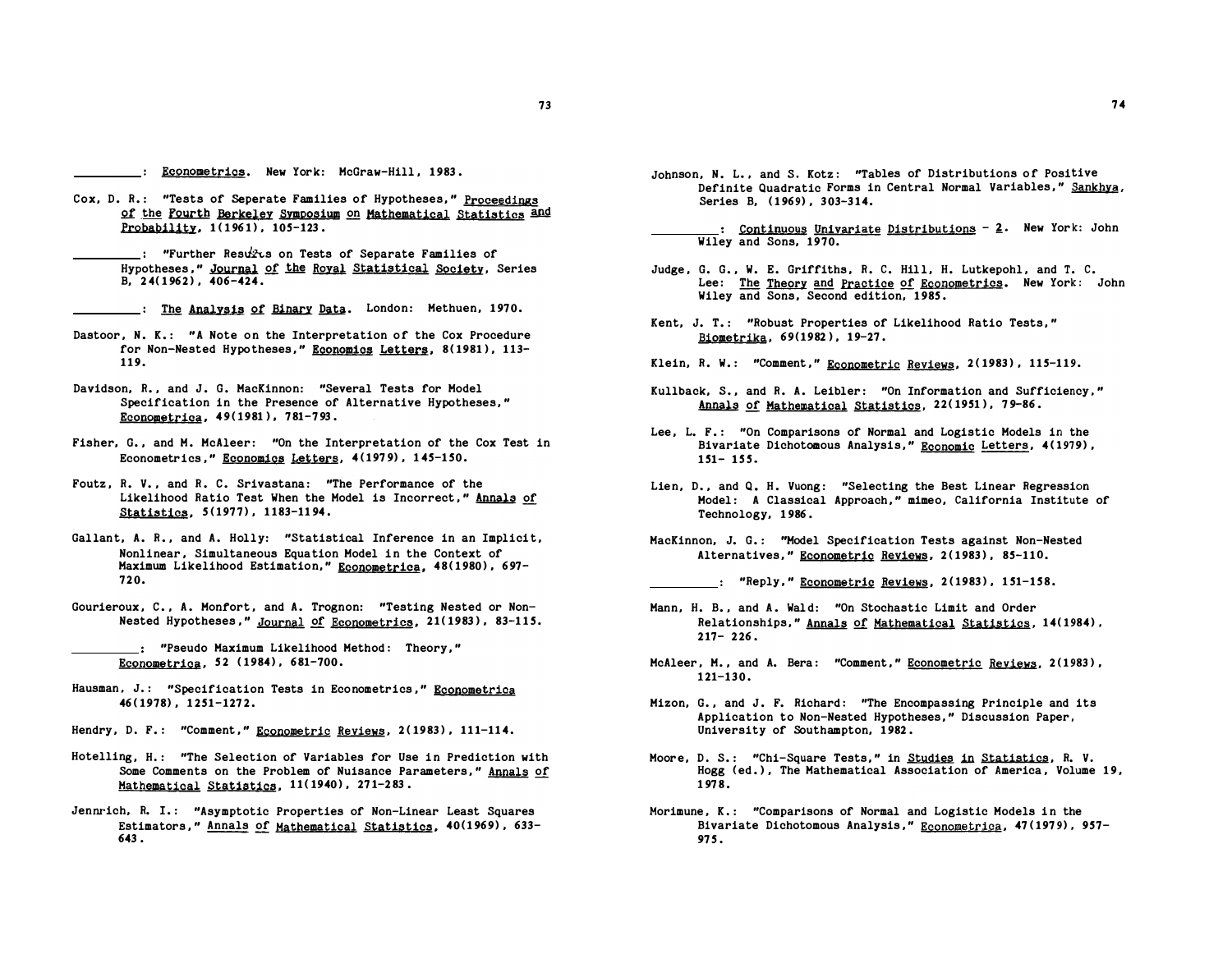_________: *Econometrics*. New York: McGraw-Hill, 1983.

Cox, D. R.: "Tests of Seperate Families of Hypotheses," *Proceedings of the Fourth Berkeley Symposium on Mathematical Statistics and Probability*, 1(1961), 105-123.

_________: "Further Results on Tests of Separate Families of Hypotheses," *Journal of the Royal Statistical Society*, Series B, 24(1962), 406-424.

_________: *The Analysis of Binary Data*. London: Methuen, 1970.

Dastoor, N. K.: "A Note on the Interpretation of the Cox Procedure for Non-Nested Hypotheses," *Economics Letters*, 8(1981), 113-119.

Davidson, R., and J. G. MacKinnon: "Several Tests for Model Specification in the Presence of Alternative Hypotheses," *Econometrica*, 49(1981), 781-793.

Fisher, G., and M. McAleer: "On the Interpretation of the Cox Test in Econometrics," *Economics Letters*, 4(1979), 145-150.

Foutz, R. V., and R. C. Srivastana: "The Performance of the Likelihood Ratio Test When the Model is Incorrect," *Annals of Statistics*, 5(1977), 1183-1194.

Gallant, A. R., and A. Holly: "Statistical Inference in an Implicit, Nonlinear, Simultaneous Equation Model in the Context of Maximum Likelihood Estimation," *Econometrica*, 48(1980), 697-720.

Gourieroux, C., A. Monfort, and A. Trognon: "Testing Nested or Non-Nested Hypotheses," *Journal of Econometrics*, 21(1983), 83-115.

_________: "Pseudo Maximum Likelihood Method: Theory," *Econometrica*, 52 (1984), 681-700.

Hausman, J.: "Specification Tests in Econometrics," *Econometrica* 46(1978), 1251-1272.

Hendry, D. F.: "Comment," *Econometric Reviews*, 2(1983), 111-114.

Hotelling, H.: "The Selection of Variables for Use in Prediction with Some Comments on the Problem of Nuisance Parameters," *Annals of Mathematical Statistics*, 11(1940), 271-283.

Jennrich, R. I.: "Asymptotic Properties of Non-Linear Least Squares Estimators," *Annals of Mathematical Statistics*, 40(1969), 633-643.

Johnson, N. L., and S. Kotz: "Tables of Distributions of Positive Definite Quadratic Forms in Central Normal Variables," *Sankhya*, Series B, (1969), 303-314.

_________: *Continuous Univariate Distributions - 2*. New York: John Wiley and Sons, 1970.

Judge, G. G., W. E. Griffiths, R. C. Hill, H. Lutkepohl, and T. C. Lee: *The Theory and Practice of Econometrics*. New York: John Wiley and Sons, Second edition, 1985.

Kent, J. T.: "Robust Properties of Likelihood Ratio Tests," *Biometrika*, 69(1982), 19-27.

Klein, R. W.: "Comment," *Econometric Reviews*, 2(1983), 115-119.

Kullback, S., and R. A. Leibler: "On Information and Sufficiency," *Annals of Mathematical Statistics*, 22(1951), 79-86.

Lee, L. F.: "On Comparisons of Normal and Logistic Models in the Bivariate Dichotomous Analysis," *Economic Letters*, 4(1979), 151- 155.

Lien, D., and Q. H. Vuong: "Selecting the Best Linear Regression Model: A Classical Approach," mimeo, California Institute of Technology, 1986.

MacKinnon, J. G.: "Model Specification Tests against Non-Nested Alternatives," *Econometric Reviews*, 2(1983), 85-110.

_________: "Reply," *Econometric Reviews*, 2(1983), 151-158.

Mann, H. B., and A. Wald: "On Stochastic Limit and Order Relationships," *Annals of Mathematical Statistics*, 14(1984), 217- 226.

McAleer, M., and A. Bera: "Comment," *Econometric Reviews*, 2(1983), 121-130.

Mizon, G., and J. F. Richard: "The Encompassing Principle and its Application to Non-Nested Hypotheses," Discussion Paper, University of Southampton, 1982.

Moore, D. S.: "Chi-Square Tests," in *Studies in Statistics*, R. V. Hogg (ed.), The Mathematical Association of America, Volume 19, 1978.

Morimune, K.: "Comparisons of Normal and Logistic Models in the Bivariate Dichotomous Analysis," *Econometrica*, 47(1979), 957-975.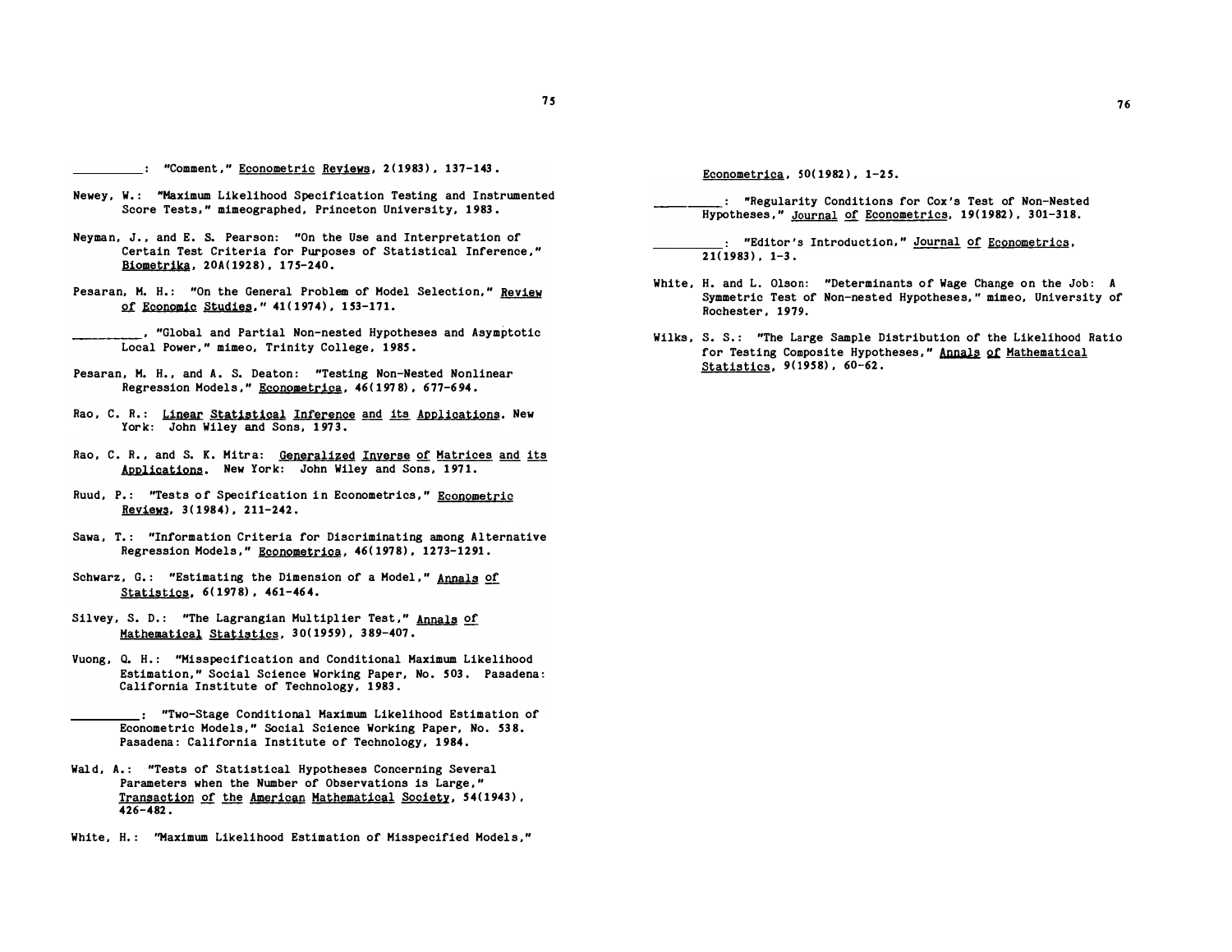__________: "Comment," Econometric Reviews, 2(1983), 137-143.

Newey, W.: "Maximum Likelihood Specification Testing and Instrumented Score Tests," mimeographed, Princeton University, 1983.

Neyman, J., and E. S. Pearson: "On the Use and Interpretation of Certain Test Criteria for Purposes of Statistical Inference," Biometrika, 20A(1928), 175-240.

Pesaran, M. H.: "On the General Problem of Model Selection," Review of Economic Studies," 41(1974), 153-171.

__________, "Global and Partial Non-nested Hypotheses and Asymptotic Local Power," mimeo, Trinity College, 1985.

Pesaran, M. H., and A. S. Deaton: "Testing Non-Nested Nonlinear Regression Models," Econometrica, 46(1978), 677-694.

Rao, C. R.: Linear Statistical Inference and its Applications. New York: John Wiley and Sons, 1973.

Rao, C. R., and S. K. Mitra: Generalized Inverse of Matrices and its Applications. New York: John Wiley and Sons, 1971.

Ruud, P.: "Tests of Specification in Econometrics," Econometric Reviews, 3(1984), 211-242.

Sawa, T.: "Information Criteria for Discriminating among Alternative Regression Models," Econometrica, 46(1978), 1273-1291.

Schwarz, G.: "Estimating the Dimension of a Model," Annals of Statistics, 6(1978), 461-464.

Silvey, S. D.: "The Lagrangian Multiplier Test," Annals of Mathematical Statistics, 30(1959), 389-407.

Vuong, Q. H.: "Misspecification and Conditional Maximum Likelihood Estimation," Social Science Working Paper, No. 503. Pasadena: California Institute of Technology, 1983.

__________: "Two-Stage Conditional Maximum Likelihood Estimation of Econometric Models," Social Science Working Paper, No. 538. Pasadena: California Institute of Technology, 1984.

Wald, A.: "Tests of Statistical Hypotheses Concerning Several Parameters when the Number of Observations is Large," Transaction of the American Mathematical Society, 54(1943), 426-482.

White, H.: "Maximum Likelihood Estimation of Misspecified Models," Econometrica, 50(1982), 1-25.

__________: "Regularity Conditions for Cox's Test of Non-Nested Hypotheses," Journal of Econometrics, 19(1982), 301-318.

__________: "Editor's Introduction," Journal of Econometrics, 21(1983), 1-3.

White, H. and L. Olson: "Determinants of Wage Change on the Job: A Symmetric Test of Non-nested Hypotheses," mimeo, University of Rochester, 1979.

Wilks, S. S.: "The Large Sample Distribution of the Likelihood Ratio for Testing Composite Hypotheses," Annals of Mathematical Statistics, 9(1958), 60-62.